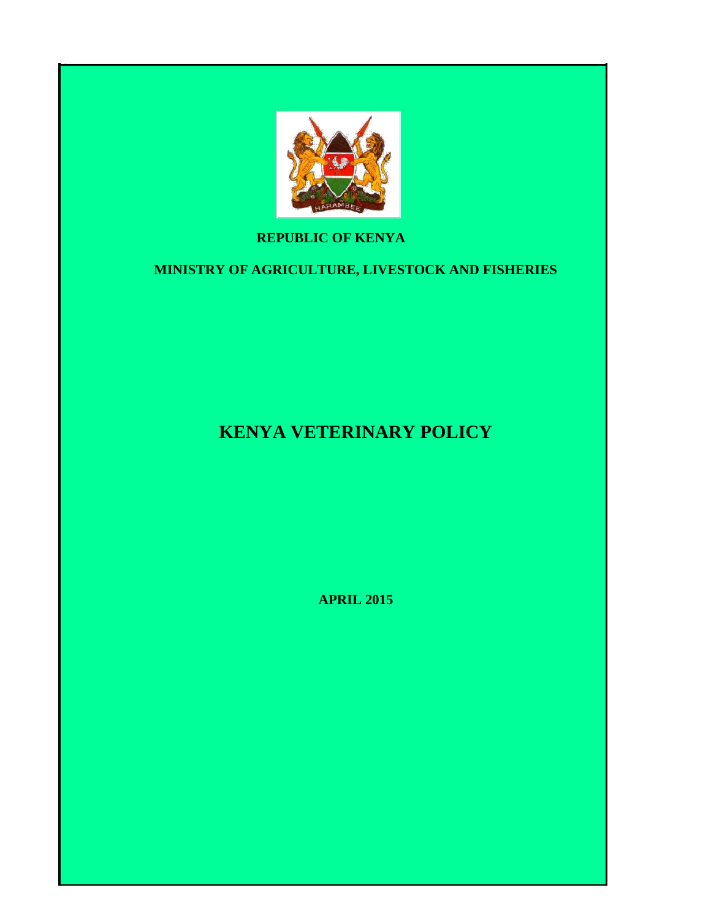**REPUBLIC OF KENYA**

**MINISTRY OF AGRICULTURE, LIVESTOCK AND FISHERIES**

# KENYA VETERINARY POLICY

**APRIL 2015**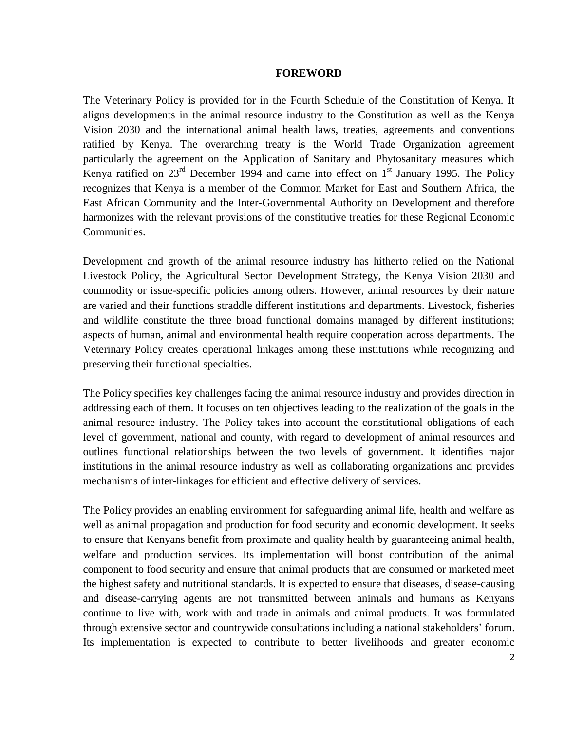# FOREWORD

The Veterinary Policy is provided for in the Fourth Schedule of the Constitution of Kenya. It aligns developments in the animal resource industry to the Constitution as well as the Kenya Vision 2030 and the international animal health laws, treaties, agreements and conventions ratified by Kenya. The overarching treaty is the World Trade Organization agreement particularly the agreement on the Application of Sanitary and Phytosanitary measures which Kenya ratified on 23rd December 1994 and came into effect on 1st January 1995. The Policy recognizes that Kenya is a member of the Common Market for East and Southern Africa, the East African Community and the Inter-Governmental Authority on Development and therefore harmonizes with the relevant provisions of the constitutive treaties for these Regional Economic Communities.

Development and growth of the animal resource industry has hitherto relied on the National Livestock Policy, the Agricultural Sector Development Strategy, the Kenya Vision 2030 and commodity or issue-specific policies among others. However, animal resources by their nature are varied and their functions straddle different institutions and departments. Livestock, fisheries and wildlife constitute the three broad functional domains managed by different institutions; aspects of human, animal and environmental health require cooperation across departments. The Veterinary Policy creates operational linkages among these institutions while recognizing and preserving their functional specialties.

The Policy specifies key challenges facing the animal resource industry and provides direction in addressing each of them. It focuses on ten objectives leading to the realization of the goals in the animal resource industry. The Policy takes into account the constitutional obligations of each level of government, national and county, with regard to development of animal resources and outlines functional relationships between the two levels of government. It identifies major institutions in the animal resource industry as well as collaborating organizations and provides mechanisms of inter-linkages for efficient and effective delivery of services.

The Policy provides an enabling environment for safeguarding animal life, health and welfare as well as animal propagation and production for food security and economic development. It seeks to ensure that Kenyans benefit from proximate and quality health by guaranteeing animal health, welfare and production services. Its implementation will boost contribution of the animal component to food security and ensure that animal products that are consumed or marketed meet the highest safety and nutritional standards. It is expected to ensure that diseases, disease-causing and disease-carrying agents are not transmitted between animals and humans as Kenyans continue to live with, work with and trade in animals and animal products. It was formulated through extensive sector and countrywide consultations including a national stakeholders' forum. Its implementation is expected to contribute to better livelihoods and greater economic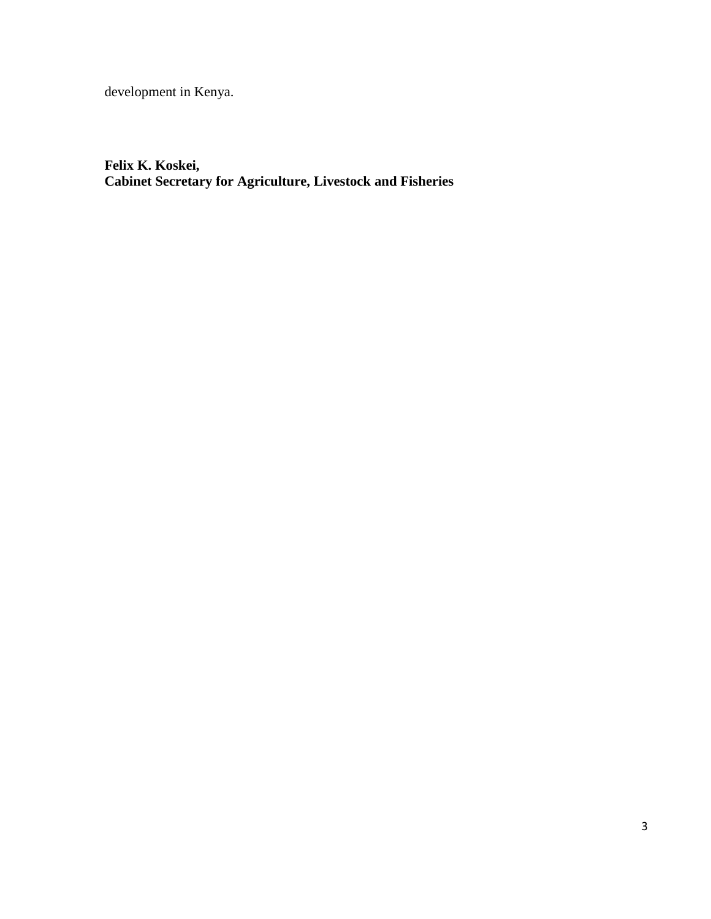development in Kenya.

**Felix K. Koskei,**  
**Cabinet Secretary for Agriculture, Livestock and Fisheries**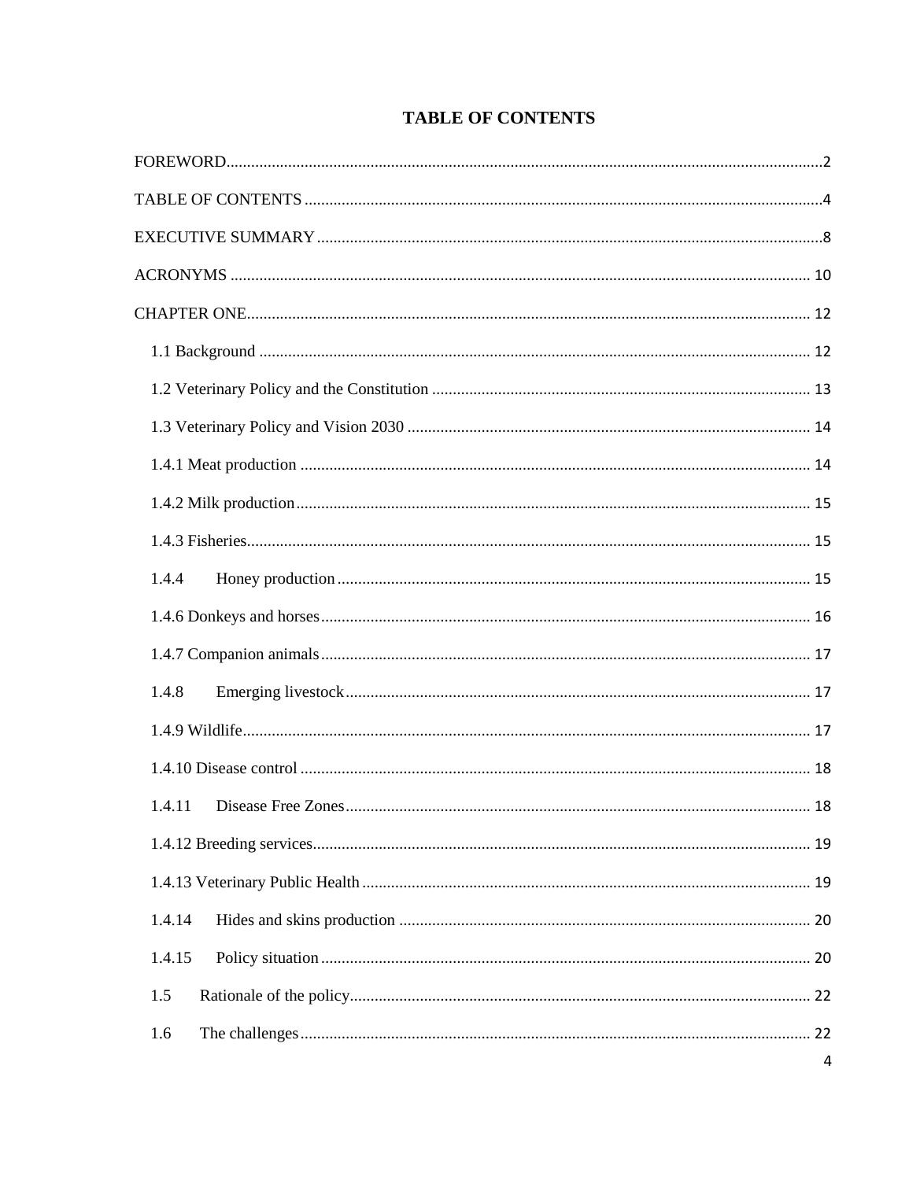# TABLE OF CONTENTS

FOREWORD....................................................................................................2

TABLE OF CONTENTS ....................................................................................4

EXECUTIVE SUMMARY ....................................................................................8

ACRONYMS .................................................................................................... 10

CHAPTER ONE................................................................................................ 12

1.1 Background ............................................................................................. 12

1.2 Veterinary Policy and the Constitution .................................................... 13

1.3 Veterinary Policy and Vision 2030 .......................................................... 14

1.4.1 Meat production ................................................................................... 14

1.4.2 Milk production..................................................................................... 15

1.4.3 Fisheries................................................................................................ 15

1.4.4 Honey production .................................................................................. 15

1.4.6 Donkeys and horses.............................................................................. 16

1.4.7 Companion animals .............................................................................. 17

1.4.8 Emerging livestock................................................................................ 17

1.4.9 Wildlife.................................................................................................. 17

1.4.10 Disease control .................................................................................... 18

1.4.11 Disease Free Zones.............................................................................. 18

1.4.12 Breeding services................................................................................. 19

1.4.13 Veterinary Public Health ..................................................................... 19

1.4.14 Hides and skins production ................................................................. 20

1.4.15 Policy situation .................................................................................... 20

1.5 Rationale of the policy................................................................................ 22

1.6 The challenges............................................................................................ 22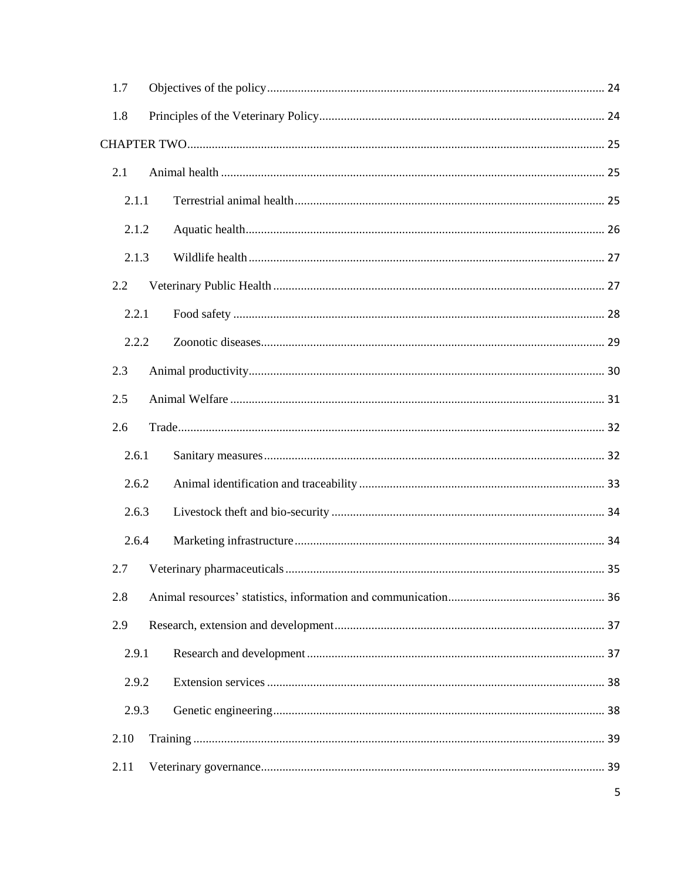1.7 Objectives of the policy ........ 24

1.8 Principles of the Veterinary Policy ........ 24

CHAPTER TWO ........ 25

2.1 Animal health ........ 25

2.1.1 Terrestrial animal health ........ 25

2.1.2 Aquatic health ........ 26

2.1.3 Wildlife health ........ 27

2.2 Veterinary Public Health ........ 27

2.2.1 Food safety ........ 28

2.2.2 Zoonotic diseases ........ 29

2.3 Animal productivity ........ 30

2.5 Animal Welfare ........ 31

2.6 Trade ........ 32

2.6.1 Sanitary measures ........ 32

2.6.2 Animal identification and traceability ........ 33

2.6.3 Livestock theft and bio-security ........ 34

2.6.4 Marketing infrastructure ........ 34

2.7 Veterinary pharmaceuticals ........ 35

2.8 Animal resources' statistics, information and communication ........ 36

2.9 Research, extension and development ........ 37

2.9.1 Research and development ........ 37

2.9.2 Extension services ........ 38

2.9.3 Genetic engineering ........ 38

2.10 Training ........ 39

2.11 Veterinary governance ........ 39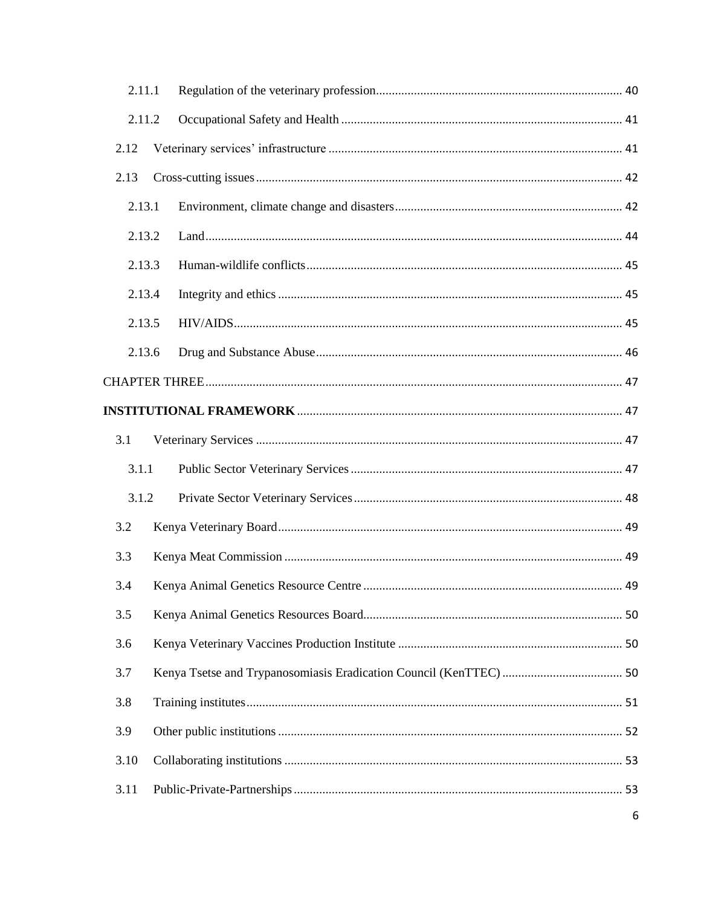2.11.1 Regulation of the veterinary profession ..... 40

2.11.2 Occupational Safety and Health ..... 41

2.12 Veterinary services' infrastructure ..... 41

2.13 Cross-cutting issues ..... 42

2.13.1 Environment, climate change and disasters ..... 42

2.13.2 Land ..... 44

2.13.3 Human-wildlife conflicts ..... 45

2.13.4 Integrity and ethics ..... 45

2.13.5 HIV/AIDS ..... 45

2.13.6 Drug and Substance Abuse ..... 46

CHAPTER THREE ..... 47

**INSTITUTIONAL FRAMEWORK** ..... 47

3.1 Veterinary Services ..... 47

3.1.1 Public Sector Veterinary Services ..... 47

3.1.2 Private Sector Veterinary Services ..... 48

3.2 Kenya Veterinary Board ..... 49

3.3 Kenya Meat Commission ..... 49

3.4 Kenya Animal Genetics Resource Centre ..... 49

3.5 Kenya Animal Genetics Resources Board ..... 50

3.6 Kenya Veterinary Vaccines Production Institute ..... 50

3.7 Kenya Tsetse and Trypanosomiasis Eradication Council (KenTTEC) ..... 50

3.8 Training institutes ..... 51

3.9 Other public institutions ..... 52

3.10 Collaborating institutions ..... 53

3.11 Public-Private-Partnerships ..... 53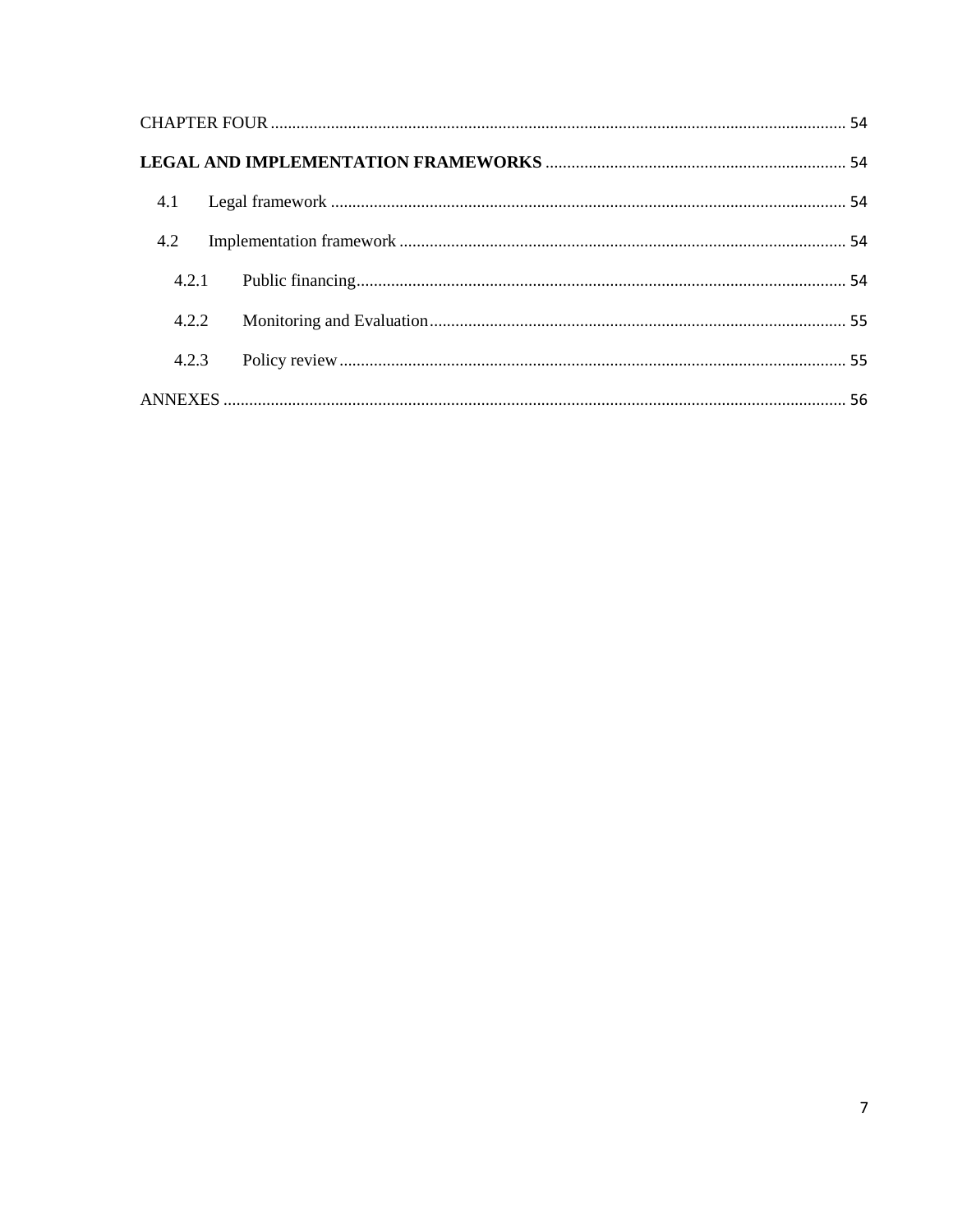CHAPTER FOUR ..................................................................................................................................... 54

**LEGAL AND IMPLEMENTATION FRAMEWORKS** ..................................................................... 54

4.1 Legal framework ........................................................................................................................ 54

4.2 Implementation framework ....................................................................................................... 54

4.2.1 Public financing.................................................................................................................. 54

4.2.2 Monitoring and Evaluation................................................................................................. 55

4.2.3 Policy review...................................................................................................................... 55

ANNEXES ................................................................................................................................................ 56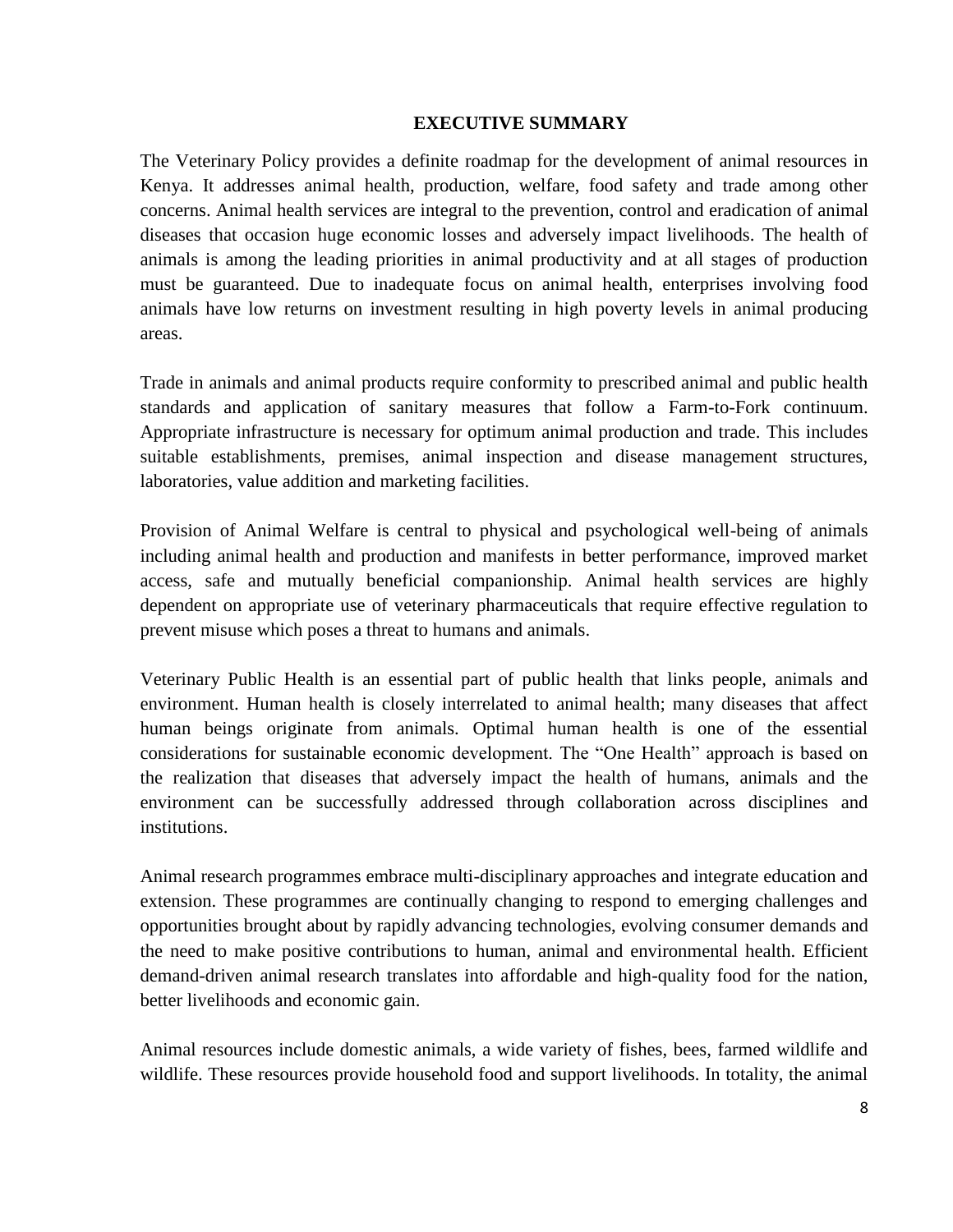## EXECUTIVE SUMMARY

The Veterinary Policy provides a definite roadmap for the development of animal resources in Kenya. It addresses animal health, production, welfare, food safety and trade among other concerns. Animal health services are integral to the prevention, control and eradication of animal diseases that occasion huge economic losses and adversely impact livelihoods. The health of animals is among the leading priorities in animal productivity and at all stages of production must be guaranteed. Due to inadequate focus on animal health, enterprises involving food animals have low returns on investment resulting in high poverty levels in animal producing areas.

Trade in animals and animal products require conformity to prescribed animal and public health standards and application of sanitary measures that follow a Farm-to-Fork continuum. Appropriate infrastructure is necessary for optimum animal production and trade. This includes suitable establishments, premises, animal inspection and disease management structures, laboratories, value addition and marketing facilities.

Provision of Animal Welfare is central to physical and psychological well-being of animals including animal health and production and manifests in better performance, improved market access, safe and mutually beneficial companionship. Animal health services are highly dependent on appropriate use of veterinary pharmaceuticals that require effective regulation to prevent misuse which poses a threat to humans and animals.

Veterinary Public Health is an essential part of public health that links people, animals and environment. Human health is closely interrelated to animal health; many diseases that affect human beings originate from animals. Optimal human health is one of the essential considerations for sustainable economic development. The "One Health" approach is based on the realization that diseases that adversely impact the health of humans, animals and the environment can be successfully addressed through collaboration across disciplines and institutions.

Animal research programmes embrace multi-disciplinary approaches and integrate education and extension. These programmes are continually changing to respond to emerging challenges and opportunities brought about by rapidly advancing technologies, evolving consumer demands and the need to make positive contributions to human, animal and environmental health. Efficient demand-driven animal research translates into affordable and high-quality food for the nation, better livelihoods and economic gain.

Animal resources include domestic animals, a wide variety of fishes, bees, farmed wildlife and wildlife. These resources provide household food and support livelihoods. In totality, the animal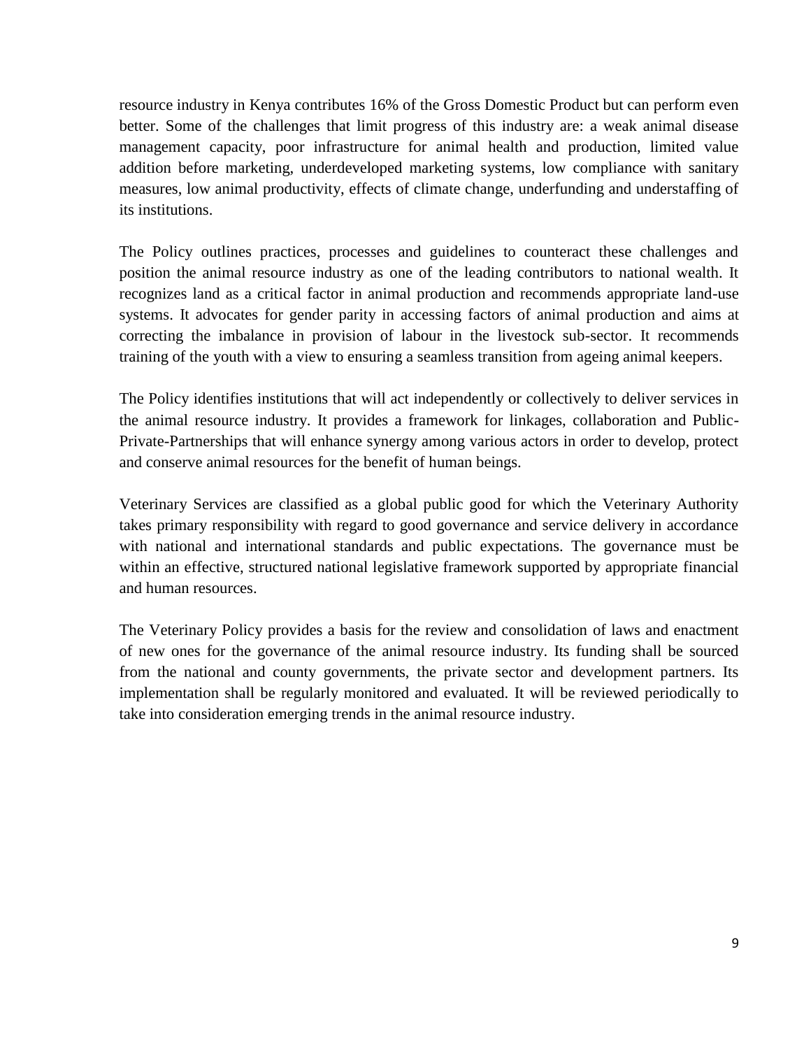resource industry in Kenya contributes 16% of the Gross Domestic Product but can perform even better. Some of the challenges that limit progress of this industry are: a weak animal disease management capacity, poor infrastructure for animal health and production, limited value addition before marketing, underdeveloped marketing systems, low compliance with sanitary measures, low animal productivity, effects of climate change, underfunding and understaffing of its institutions.

The Policy outlines practices, processes and guidelines to counteract these challenges and position the animal resource industry as one of the leading contributors to national wealth. It recognizes land as a critical factor in animal production and recommends appropriate land-use systems. It advocates for gender parity in accessing factors of animal production and aims at correcting the imbalance in provision of labour in the livestock sub-sector. It recommends training of the youth with a view to ensuring a seamless transition from ageing animal keepers.

The Policy identifies institutions that will act independently or collectively to deliver services in the animal resource industry. It provides a framework for linkages, collaboration and Public-Private-Partnerships that will enhance synergy among various actors in order to develop, protect and conserve animal resources for the benefit of human beings.

Veterinary Services are classified as a global public good for which the Veterinary Authority takes primary responsibility with regard to good governance and service delivery in accordance with national and international standards and public expectations. The governance must be within an effective, structured national legislative framework supported by appropriate financial and human resources.

The Veterinary Policy provides a basis for the review and consolidation of laws and enactment of new ones for the governance of the animal resource industry. Its funding shall be sourced from the national and county governments, the private sector and development partners. Its implementation shall be regularly monitored and evaluated. It will be reviewed periodically to take into consideration emerging trends in the animal resource industry.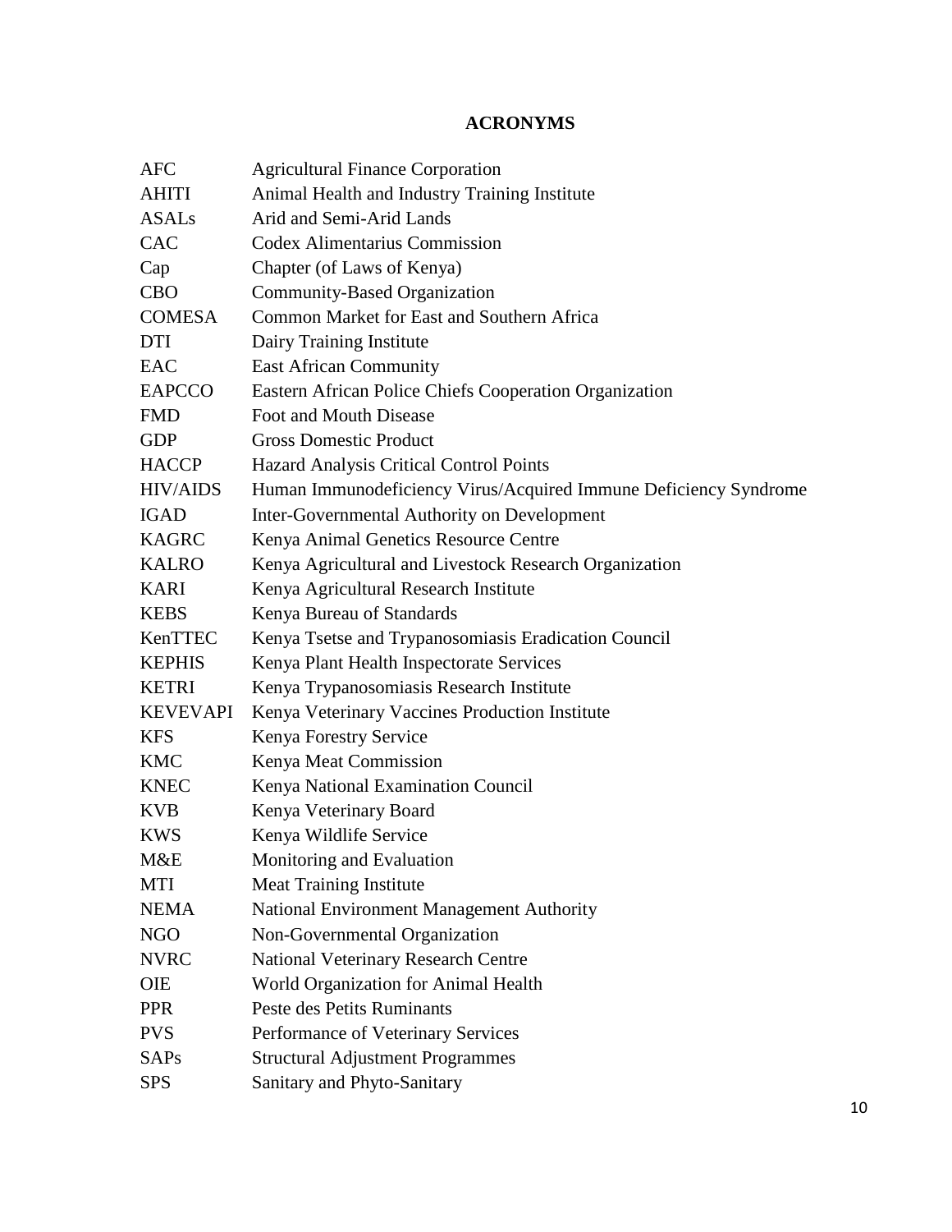# ACRONYMS

| | |
|---|---|
| AFC | Agricultural Finance Corporation |
| AHITI | Animal Health and Industry Training Institute |
| ASALs | Arid and Semi-Arid Lands |
| CAC | Codex Alimentarius Commission |
| Cap | Chapter (of Laws of Kenya) |
| CBO | Community-Based Organization |
| COMESA | Common Market for East and Southern Africa |
| DTI | Dairy Training Institute |
| EAC | East African Community |
| EAPCCO | Eastern African Police Chiefs Cooperation Organization |
| FMD | Foot and Mouth Disease |
| GDP | Gross Domestic Product |
| HACCP | Hazard Analysis Critical Control Points |
| HIV/AIDS | Human Immunodeficiency Virus/Acquired Immune Deficiency Syndrome |
| IGAD | Inter-Governmental Authority on Development |
| KAGRC | Kenya Animal Genetics Resource Centre |
| KALRO | Kenya Agricultural and Livestock Research Organization |
| KARI | Kenya Agricultural Research Institute |
| KEBS | Kenya Bureau of Standards |
| KenTTEC | Kenya Tsetse and Trypanosomiasis Eradication Council |
| KEPHIS | Kenya Plant Health Inspectorate Services |
| KETRI | Kenya Trypanosomiasis Research Institute |
| KEVEVAPI | Kenya Veterinary Vaccines Production Institute |
| KFS | Kenya Forestry Service |
| KMC | Kenya Meat Commission |
| KNEC | Kenya National Examination Council |
| KVB | Kenya Veterinary Board |
| KWS | Kenya Wildlife Service |
| M&E | Monitoring and Evaluation |
| MTI | Meat Training Institute |
| NEMA | National Environment Management Authority |
| NGO | Non-Governmental Organization |
| NVRC | National Veterinary Research Centre |
| OIE | World Organization for Animal Health |
| PPR | Peste des Petits Ruminants |
| PVS | Performance of Veterinary Services |
| SAPs | Structural Adjustment Programmes |
| SPS | Sanitary and Phyto-Sanitary |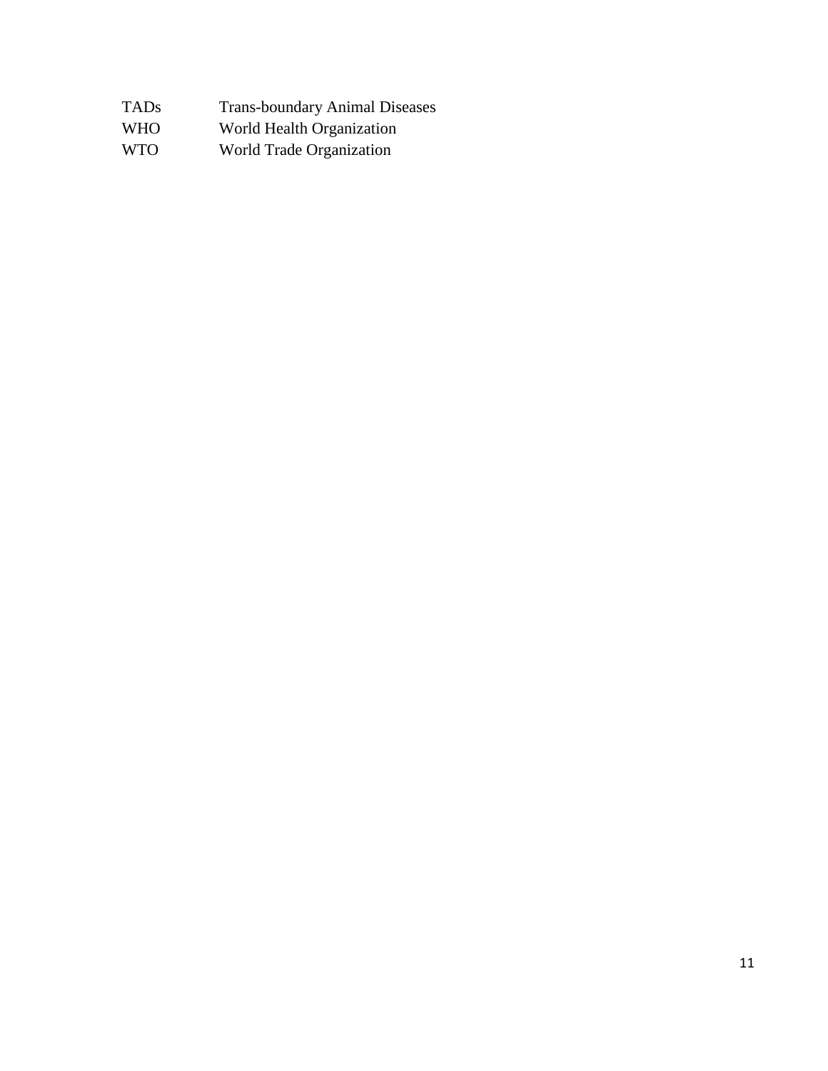| | |
|---|---|
| TADs | Trans-boundary Animal Diseases |
| WHO | World Health Organization |
| WTO | World Trade Organization |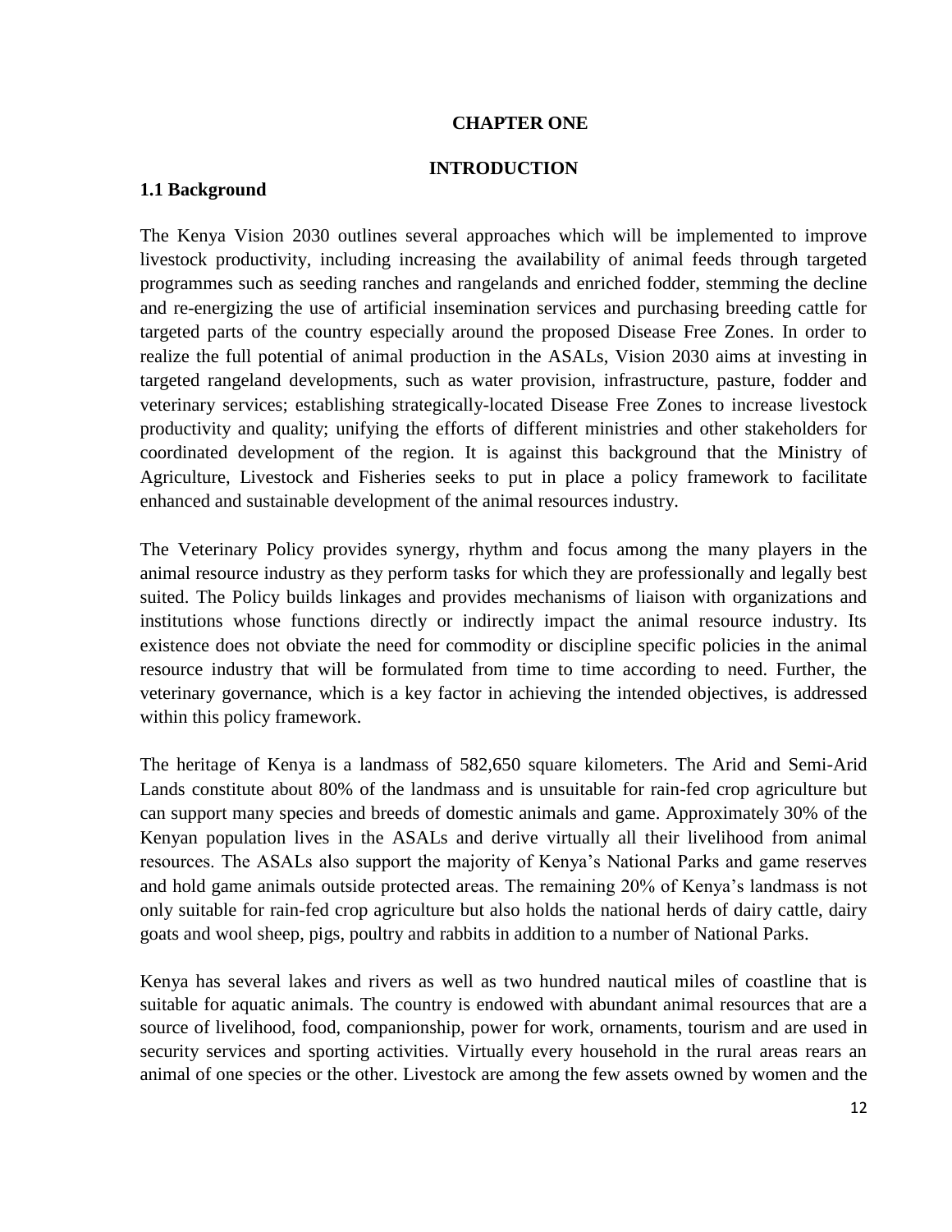# CHAPTER ONE

## INTRODUCTION

### 1.1 Background

The Kenya Vision 2030 outlines several approaches which will be implemented to improve livestock productivity, including increasing the availability of animal feeds through targeted programmes such as seeding ranches and rangelands and enriched fodder, stemming the decline and re-energizing the use of artificial insemination services and purchasing breeding cattle for targeted parts of the country especially around the proposed Disease Free Zones. In order to realize the full potential of animal production in the ASALs, Vision 2030 aims at investing in targeted rangeland developments, such as water provision, infrastructure, pasture, fodder and veterinary services; establishing strategically-located Disease Free Zones to increase livestock productivity and quality; unifying the efforts of different ministries and other stakeholders for coordinated development of the region. It is against this background that the Ministry of Agriculture, Livestock and Fisheries seeks to put in place a policy framework to facilitate enhanced and sustainable development of the animal resources industry.

The Veterinary Policy provides synergy, rhythm and focus among the many players in the animal resource industry as they perform tasks for which they are professionally and legally best suited. The Policy builds linkages and provides mechanisms of liaison with organizations and institutions whose functions directly or indirectly impact the animal resource industry. Its existence does not obviate the need for commodity or discipline specific policies in the animal resource industry that will be formulated from time to time according to need. Further, the veterinary governance, which is a key factor in achieving the intended objectives, is addressed within this policy framework.

The heritage of Kenya is a landmass of 582,650 square kilometers. The Arid and Semi-Arid Lands constitute about 80% of the landmass and is unsuitable for rain-fed crop agriculture but can support many species and breeds of domestic animals and game. Approximately 30% of the Kenyan population lives in the ASALs and derive virtually all their livelihood from animal resources. The ASALs also support the majority of Kenya's National Parks and game reserves and hold game animals outside protected areas. The remaining 20% of Kenya's landmass is not only suitable for rain-fed crop agriculture but also holds the national herds of dairy cattle, dairy goats and wool sheep, pigs, poultry and rabbits in addition to a number of National Parks.

Kenya has several lakes and rivers as well as two hundred nautical miles of coastline that is suitable for aquatic animals. The country is endowed with abundant animal resources that are a source of livelihood, food, companionship, power for work, ornaments, tourism and are used in security services and sporting activities. Virtually every household in the rural areas rears an animal of one species or the other. Livestock are among the few assets owned by women and the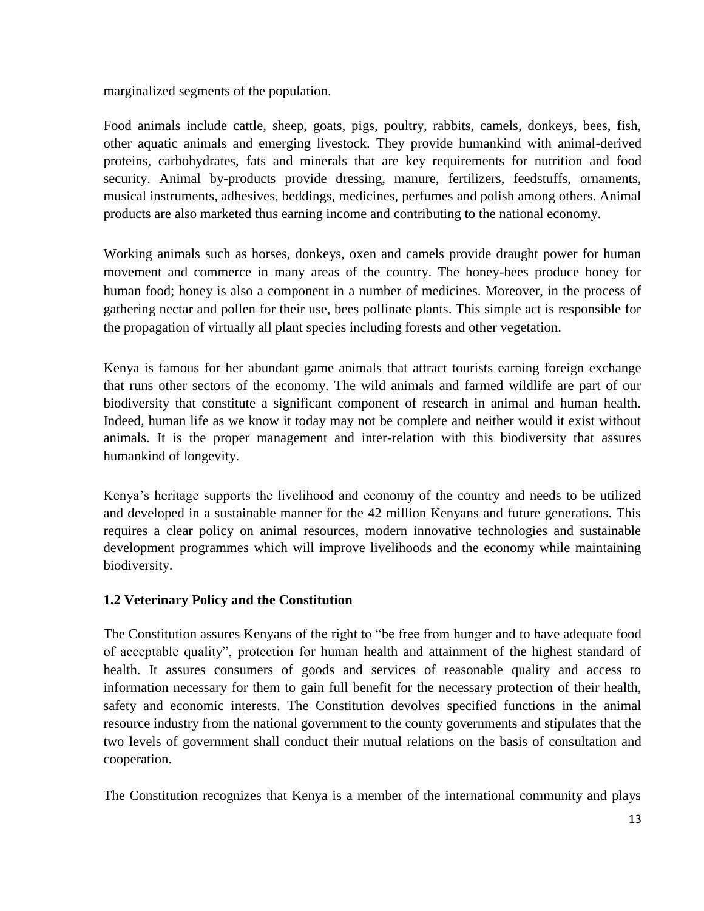marginalized segments of the population.

Food animals include cattle, sheep, goats, pigs, poultry, rabbits, camels, donkeys, bees, fish, other aquatic animals and emerging livestock. They provide humankind with animal-derived proteins, carbohydrates, fats and minerals that are key requirements for nutrition and food security. Animal by-products provide dressing, manure, fertilizers, feedstuffs, ornaments, musical instruments, adhesives, beddings, medicines, perfumes and polish among others. Animal products are also marketed thus earning income and contributing to the national economy.

Working animals such as horses, donkeys, oxen and camels provide draught power for human movement and commerce in many areas of the country. The honey-bees produce honey for human food; honey is also a component in a number of medicines. Moreover, in the process of gathering nectar and pollen for their use, bees pollinate plants. This simple act is responsible for the propagation of virtually all plant species including forests and other vegetation.

Kenya is famous for her abundant game animals that attract tourists earning foreign exchange that runs other sectors of the economy. The wild animals and farmed wildlife are part of our biodiversity that constitute a significant component of research in animal and human health. Indeed, human life as we know it today may not be complete and neither would it exist without animals. It is the proper management and inter-relation with this biodiversity that assures humankind of longevity.

Kenya's heritage supports the livelihood and economy of the country and needs to be utilized and developed in a sustainable manner for the 42 million Kenyans and future generations. This requires a clear policy on animal resources, modern innovative technologies and sustainable development programmes which will improve livelihoods and the economy while maintaining biodiversity.

### 1.2 Veterinary Policy and the Constitution

The Constitution assures Kenyans of the right to "be free from hunger and to have adequate food of acceptable quality", protection for human health and attainment of the highest standard of health. It assures consumers of goods and services of reasonable quality and access to information necessary for them to gain full benefit for the necessary protection of their health, safety and economic interests. The Constitution devolves specified functions in the animal resource industry from the national government to the county governments and stipulates that the two levels of government shall conduct their mutual relations on the basis of consultation and cooperation.

The Constitution recognizes that Kenya is a member of the international community and plays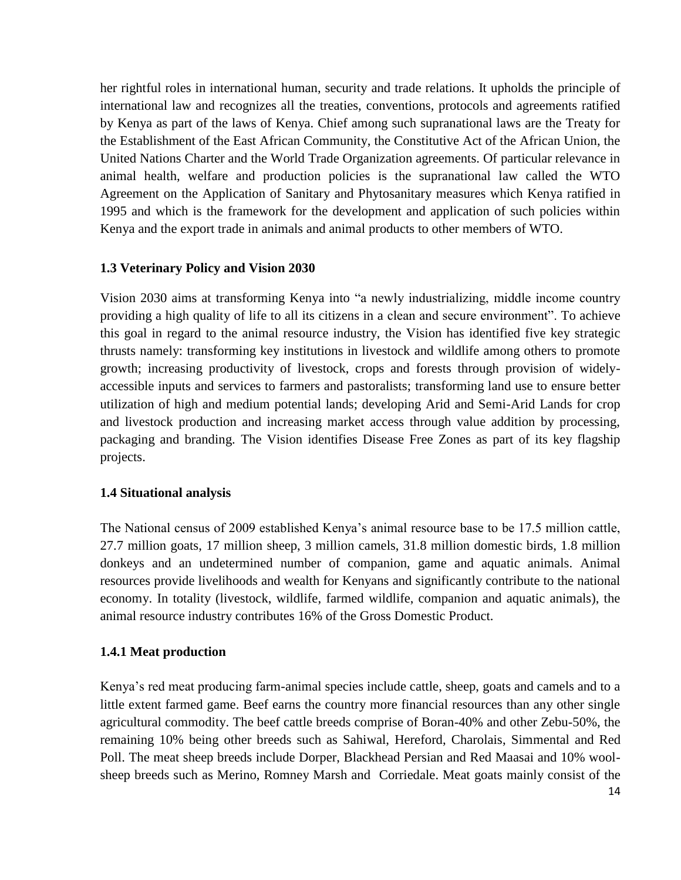her rightful roles in international human, security and trade relations. It upholds the principle of international law and recognizes all the treaties, conventions, protocols and agreements ratified by Kenya as part of the laws of Kenya. Chief among such supranational laws are the Treaty for the Establishment of the East African Community, the Constitutive Act of the African Union, the United Nations Charter and the World Trade Organization agreements. Of particular relevance in animal health, welfare and production policies is the supranational law called the WTO Agreement on the Application of Sanitary and Phytosanitary measures which Kenya ratified in 1995 and which is the framework for the development and application of such policies within Kenya and the export trade in animals and animal products to other members of WTO.

### 1.3 Veterinary Policy and Vision 2030

Vision 2030 aims at transforming Kenya into "a newly industrializing, middle income country providing a high quality of life to all its citizens in a clean and secure environment". To achieve this goal in regard to the animal resource industry, the Vision has identified five key strategic thrusts namely: transforming key institutions in livestock and wildlife among others to promote growth; increasing productivity of livestock, crops and forests through provision of widely-accessible inputs and services to farmers and pastoralists; transforming land use to ensure better utilization of high and medium potential lands; developing Arid and Semi-Arid Lands for crop and livestock production and increasing market access through value addition by processing, packaging and branding. The Vision identifies Disease Free Zones as part of its key flagship projects.

### 1.4 Situational analysis

The National census of 2009 established Kenya's animal resource base to be 17.5 million cattle, 27.7 million goats, 17 million sheep, 3 million camels, 31.8 million domestic birds, 1.8 million donkeys and an undetermined number of companion, game and aquatic animals. Animal resources provide livelihoods and wealth for Kenyans and significantly contribute to the national economy. In totality (livestock, wildlife, farmed wildlife, companion and aquatic animals), the animal resource industry contributes 16% of the Gross Domestic Product.

#### 1.4.1 Meat production

Kenya's red meat producing farm-animal species include cattle, sheep, goats and camels and to a little extent farmed game. Beef earns the country more financial resources than any other single agricultural commodity. The beef cattle breeds comprise of Boran-40% and other Zebu-50%, the remaining 10% being other breeds such as Sahiwal, Hereford, Charolais, Simmental and Red Poll. The meat sheep breeds include Dorper, Blackhead Persian and Red Maasai and 10% wool-sheep breeds such as Merino, Romney Marsh and Corriedale. Meat goats mainly consist of the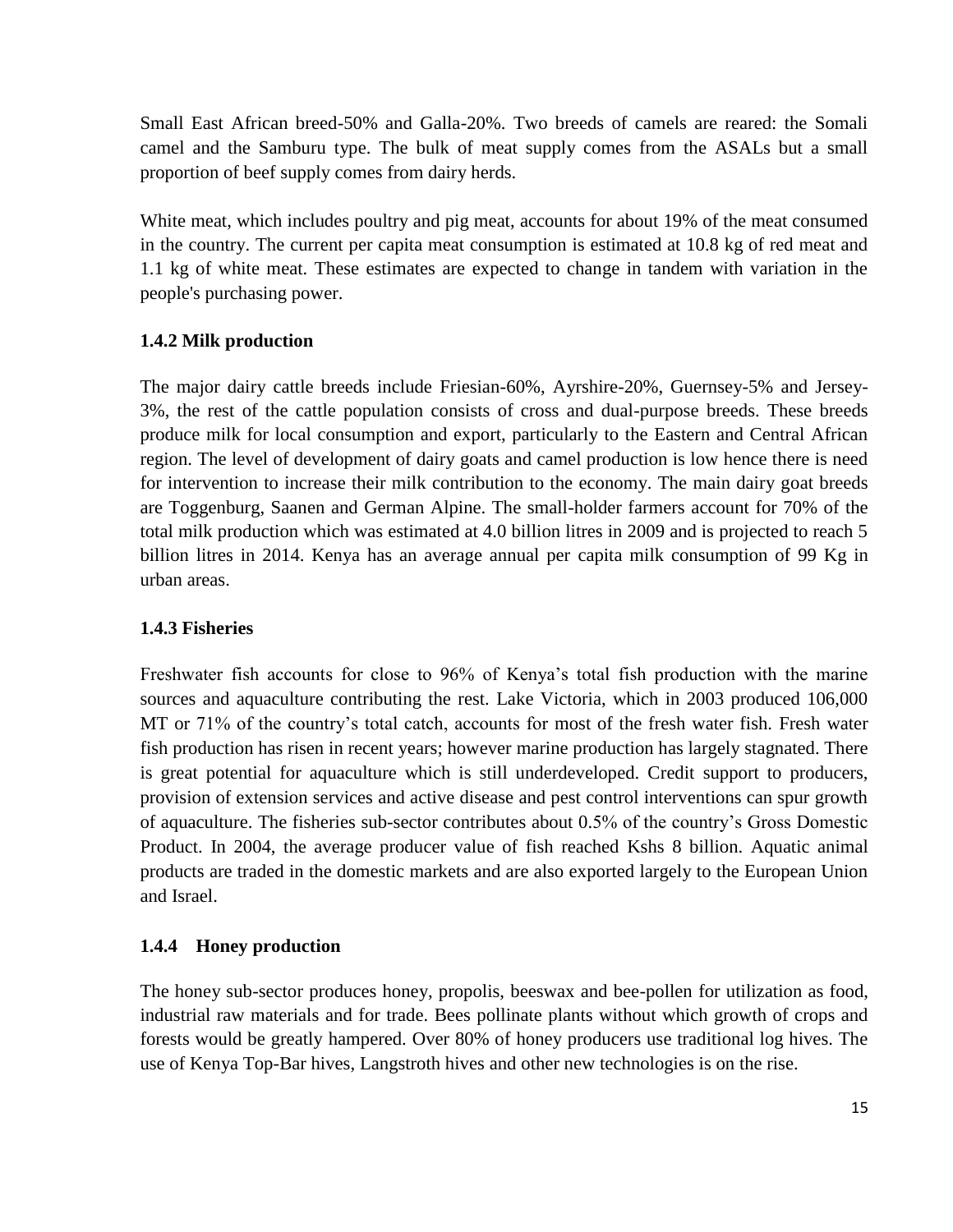Small East African breed-50% and Galla-20%. Two breeds of camels are reared: the Somali camel and the Samburu type. The bulk of meat supply comes from the ASALs but a small proportion of beef supply comes from dairy herds.

White meat, which includes poultry and pig meat, accounts for about 19% of the meat consumed in the country. The current per capita meat consumption is estimated at 10.8 kg of red meat and 1.1 kg of white meat. These estimates are expected to change in tandem with variation in the people's purchasing power.

### 1.4.2 Milk production

The major dairy cattle breeds include Friesian-60%, Ayrshire-20%, Guernsey-5% and Jersey-3%, the rest of the cattle population consists of cross and dual-purpose breeds. These breeds produce milk for local consumption and export, particularly to the Eastern and Central African region. The level of development of dairy goats and camel production is low hence there is need for intervention to increase their milk contribution to the economy. The main dairy goat breeds are Toggenburg, Saanen and German Alpine. The small-holder farmers account for 70% of the total milk production which was estimated at 4.0 billion litres in 2009 and is projected to reach 5 billion litres in 2014. Kenya has an average annual per capita milk consumption of 99 Kg in urban areas.

### 1.4.3 Fisheries

Freshwater fish accounts for close to 96% of Kenya's total fish production with the marine sources and aquaculture contributing the rest. Lake Victoria, which in 2003 produced 106,000 MT or 71% of the country's total catch, accounts for most of the fresh water fish. Fresh water fish production has risen in recent years; however marine production has largely stagnated. There is great potential for aquaculture which is still underdeveloped. Credit support to producers, provision of extension services and active disease and pest control interventions can spur growth of aquaculture. The fisheries sub-sector contributes about 0.5% of the country's Gross Domestic Product. In 2004, the average producer value of fish reached Kshs 8 billion. Aquatic animal products are traded in the domestic markets and are also exported largely to the European Union and Israel.

### 1.4.4 Honey production

The honey sub-sector produces honey, propolis, beeswax and bee-pollen for utilization as food, industrial raw materials and for trade. Bees pollinate plants without which growth of crops and forests would be greatly hampered. Over 80% of honey producers use traditional log hives. The use of Kenya Top-Bar hives, Langstroth hives and other new technologies is on the rise.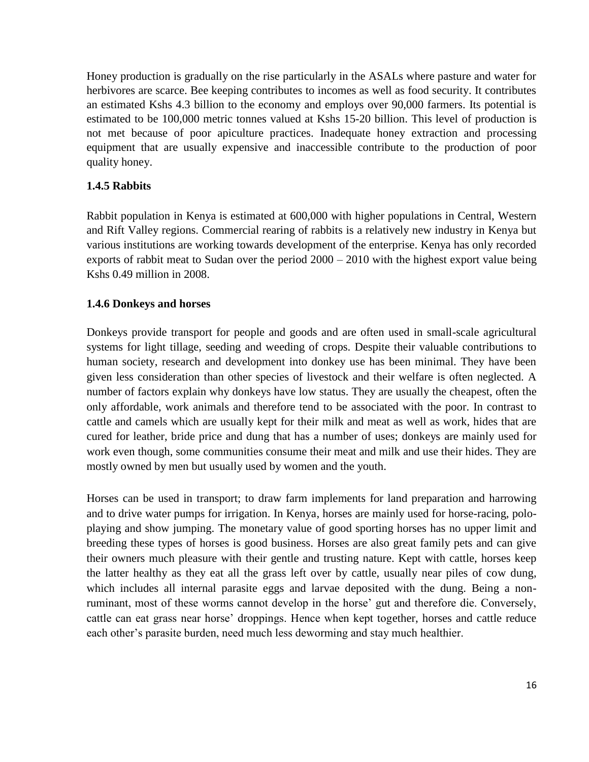Honey production is gradually on the rise particularly in the ASALs where pasture and water for herbivores are scarce. Bee keeping contributes to incomes as well as food security. It contributes an estimated Kshs 4.3 billion to the economy and employs over 90,000 farmers. Its potential is estimated to be 100,000 metric tonnes valued at Kshs 15-20 billion. This level of production is not met because of poor apiculture practices. Inadequate honey extraction and processing equipment that are usually expensive and inaccessible contribute to the production of poor quality honey.

### 1.4.5 Rabbits

Rabbit population in Kenya is estimated at 600,000 with higher populations in Central, Western and Rift Valley regions. Commercial rearing of rabbits is a relatively new industry in Kenya but various institutions are working towards development of the enterprise. Kenya has only recorded exports of rabbit meat to Sudan over the period 2000 – 2010 with the highest export value being Kshs 0.49 million in 2008.

### 1.4.6 Donkeys and horses

Donkeys provide transport for people and goods and are often used in small-scale agricultural systems for light tillage, seeding and weeding of crops. Despite their valuable contributions to human society, research and development into donkey use has been minimal. They have been given less consideration than other species of livestock and their welfare is often neglected. A number of factors explain why donkeys have low status. They are usually the cheapest, often the only affordable, work animals and therefore tend to be associated with the poor. In contrast to cattle and camels which are usually kept for their milk and meat as well as work, hides that are cured for leather, bride price and dung that has a number of uses; donkeys are mainly used for work even though, some communities consume their meat and milk and use their hides. They are mostly owned by men but usually used by women and the youth.

Horses can be used in transport; to draw farm implements for land preparation and harrowing and to drive water pumps for irrigation. In Kenya, horses are mainly used for horse-racing, polo-playing and show jumping. The monetary value of good sporting horses has no upper limit and breeding these types of horses is good business. Horses are also great family pets and can give their owners much pleasure with their gentle and trusting nature. Kept with cattle, horses keep the latter healthy as they eat all the grass left over by cattle, usually near piles of cow dung, which includes all internal parasite eggs and larvae deposited with the dung. Being a non-ruminant, most of these worms cannot develop in the horse' gut and therefore die. Conversely, cattle can eat grass near horse' droppings. Hence when kept together, horses and cattle reduce each other's parasite burden, need much less deworming and stay much healthier.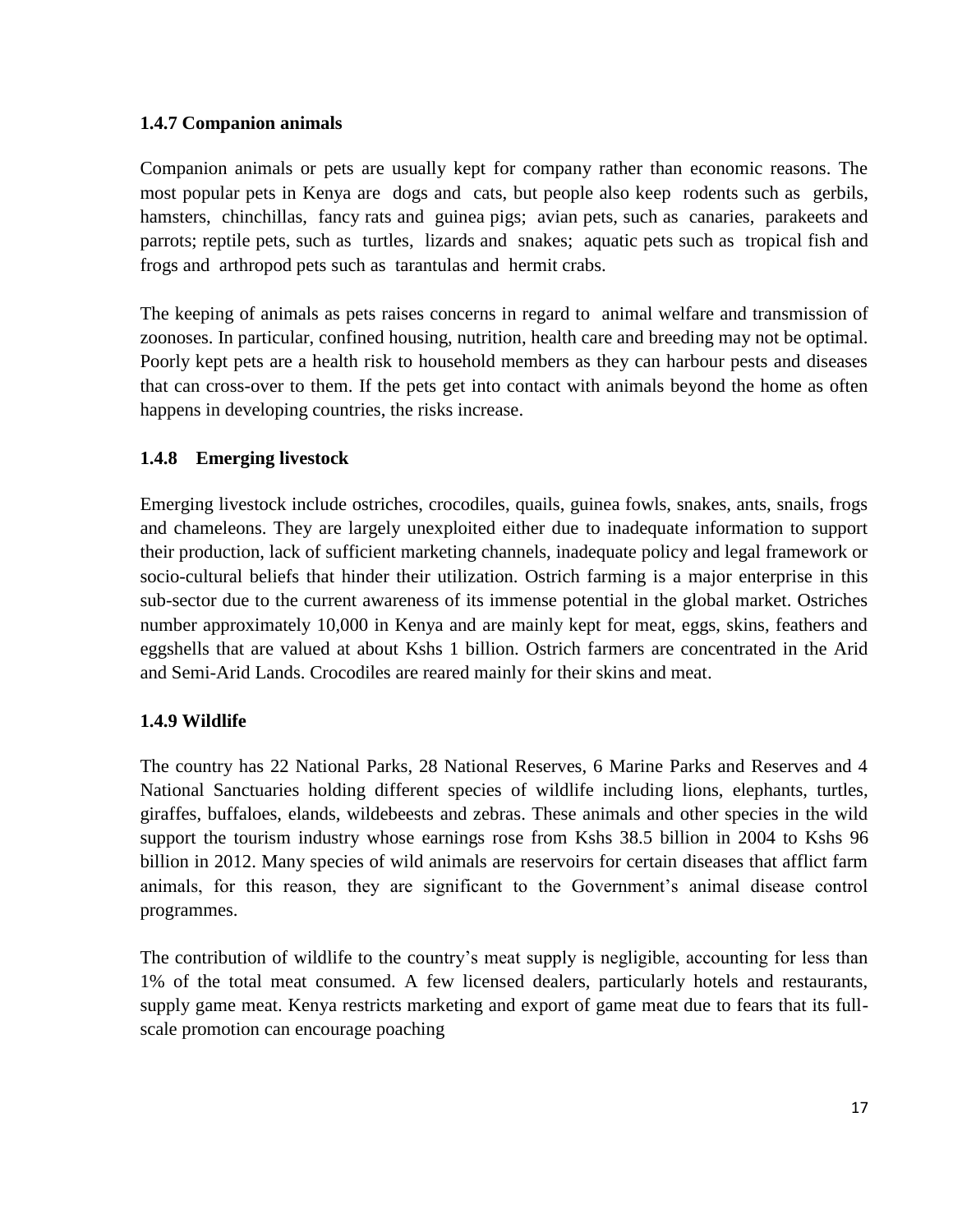### 1.4.7 Companion animals

Companion animals or pets are usually kept for company rather than economic reasons. The most popular pets in Kenya are dogs and cats, but people also keep rodents such as gerbils, hamsters, chinchillas, fancy rats and guinea pigs; avian pets, such as canaries, parakeets and parrots; reptile pets, such as turtles, lizards and snakes; aquatic pets such as tropical fish and frogs and arthropod pets such as tarantulas and hermit crabs.

The keeping of animals as pets raises concerns in regard to animal welfare and transmission of zoonoses. In particular, confined housing, nutrition, health care and breeding may not be optimal. Poorly kept pets are a health risk to household members as they can harbour pests and diseases that can cross-over to them. If the pets get into contact with animals beyond the home as often happens in developing countries, the risks increase.

### 1.4.8 Emerging livestock

Emerging livestock include ostriches, crocodiles, quails, guinea fowls, snakes, ants, snails, frogs and chameleons. They are largely unexploited either due to inadequate information to support their production, lack of sufficient marketing channels, inadequate policy and legal framework or socio-cultural beliefs that hinder their utilization. Ostrich farming is a major enterprise in this sub-sector due to the current awareness of its immense potential in the global market. Ostriches number approximately 10,000 in Kenya and are mainly kept for meat, eggs, skins, feathers and eggshells that are valued at about Kshs 1 billion. Ostrich farmers are concentrated in the Arid and Semi-Arid Lands. Crocodiles are reared mainly for their skins and meat.

### 1.4.9 Wildlife

The country has 22 National Parks, 28 National Reserves, 6 Marine Parks and Reserves and 4 National Sanctuaries holding different species of wildlife including lions, elephants, turtles, giraffes, buffaloes, elands, wildebeests and zebras. These animals and other species in the wild support the tourism industry whose earnings rose from Kshs 38.5 billion in 2004 to Kshs 96 billion in 2012. Many species of wild animals are reservoirs for certain diseases that afflict farm animals, for this reason, they are significant to the Government's animal disease control programmes.

The contribution of wildlife to the country's meat supply is negligible, accounting for less than 1% of the total meat consumed. A few licensed dealers, particularly hotels and restaurants, supply game meat. Kenya restricts marketing and export of game meat due to fears that its full-scale promotion can encourage poaching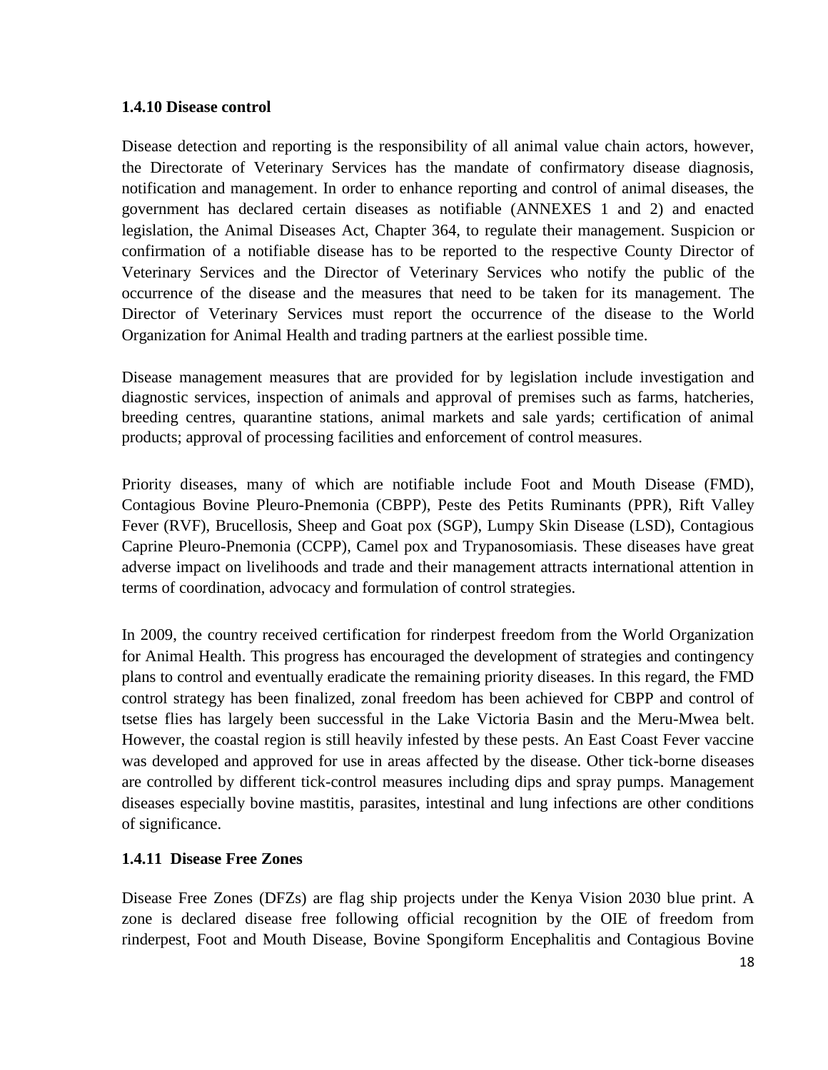### 1.4.10 Disease control

Disease detection and reporting is the responsibility of all animal value chain actors, however, the Directorate of Veterinary Services has the mandate of confirmatory disease diagnosis, notification and management. In order to enhance reporting and control of animal diseases, the government has declared certain diseases as notifiable (ANNEXES 1 and 2) and enacted legislation, the Animal Diseases Act, Chapter 364, to regulate their management. Suspicion or confirmation of a notifiable disease has to be reported to the respective County Director of Veterinary Services and the Director of Veterinary Services who notify the public of the occurrence of the disease and the measures that need to be taken for its management. The Director of Veterinary Services must report the occurrence of the disease to the World Organization for Animal Health and trading partners at the earliest possible time.

Disease management measures that are provided for by legislation include investigation and diagnostic services, inspection of animals and approval of premises such as farms, hatcheries, breeding centres, quarantine stations, animal markets and sale yards; certification of animal products; approval of processing facilities and enforcement of control measures.

Priority diseases, many of which are notifiable include Foot and Mouth Disease (FMD), Contagious Bovine Pleuro-Pnemonia (CBPP), Peste des Petits Ruminants (PPR), Rift Valley Fever (RVF), Brucellosis, Sheep and Goat pox (SGP), Lumpy Skin Disease (LSD), Contagious Caprine Pleuro-Pnemonia (CCPP), Camel pox and Trypanosomiasis. These diseases have great adverse impact on livelihoods and trade and their management attracts international attention in terms of coordination, advocacy and formulation of control strategies.

In 2009, the country received certification for rinderpest freedom from the World Organization for Animal Health. This progress has encouraged the development of strategies and contingency plans to control and eventually eradicate the remaining priority diseases. In this regard, the FMD control strategy has been finalized, zonal freedom has been achieved for CBPP and control of tsetse flies has largely been successful in the Lake Victoria Basin and the Meru-Mwea belt. However, the coastal region is still heavily infested by these pests. An East Coast Fever vaccine was developed and approved for use in areas affected by the disease. Other tick-borne diseases are controlled by different tick-control measures including dips and spray pumps. Management diseases especially bovine mastitis, parasites, intestinal and lung infections are other conditions of significance.

### 1.4.11 Disease Free Zones

Disease Free Zones (DFZs) are flag ship projects under the Kenya Vision 2030 blue print. A zone is declared disease free following official recognition by the OIE of freedom from rinderpest, Foot and Mouth Disease, Bovine Spongiform Encephalitis and Contagious Bovine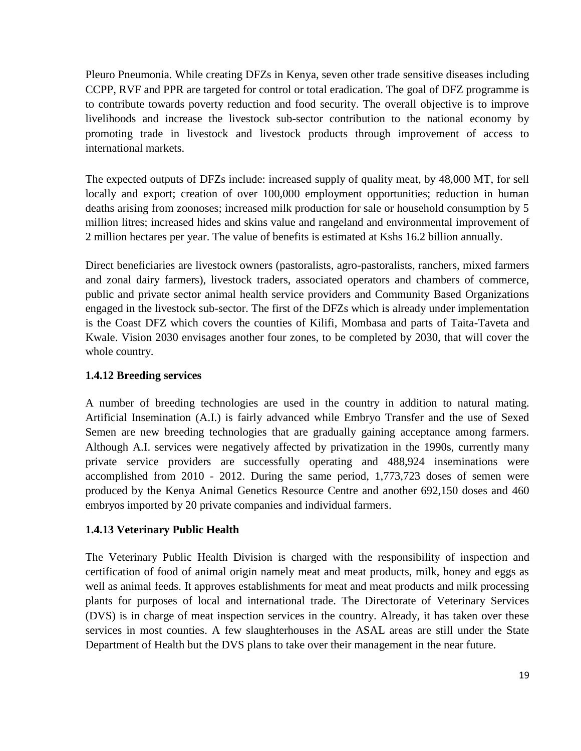Pleuro Pneumonia. While creating DFZs in Kenya, seven other trade sensitive diseases including CCPP, RVF and PPR are targeted for control or total eradication. The goal of DFZ programme is to contribute towards poverty reduction and food security. The overall objective is to improve livelihoods and increase the livestock sub-sector contribution to the national economy by promoting trade in livestock and livestock products through improvement of access to international markets.

The expected outputs of DFZs include: increased supply of quality meat, by 48,000 MT, for sell locally and export; creation of over 100,000 employment opportunities; reduction in human deaths arising from zoonoses; increased milk production for sale or household consumption by 5 million litres; increased hides and skins value and rangeland and environmental improvement of 2 million hectares per year. The value of benefits is estimated at Kshs 16.2 billion annually.

Direct beneficiaries are livestock owners (pastoralists, agro-pastoralists, ranchers, mixed farmers and zonal dairy farmers), livestock traders, associated operators and chambers of commerce, public and private sector animal health service providers and Community Based Organizations engaged in the livestock sub-sector. The first of the DFZs which is already under implementation is the Coast DFZ which covers the counties of Kilifi, Mombasa and parts of Taita-Taveta and Kwale. Vision 2030 envisages another four zones, to be completed by 2030, that will cover the whole country.

### 1.4.12 Breeding services

A number of breeding technologies are used in the country in addition to natural mating. Artificial Insemination (A.I.) is fairly advanced while Embryo Transfer and the use of Sexed Semen are new breeding technologies that are gradually gaining acceptance among farmers. Although A.I. services were negatively affected by privatization in the 1990s, currently many private service providers are successfully operating and 488,924 inseminations were accomplished from 2010 - 2012. During the same period, 1,773,723 doses of semen were produced by the Kenya Animal Genetics Resource Centre and another 692,150 doses and 460 embryos imported by 20 private companies and individual farmers.

### 1.4.13 Veterinary Public Health

The Veterinary Public Health Division is charged with the responsibility of inspection and certification of food of animal origin namely meat and meat products, milk, honey and eggs as well as animal feeds. It approves establishments for meat and meat products and milk processing plants for purposes of local and international trade. The Directorate of Veterinary Services (DVS) is in charge of meat inspection services in the country. Already, it has taken over these services in most counties. A few slaughterhouses in the ASAL areas are still under the State Department of Health but the DVS plans to take over their management in the near future.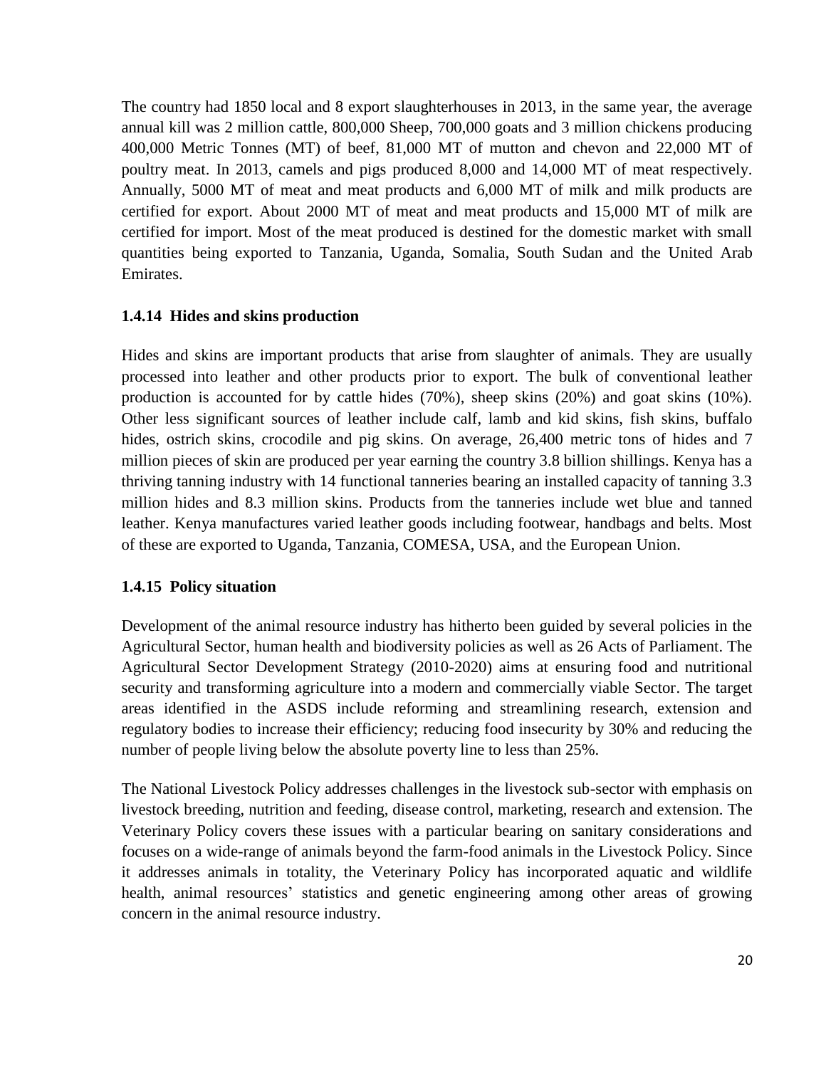The country had 1850 local and 8 export slaughterhouses in 2013, in the same year, the average annual kill was 2 million cattle, 800,000 Sheep, 700,000 goats and 3 million chickens producing 400,000 Metric Tonnes (MT) of beef, 81,000 MT of mutton and chevon and 22,000 MT of poultry meat. In 2013, camels and pigs produced 8,000 and 14,000 MT of meat respectively. Annually, 5000 MT of meat and meat products and 6,000 MT of milk and milk products are certified for export. About 2000 MT of meat and meat products and 15,000 MT of milk are certified for import. Most of the meat produced is destined for the domestic market with small quantities being exported to Tanzania, Uganda, Somalia, South Sudan and the United Arab Emirates.

### 1.4.14 Hides and skins production

Hides and skins are important products that arise from slaughter of animals. They are usually processed into leather and other products prior to export. The bulk of conventional leather production is accounted for by cattle hides (70%), sheep skins (20%) and goat skins (10%). Other less significant sources of leather include calf, lamb and kid skins, fish skins, buffalo hides, ostrich skins, crocodile and pig skins. On average, 26,400 metric tons of hides and 7 million pieces of skin are produced per year earning the country 3.8 billion shillings. Kenya has a thriving tanning industry with 14 functional tanneries bearing an installed capacity of tanning 3.3 million hides and 8.3 million skins. Products from the tanneries include wet blue and tanned leather. Kenya manufactures varied leather goods including footwear, handbags and belts. Most of these are exported to Uganda, Tanzania, COMESA, USA, and the European Union.

### 1.4.15 Policy situation

Development of the animal resource industry has hitherto been guided by several policies in the Agricultural Sector, human health and biodiversity policies as well as 26 Acts of Parliament. The Agricultural Sector Development Strategy (2010-2020) aims at ensuring food and nutritional security and transforming agriculture into a modern and commercially viable Sector. The target areas identified in the ASDS include reforming and streamlining research, extension and regulatory bodies to increase their efficiency; reducing food insecurity by 30% and reducing the number of people living below the absolute poverty line to less than 25%.

The National Livestock Policy addresses challenges in the livestock sub-sector with emphasis on livestock breeding, nutrition and feeding, disease control, marketing, research and extension. The Veterinary Policy covers these issues with a particular bearing on sanitary considerations and focuses on a wide-range of animals beyond the farm-food animals in the Livestock Policy. Since it addresses animals in totality, the Veterinary Policy has incorporated aquatic and wildlife health, animal resources' statistics and genetic engineering among other areas of growing concern in the animal resource industry.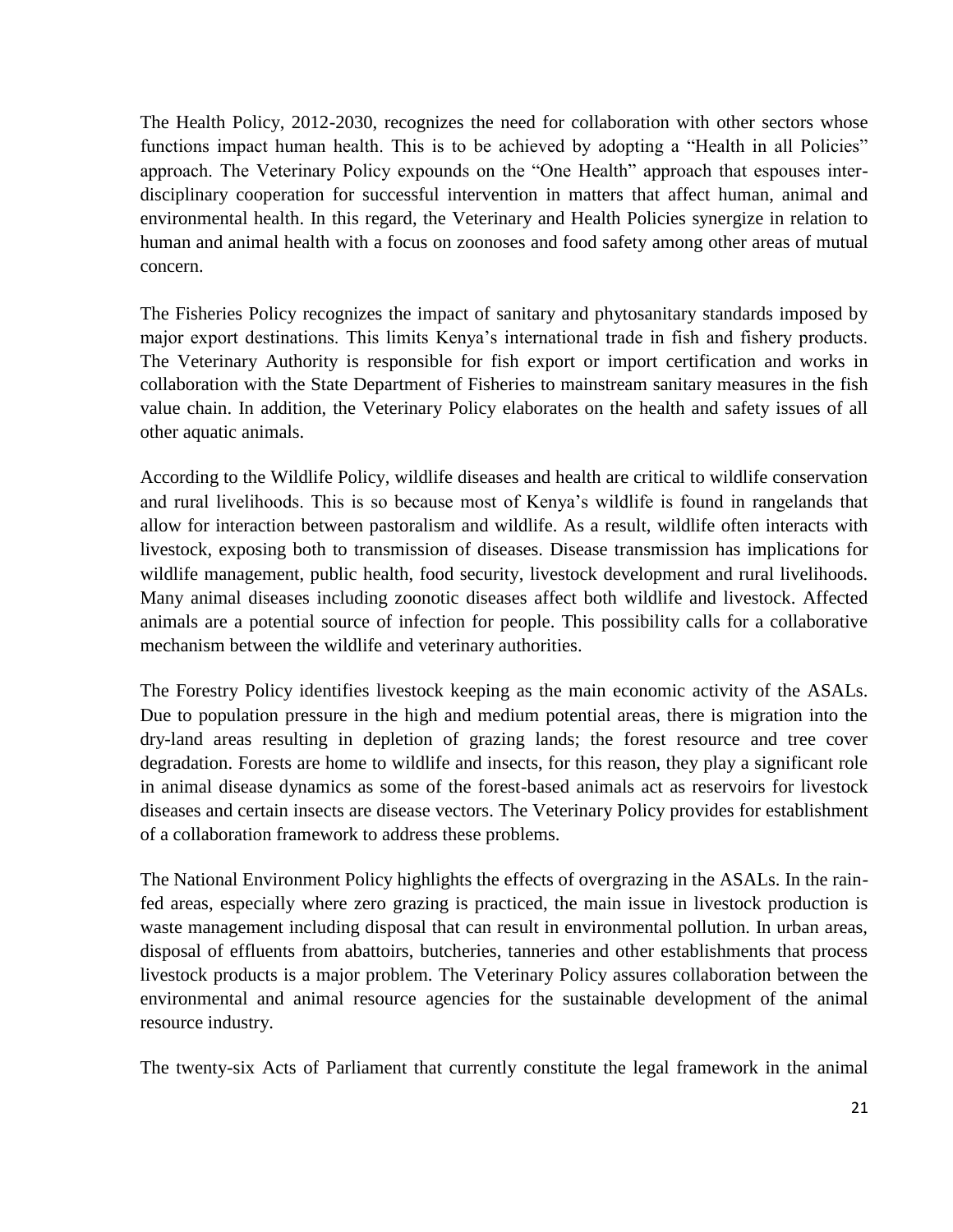The Health Policy, 2012-2030, recognizes the need for collaboration with other sectors whose functions impact human health. This is to be achieved by adopting a "Health in all Policies" approach. The Veterinary Policy expounds on the "One Health" approach that espouses inter-disciplinary cooperation for successful intervention in matters that affect human, animal and environmental health. In this regard, the Veterinary and Health Policies synergize in relation to human and animal health with a focus on zoonoses and food safety among other areas of mutual concern.

The Fisheries Policy recognizes the impact of sanitary and phytosanitary standards imposed by major export destinations. This limits Kenya's international trade in fish and fishery products. The Veterinary Authority is responsible for fish export or import certification and works in collaboration with the State Department of Fisheries to mainstream sanitary measures in the fish value chain. In addition, the Veterinary Policy elaborates on the health and safety issues of all other aquatic animals.

According to the Wildlife Policy, wildlife diseases and health are critical to wildlife conservation and rural livelihoods. This is so because most of Kenya's wildlife is found in rangelands that allow for interaction between pastoralism and wildlife. As a result, wildlife often interacts with livestock, exposing both to transmission of diseases. Disease transmission has implications for wildlife management, public health, food security, livestock development and rural livelihoods. Many animal diseases including zoonotic diseases affect both wildlife and livestock. Affected animals are a potential source of infection for people. This possibility calls for a collaborative mechanism between the wildlife and veterinary authorities.

The Forestry Policy identifies livestock keeping as the main economic activity of the ASALs. Due to population pressure in the high and medium potential areas, there is migration into the dry-land areas resulting in depletion of grazing lands; the forest resource and tree cover degradation. Forests are home to wildlife and insects, for this reason, they play a significant role in animal disease dynamics as some of the forest-based animals act as reservoirs for livestock diseases and certain insects are disease vectors. The Veterinary Policy provides for establishment of a collaboration framework to address these problems.

The National Environment Policy highlights the effects of overgrazing in the ASALs. In the rain-fed areas, especially where zero grazing is practiced, the main issue in livestock production is waste management including disposal that can result in environmental pollution. In urban areas, disposal of effluents from abattoirs, butcheries, tanneries and other establishments that process livestock products is a major problem. The Veterinary Policy assures collaboration between the environmental and animal resource agencies for the sustainable development of the animal resource industry.

The twenty-six Acts of Parliament that currently constitute the legal framework in the animal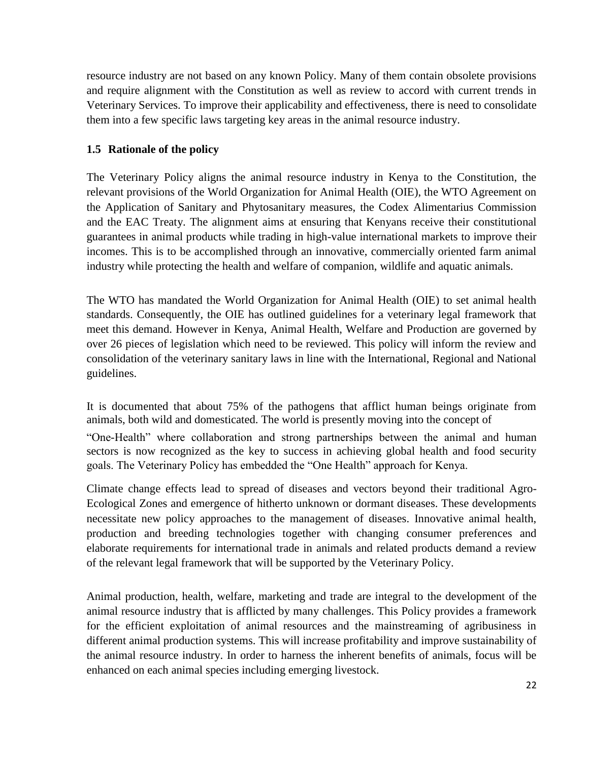resource industry are not based on any known Policy. Many of them contain obsolete provisions and require alignment with the Constitution as well as review to accord with current trends in Veterinary Services. To improve their applicability and effectiveness, there is need to consolidate them into a few specific laws targeting key areas in the animal resource industry.

### 1.5 Rationale of the policy

The Veterinary Policy aligns the animal resource industry in Kenya to the Constitution, the relevant provisions of the World Organization for Animal Health (OIE), the WTO Agreement on the Application of Sanitary and Phytosanitary measures, the Codex Alimentarius Commission and the EAC Treaty. The alignment aims at ensuring that Kenyans receive their constitutional guarantees in animal products while trading in high-value international markets to improve their incomes. This is to be accomplished through an innovative, commercially oriented farm animal industry while protecting the health and welfare of companion, wildlife and aquatic animals.

The WTO has mandated the World Organization for Animal Health (OIE) to set animal health standards. Consequently, the OIE has outlined guidelines for a veterinary legal framework that meet this demand. However in Kenya, Animal Health, Welfare and Production are governed by over 26 pieces of legislation which need to be reviewed. This policy will inform the review and consolidation of the veterinary sanitary laws in line with the International, Regional and National guidelines.

It is documented that about 75% of the pathogens that afflict human beings originate from animals, both wild and domesticated. The world is presently moving into the concept of "One-Health" where collaboration and strong partnerships between the animal and human sectors is now recognized as the key to success in achieving global health and food security goals. The Veterinary Policy has embedded the "One Health" approach for Kenya.

Climate change effects lead to spread of diseases and vectors beyond their traditional Agro-Ecological Zones and emergence of hitherto unknown or dormant diseases. These developments necessitate new policy approaches to the management of diseases. Innovative animal health, production and breeding technologies together with changing consumer preferences and elaborate requirements for international trade in animals and related products demand a review of the relevant legal framework that will be supported by the Veterinary Policy.

Animal production, health, welfare, marketing and trade are integral to the development of the animal resource industry that is afflicted by many challenges. This Policy provides a framework for the efficient exploitation of animal resources and the mainstreaming of agribusiness in different animal production systems. This will increase profitability and improve sustainability of the animal resource industry. In order to harness the inherent benefits of animals, focus will be enhanced on each animal species including emerging livestock.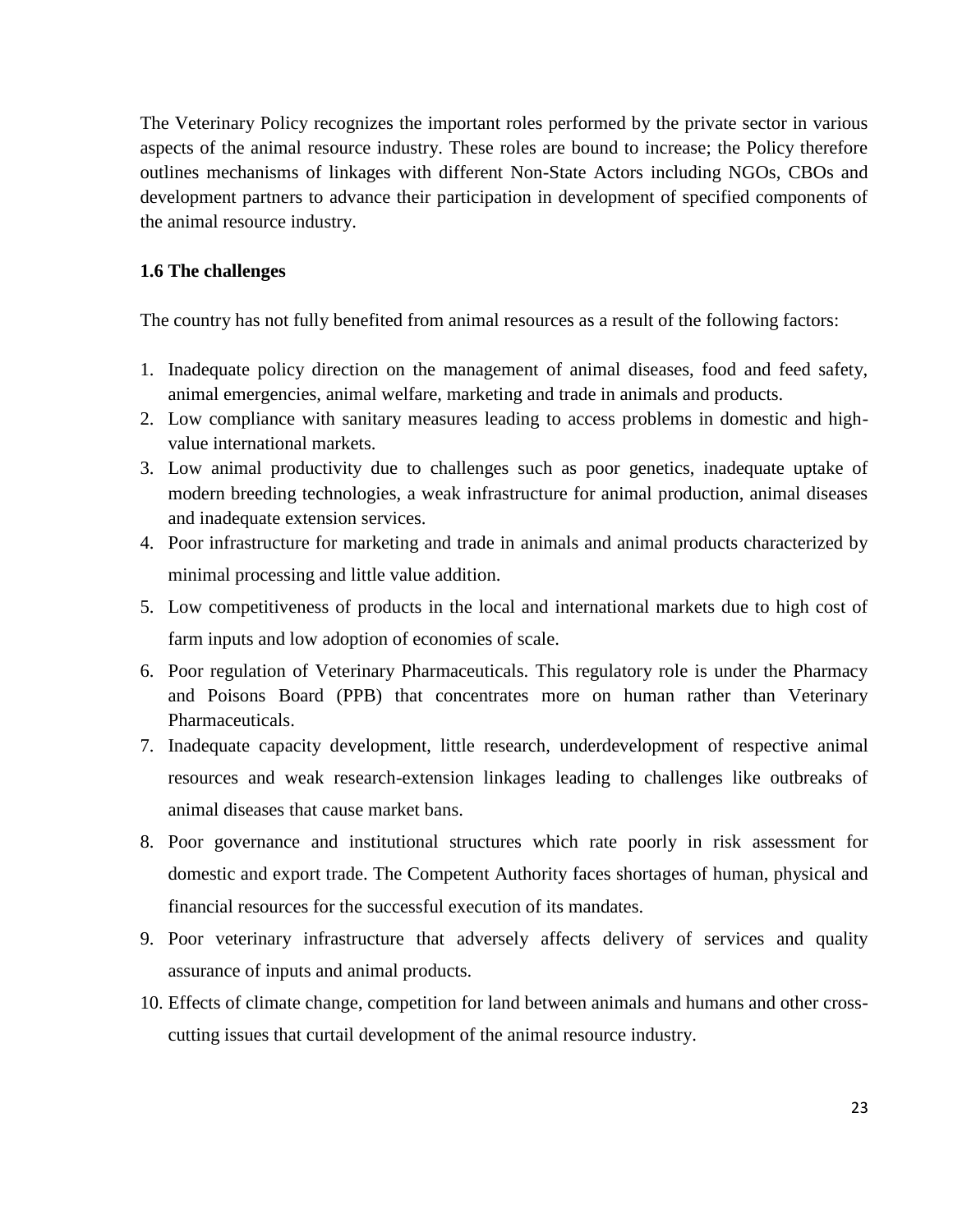The Veterinary Policy recognizes the important roles performed by the private sector in various aspects of the animal resource industry. These roles are bound to increase; the Policy therefore outlines mechanisms of linkages with different Non-State Actors including NGOs, CBOs and development partners to advance their participation in development of specified components of the animal resource industry.

### 1.6 The challenges

The country has not fully benefited from animal resources as a result of the following factors:

1. Inadequate policy direction on the management of animal diseases, food and feed safety, animal emergencies, animal welfare, marketing and trade in animals and products.
2. Low compliance with sanitary measures leading to access problems in domestic and high-value international markets.
3. Low animal productivity due to challenges such as poor genetics, inadequate uptake of modern breeding technologies, a weak infrastructure for animal production, animal diseases and inadequate extension services.
4. Poor infrastructure for marketing and trade in animals and animal products characterized by minimal processing and little value addition.
5. Low competitiveness of products in the local and international markets due to high cost of farm inputs and low adoption of economies of scale.
6. Poor regulation of Veterinary Pharmaceuticals. This regulatory role is under the Pharmacy and Poisons Board (PPB) that concentrates more on human rather than Veterinary Pharmaceuticals.
7. Inadequate capacity development, little research, underdevelopment of respective animal resources and weak research-extension linkages leading to challenges like outbreaks of animal diseases that cause market bans.
8. Poor governance and institutional structures which rate poorly in risk assessment for domestic and export trade. The Competent Authority faces shortages of human, physical and financial resources for the successful execution of its mandates.
9. Poor veterinary infrastructure that adversely affects delivery of services and quality assurance of inputs and animal products.
10. Effects of climate change, competition for land between animals and humans and other cross-cutting issues that curtail development of the animal resource industry.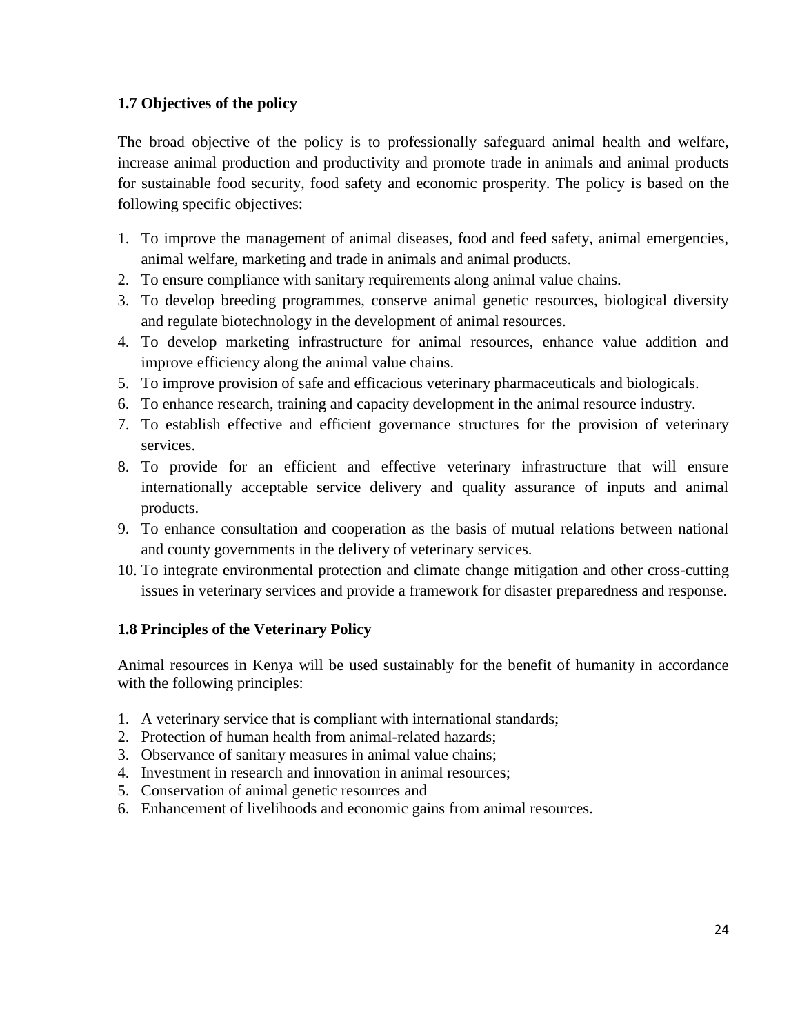### 1.7 Objectives of the policy

The broad objective of the policy is to professionally safeguard animal health and welfare, increase animal production and productivity and promote trade in animals and animal products for sustainable food security, food safety and economic prosperity. The policy is based on the following specific objectives:

1. To improve the management of animal diseases, food and feed safety, animal emergencies, animal welfare, marketing and trade in animals and animal products.
2. To ensure compliance with sanitary requirements along animal value chains.
3. To develop breeding programmes, conserve animal genetic resources, biological diversity and regulate biotechnology in the development of animal resources.
4. To develop marketing infrastructure for animal resources, enhance value addition and improve efficiency along the animal value chains.
5. To improve provision of safe and efficacious veterinary pharmaceuticals and biologicals.
6. To enhance research, training and capacity development in the animal resource industry.
7. To establish effective and efficient governance structures for the provision of veterinary services.
8. To provide for an efficient and effective veterinary infrastructure that will ensure internationally acceptable service delivery and quality assurance of inputs and animal products.
9. To enhance consultation and cooperation as the basis of mutual relations between national and county governments in the delivery of veterinary services.
10. To integrate environmental protection and climate change mitigation and other cross-cutting issues in veterinary services and provide a framework for disaster preparedness and response.

### 1.8 Principles of the Veterinary Policy

Animal resources in Kenya will be used sustainably for the benefit of humanity in accordance with the following principles:

1. A veterinary service that is compliant with international standards;
2. Protection of human health from animal-related hazards;
3. Observance of sanitary measures in animal value chains;
4. Investment in research and innovation in animal resources;
5. Conservation of animal genetic resources and
6. Enhancement of livelihoods and economic gains from animal resources.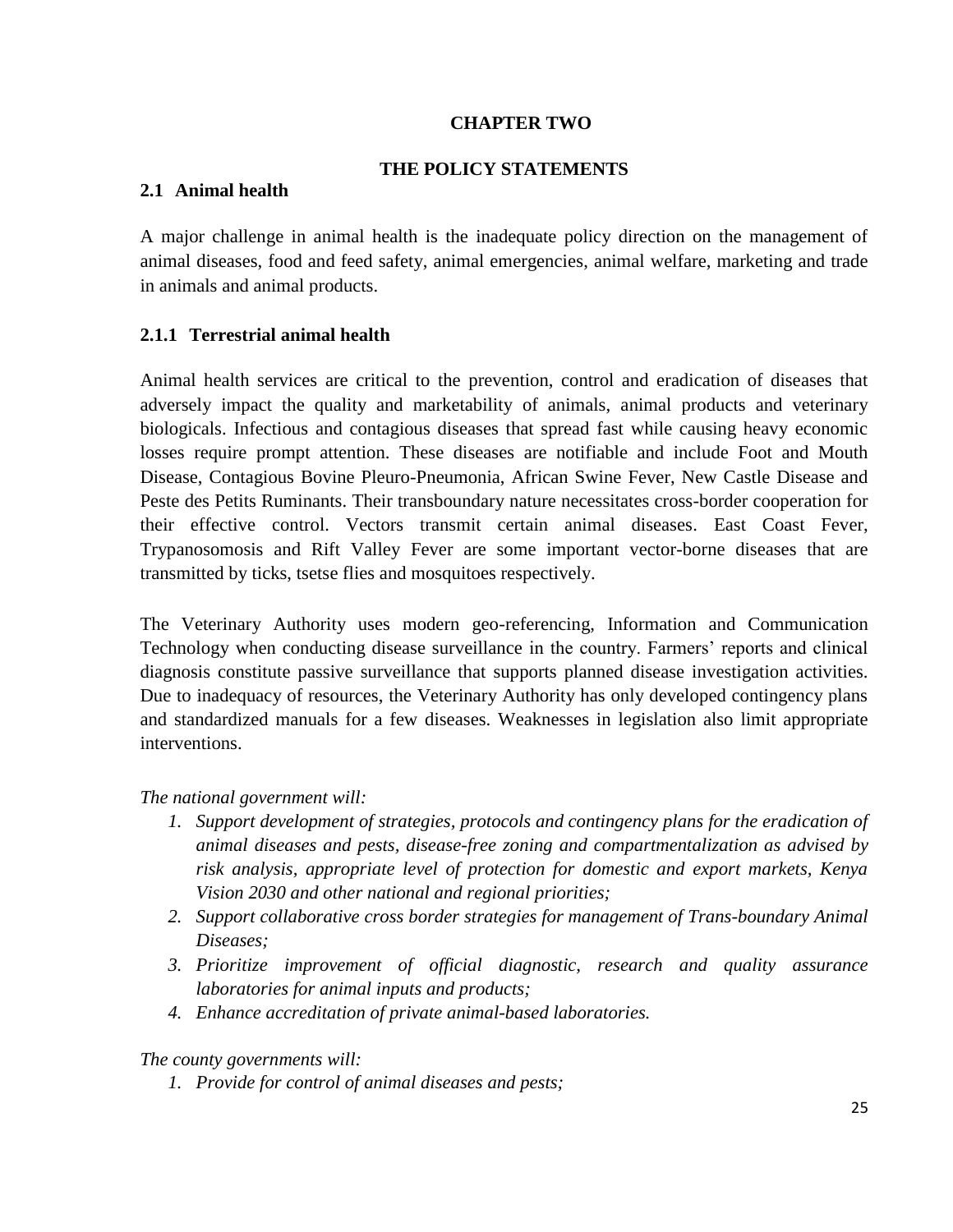# CHAPTER TWO

# THE POLICY STATEMENTS

## 2.1 Animal health

A major challenge in animal health is the inadequate policy direction on the management of animal diseases, food and feed safety, animal emergencies, animal welfare, marketing and trade in animals and animal products.

### 2.1.1 Terrestrial animal health

Animal health services are critical to the prevention, control and eradication of diseases that adversely impact the quality and marketability of animals, animal products and veterinary biologicals. Infectious and contagious diseases that spread fast while causing heavy economic losses require prompt attention. These diseases are notifiable and include Foot and Mouth Disease, Contagious Bovine Pleuro-Pneumonia, African Swine Fever, New Castle Disease and Peste des Petits Ruminants. Their transboundary nature necessitates cross-border cooperation for their effective control. Vectors transmit certain animal diseases. East Coast Fever, Trypanosomosis and Rift Valley Fever are some important vector-borne diseases that are transmitted by ticks, tsetse flies and mosquitoes respectively.

The Veterinary Authority uses modern geo-referencing, Information and Communication Technology when conducting disease surveillance in the country. Farmers' reports and clinical diagnosis constitute passive surveillance that supports planned disease investigation activities. Due to inadequacy of resources, the Veterinary Authority has only developed contingency plans and standardized manuals for a few diseases. Weaknesses in legislation also limit appropriate interventions.

*The national government will:*

1. *Support development of strategies, protocols and contingency plans for the eradication of animal diseases and pests, disease-free zoning and compartmentalization as advised by risk analysis, appropriate level of protection for domestic and export markets, Kenya Vision 2030 and other national and regional priorities;*
2. *Support collaborative cross border strategies for management of Trans-boundary Animal Diseases;*
3. *Prioritize improvement of official diagnostic, research and quality assurance laboratories for animal inputs and products;*
4. *Enhance accreditation of private animal-based laboratories.*

*The county governments will:*

1. *Provide for control of animal diseases and pests;*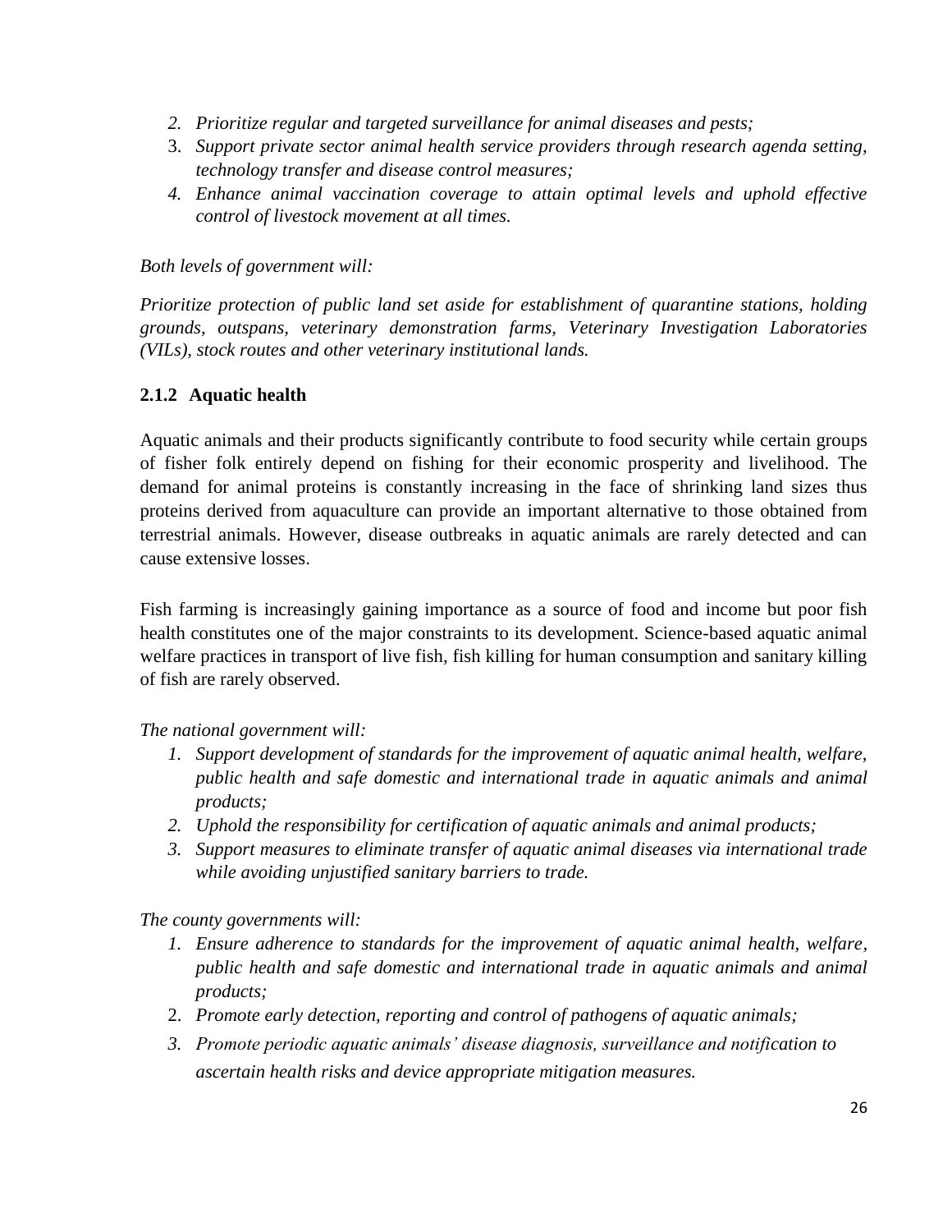2. *Prioritize regular and targeted surveillance for animal diseases and pests;*
3. *Support private sector animal health service providers through research agenda setting, technology transfer and disease control measures;*
4. *Enhance animal vaccination coverage to attain optimal levels and uphold effective control of livestock movement at all times.*

*Both levels of government will:*

*Prioritize protection of public land set aside for establishment of quarantine stations, holding grounds, outspans, veterinary demonstration farms, Veterinary Investigation Laboratories (VILs), stock routes and other veterinary institutional lands.*

### 2.1.2 Aquatic health

Aquatic animals and their products significantly contribute to food security while certain groups of fisher folk entirely depend on fishing for their economic prosperity and livelihood. The demand for animal proteins is constantly increasing in the face of shrinking land sizes thus proteins derived from aquaculture can provide an important alternative to those obtained from terrestrial animals. However, disease outbreaks in aquatic animals are rarely detected and can cause extensive losses.

Fish farming is increasingly gaining importance as a source of food and income but poor fish health constitutes one of the major constraints to its development. Science-based aquatic animal welfare practices in transport of live fish, fish killing for human consumption and sanitary killing of fish are rarely observed.

*The national government will:*

1. *Support development of standards for the improvement of aquatic animal health, welfare, public health and safe domestic and international trade in aquatic animals and animal products;*
2. *Uphold the responsibility for certification of aquatic animals and animal products;*
3. *Support measures to eliminate transfer of aquatic animal diseases via international trade while avoiding unjustified sanitary barriers to trade.*

*The county governments will:*

1. *Ensure adherence to standards for the improvement of aquatic animal health, welfare, public health and safe domestic and international trade in aquatic animals and animal products;*
2. *Promote early detection, reporting and control of pathogens of aquatic animals;*
3. *Promote periodic aquatic animals' disease diagnosis, surveillance and notification to ascertain health risks and device appropriate mitigation measures.*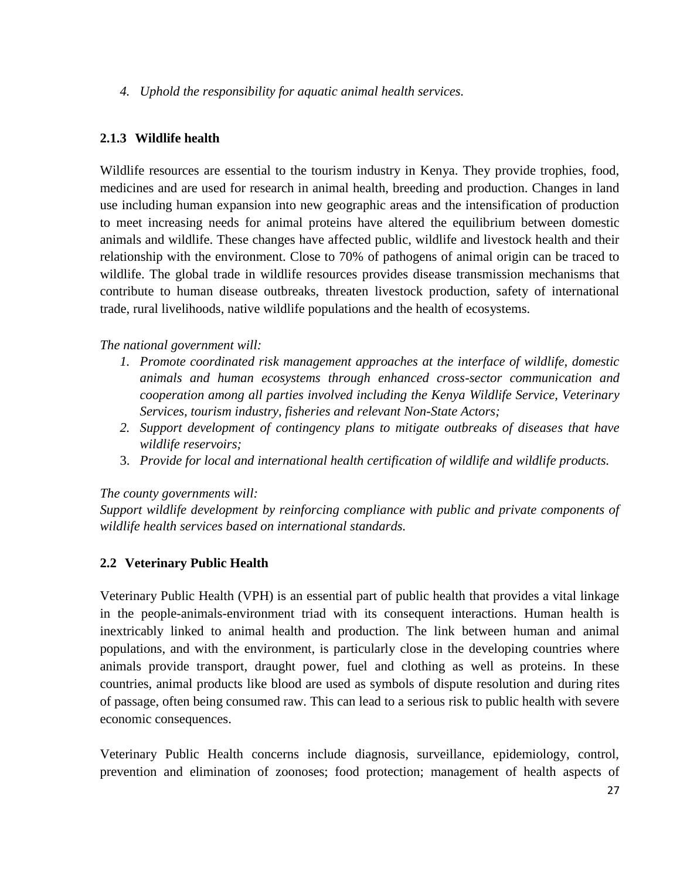4. *Uphold the responsibility for aquatic animal health services.*

### 2.1.3 Wildlife health

Wildlife resources are essential to the tourism industry in Kenya. They provide trophies, food, medicines and are used for research in animal health, breeding and production. Changes in land use including human expansion into new geographic areas and the intensification of production to meet increasing needs for animal proteins have altered the equilibrium between domestic animals and wildlife. These changes have affected public, wildlife and livestock health and their relationship with the environment. Close to 70% of pathogens of animal origin can be traced to wildlife. The global trade in wildlife resources provides disease transmission mechanisms that contribute to human disease outbreaks, threaten livestock production, safety of international trade, rural livelihoods, native wildlife populations and the health of ecosystems.

*The national government will:*

1. *Promote coordinated risk management approaches at the interface of wildlife, domestic animals and human ecosystems through enhanced cross-sector communication and cooperation among all parties involved including the Kenya Wildlife Service, Veterinary Services, tourism industry, fisheries and relevant Non-State Actors;*
2. *Support development of contingency plans to mitigate outbreaks of diseases that have wildlife reservoirs;*
3. *Provide for local and international health certification of wildlife and wildlife products.*

*The county governments will:*
*Support wildlife development by reinforcing compliance with public and private components of wildlife health services based on international standards.*

## 2.2 Veterinary Public Health

Veterinary Public Health (VPH) is an essential part of public health that provides a vital linkage in the people-animals-environment triad with its consequent interactions. Human health is inextricably linked to animal health and production. The link between human and animal populations, and with the environment, is particularly close in the developing countries where animals provide transport, draught power, fuel and clothing as well as proteins. In these countries, animal products like blood are used as symbols of dispute resolution and during rites of passage, often being consumed raw. This can lead to a serious risk to public health with severe economic consequences.

Veterinary Public Health concerns include diagnosis, surveillance, epidemiology, control, prevention and elimination of zoonoses; food protection; management of health aspects of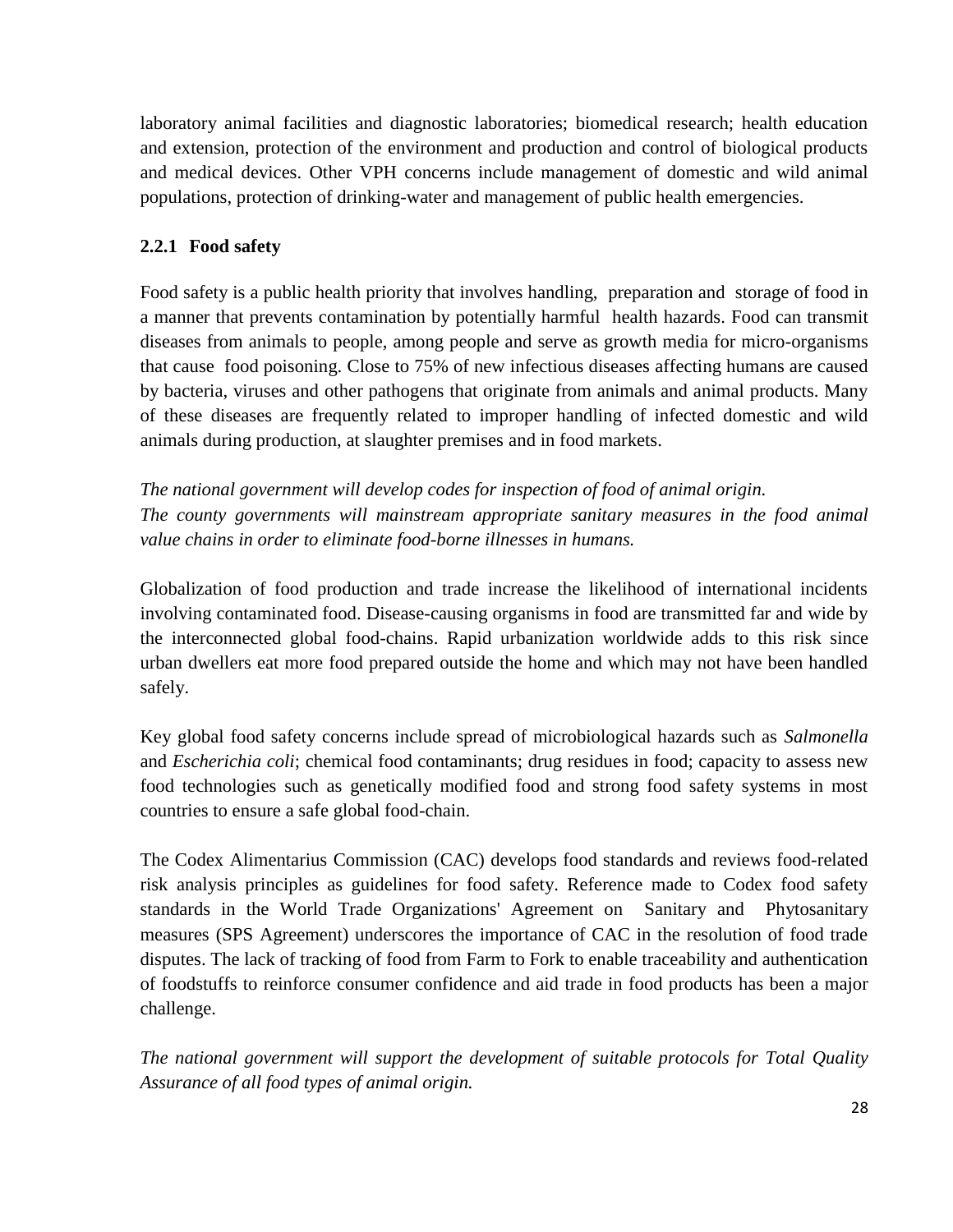laboratory animal facilities and diagnostic laboratories; biomedical research; health education and extension, protection of the environment and production and control of biological products and medical devices. Other VPH concerns include management of domestic and wild animal populations, protection of drinking-water and management of public health emergencies.

### 2.2.1 Food safety

Food safety is a public health priority that involves handling, preparation and storage of food in a manner that prevents contamination by potentially harmful health hazards. Food can transmit diseases from animals to people, among people and serve as growth media for micro-organisms that cause food poisoning. Close to 75% of new infectious diseases affecting humans are caused by bacteria, viruses and other pathogens that originate from animals and animal products. Many of these diseases are frequently related to improper handling of infected domestic and wild animals during production, at slaughter premises and in food markets.

*The national government will develop codes for inspection of food of animal origin.*
*The county governments will mainstream appropriate sanitary measures in the food animal value chains in order to eliminate food-borne illnesses in humans.*

Globalization of food production and trade increase the likelihood of international incidents involving contaminated food. Disease-causing organisms in food are transmitted far and wide by the interconnected global food-chains. Rapid urbanization worldwide adds to this risk since urban dwellers eat more food prepared outside the home and which may not have been handled safely.

Key global food safety concerns include spread of microbiological hazards such as *Salmonella* and *Escherichia coli*; chemical food contaminants; drug residues in food; capacity to assess new food technologies such as genetically modified food and strong food safety systems in most countries to ensure a safe global food-chain.

The Codex Alimentarius Commission (CAC) develops food standards and reviews food-related risk analysis principles as guidelines for food safety. Reference made to Codex food safety standards in the World Trade Organizations' Agreement on Sanitary and Phytosanitary measures (SPS Agreement) underscores the importance of CAC in the resolution of food trade disputes. The lack of tracking of food from Farm to Fork to enable traceability and authentication of foodstuffs to reinforce consumer confidence and aid trade in food products has been a major challenge.

*The national government will support the development of suitable protocols for Total Quality Assurance of all food types of animal origin.*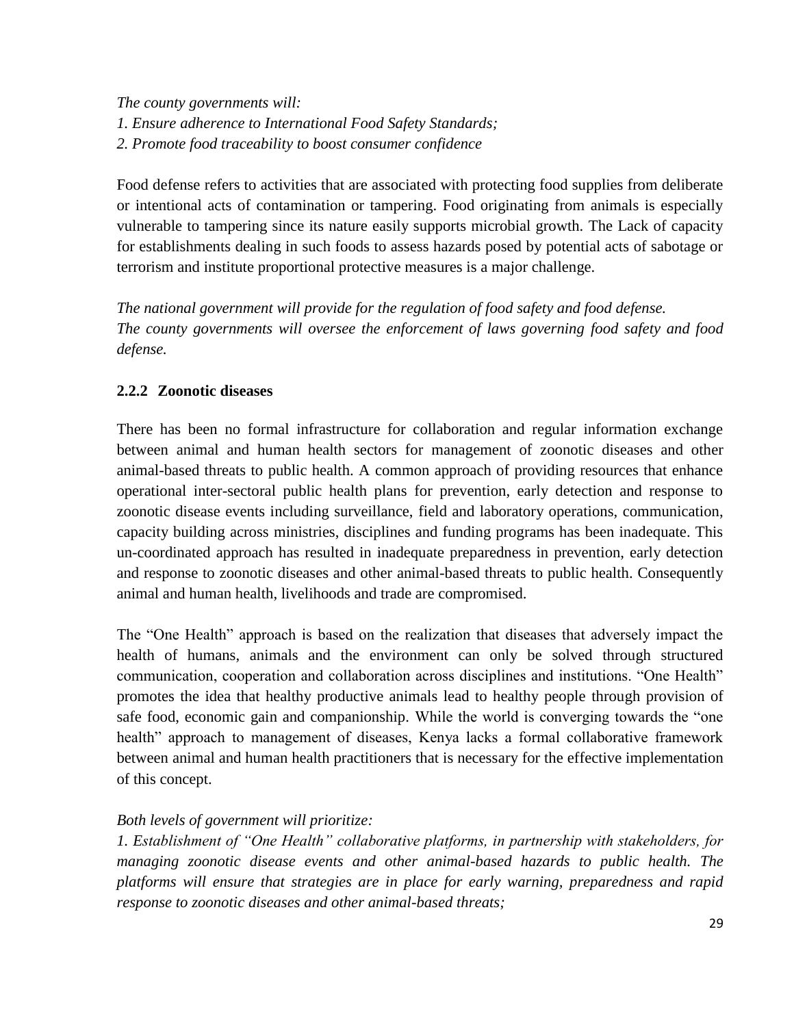*The county governments will:*
*1. Ensure adherence to International Food Safety Standards;*
*2. Promote food traceability to boost consumer confidence*

Food defense refers to activities that are associated with protecting food supplies from deliberate or intentional acts of contamination or tampering. Food originating from animals is especially vulnerable to tampering since its nature easily supports microbial growth. The Lack of capacity for establishments dealing in such foods to assess hazards posed by potential acts of sabotage or terrorism and institute proportional protective measures is a major challenge.

*The national government will provide for the regulation of food safety and food defense.*
*The county governments will oversee the enforcement of laws governing food safety and food defense.*

### 2.2.2 Zoonotic diseases

There has been no formal infrastructure for collaboration and regular information exchange between animal and human health sectors for management of zoonotic diseases and other animal-based threats to public health. A common approach of providing resources that enhance operational inter-sectoral public health plans for prevention, early detection and response to zoonotic disease events including surveillance, field and laboratory operations, communication, capacity building across ministries, disciplines and funding programs has been inadequate. This un-coordinated approach has resulted in inadequate preparedness in prevention, early detection and response to zoonotic diseases and other animal-based threats to public health. Consequently animal and human health, livelihoods and trade are compromised.

The "One Health" approach is based on the realization that diseases that adversely impact the health of humans, animals and the environment can only be solved through structured communication, cooperation and collaboration across disciplines and institutions. "One Health" promotes the idea that healthy productive animals lead to healthy people through provision of safe food, economic gain and companionship. While the world is converging towards the "one health" approach to management of diseases, Kenya lacks a formal collaborative framework between animal and human health practitioners that is necessary for the effective implementation of this concept.

*Both levels of government will prioritize:*
*1. Establishment of "One Health" collaborative platforms, in partnership with stakeholders, for managing zoonotic disease events and other animal-based hazards to public health. The platforms will ensure that strategies are in place for early warning, preparedness and rapid response to zoonotic diseases and other animal-based threats;*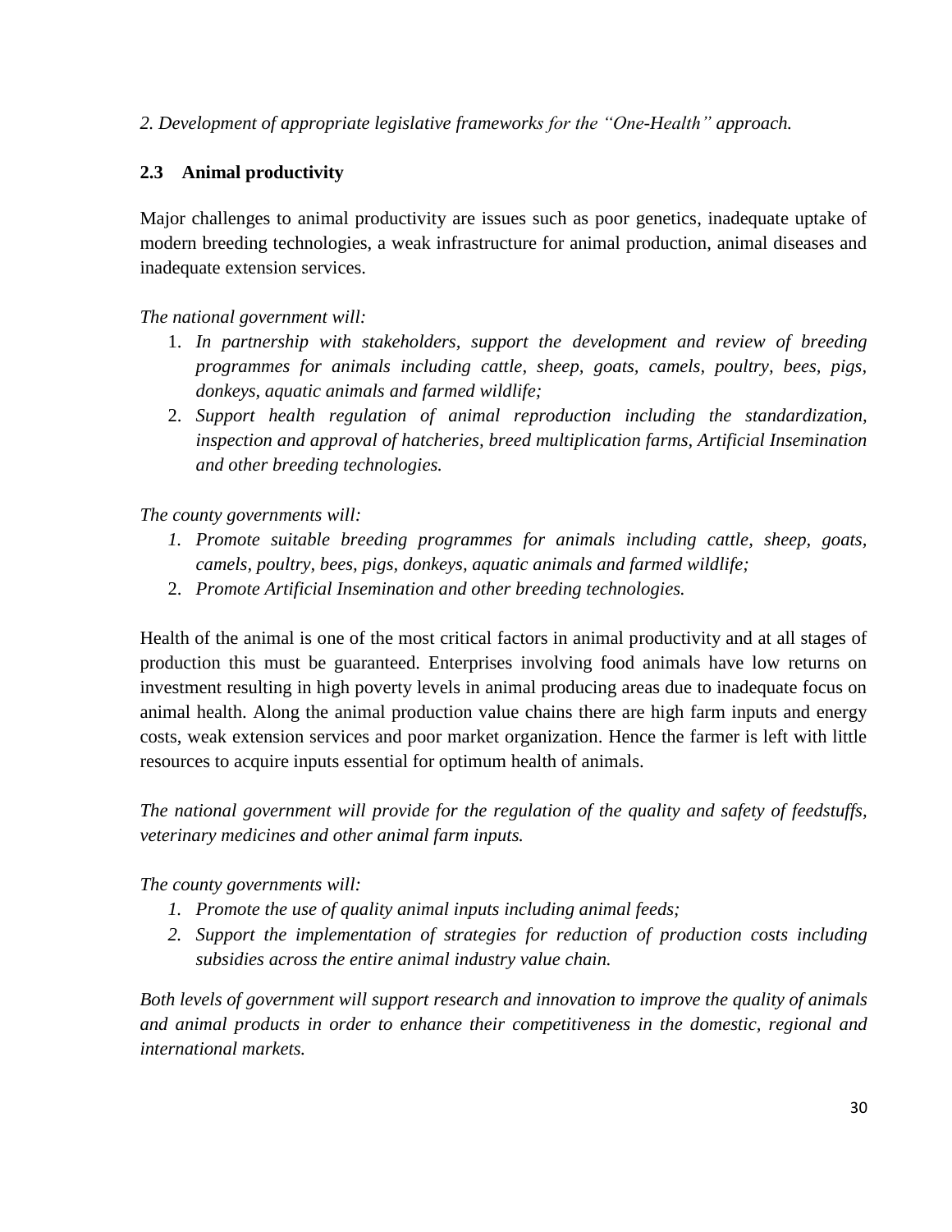*2. Development of appropriate legislative frameworks for the "One-Health" approach.*

## 2.3 Animal productivity

Major challenges to animal productivity are issues such as poor genetics, inadequate uptake of modern breeding technologies, a weak infrastructure for animal production, animal diseases and inadequate extension services.

*The national government will:*

1. *In partnership with stakeholders, support the development and review of breeding programmes for animals including cattle, sheep, goats, camels, poultry, bees, pigs, donkeys, aquatic animals and farmed wildlife;*
2. *Support health regulation of animal reproduction including the standardization, inspection and approval of hatcheries, breed multiplication farms, Artificial Insemination and other breeding technologies.*

*The county governments will:*

1. *Promote suitable breeding programmes for animals including cattle, sheep, goats, camels, poultry, bees, pigs, donkeys, aquatic animals and farmed wildlife;*
2. *Promote Artificial Insemination and other breeding technologies.*

Health of the animal is one of the most critical factors in animal productivity and at all stages of production this must be guaranteed. Enterprises involving food animals have low returns on investment resulting in high poverty levels in animal producing areas due to inadequate focus on animal health. Along the animal production value chains there are high farm inputs and energy costs, weak extension services and poor market organization. Hence the farmer is left with little resources to acquire inputs essential for optimum health of animals.

*The national government will provide for the regulation of the quality and safety of feedstuffs, veterinary medicines and other animal farm inputs.*

*The county governments will:*

1. *Promote the use of quality animal inputs including animal feeds;*
2. *Support the implementation of strategies for reduction of production costs including subsidies across the entire animal industry value chain.*

*Both levels of government will support research and innovation to improve the quality of animals and animal products in order to enhance their competitiveness in the domestic, regional and international markets.*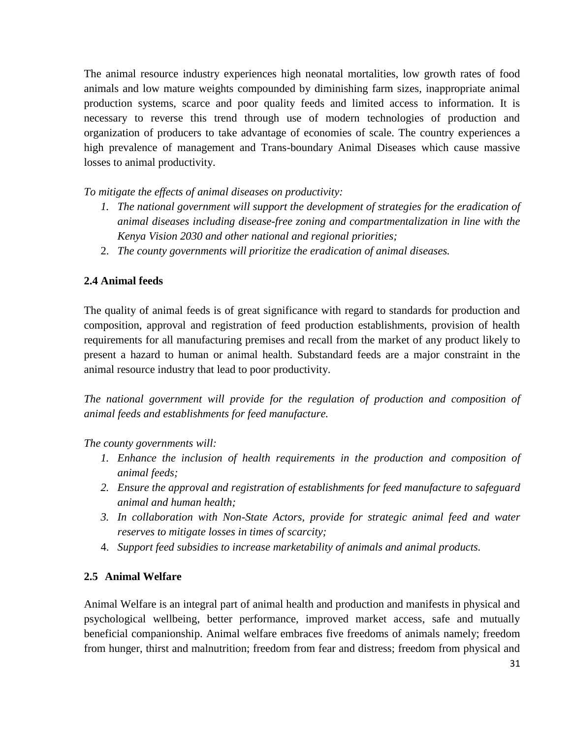The animal resource industry experiences high neonatal mortalities, low growth rates of food animals and low mature weights compounded by diminishing farm sizes, inappropriate animal production systems, scarce and poor quality feeds and limited access to information. It is necessary to reverse this trend through use of modern technologies of production and organization of producers to take advantage of economies of scale. The country experiences a high prevalence of management and Trans-boundary Animal Diseases which cause massive losses to animal productivity.

*To mitigate the effects of animal diseases on productivity:*

1. *The national government will support the development of strategies for the eradication of animal diseases including disease-free zoning and compartmentalization in line with the Kenya Vision 2030 and other national and regional priorities;*
2. *The county governments will prioritize the eradication of animal diseases.*

### 2.4 Animal feeds

The quality of animal feeds is of great significance with regard to standards for production and composition, approval and registration of feed production establishments, provision of health requirements for all manufacturing premises and recall from the market of any product likely to present a hazard to human or animal health. Substandard feeds are a major constraint in the animal resource industry that lead to poor productivity.

*The national government will provide for the regulation of production and composition of animal feeds and establishments for feed manufacture.*

*The county governments will:*

1. *Enhance the inclusion of health requirements in the production and composition of animal feeds;*
2. *Ensure the approval and registration of establishments for feed manufacture to safeguard animal and human health;*
3. *In collaboration with Non-State Actors, provide for strategic animal feed and water reserves to mitigate losses in times of scarcity;*
4. *Support feed subsidies to increase marketability of animals and animal products.*

### 2.5 Animal Welfare

Animal Welfare is an integral part of animal health and production and manifests in physical and psychological wellbeing, better performance, improved market access, safe and mutually beneficial companionship. Animal welfare embraces five freedoms of animals namely; freedom from hunger, thirst and malnutrition; freedom from fear and distress; freedom from physical and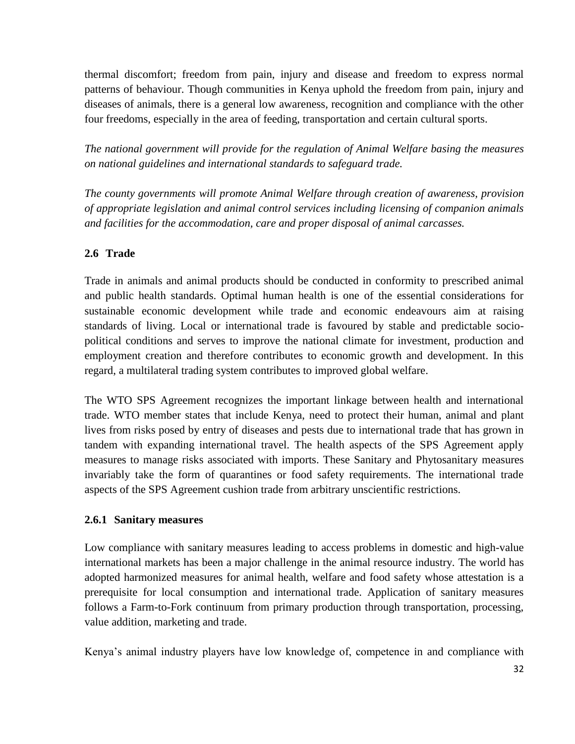thermal discomfort; freedom from pain, injury and disease and freedom to express normal patterns of behaviour. Though communities in Kenya uphold the freedom from pain, injury and diseases of animals, there is a general low awareness, recognition and compliance with the other four freedoms, especially in the area of feeding, transportation and certain cultural sports.

*The national government will provide for the regulation of Animal Welfare basing the measures on national guidelines and international standards to safeguard trade.*

*The county governments will promote Animal Welfare through creation of awareness, provision of appropriate legislation and animal control services including licensing of companion animals and facilities for the accommodation, care and proper disposal of animal carcasses.*

### 2.6 Trade

Trade in animals and animal products should be conducted in conformity to prescribed animal and public health standards. Optimal human health is one of the essential considerations for sustainable economic development while trade and economic endeavours aim at raising standards of living. Local or international trade is favoured by stable and predictable socio-political conditions and serves to improve the national climate for investment, production and employment creation and therefore contributes to economic growth and development. In this regard, a multilateral trading system contributes to improved global welfare.

The WTO SPS Agreement recognizes the important linkage between health and international trade. WTO member states that include Kenya, need to protect their human, animal and plant lives from risks posed by entry of diseases and pests due to international trade that has grown in tandem with expanding international travel. The health aspects of the SPS Agreement apply measures to manage risks associated with imports. These Sanitary and Phytosanitary measures invariably take the form of quarantines or food safety requirements. The international trade aspects of the SPS Agreement cushion trade from arbitrary unscientific restrictions.

#### 2.6.1 Sanitary measures

Low compliance with sanitary measures leading to access problems in domestic and high-value international markets has been a major challenge in the animal resource industry. The world has adopted harmonized measures for animal health, welfare and food safety whose attestation is a prerequisite for local consumption and international trade. Application of sanitary measures follows a Farm-to-Fork continuum from primary production through transportation, processing, value addition, marketing and trade.

Kenya's animal industry players have low knowledge of, competence in and compliance with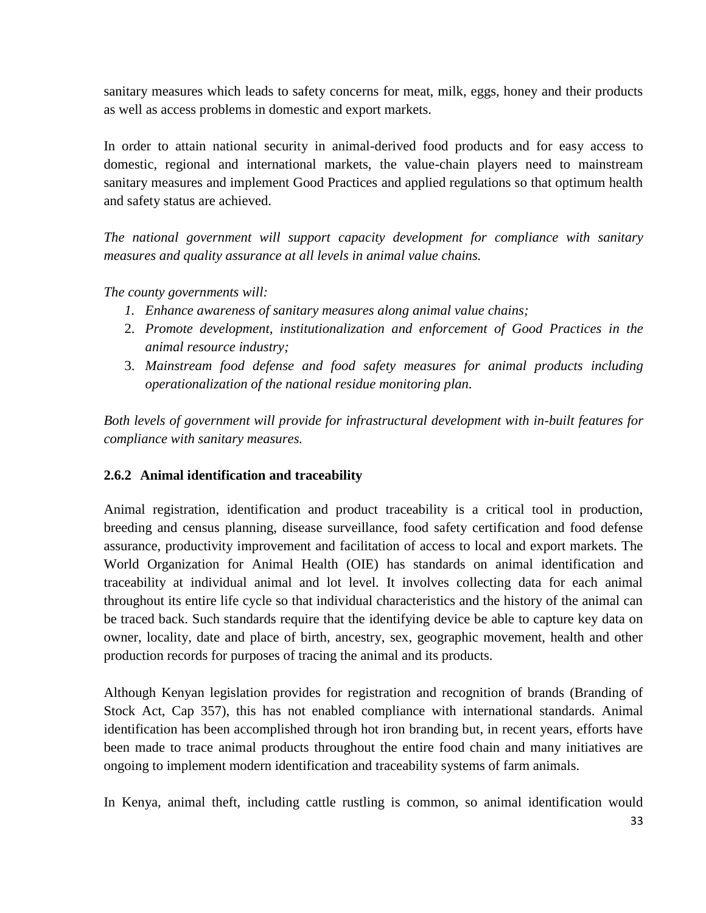sanitary measures which leads to safety concerns for meat, milk, eggs, honey and their products as well as access problems in domestic and export markets.

In order to attain national security in animal-derived food products and for easy access to domestic, regional and international markets, the value-chain players need to mainstream sanitary measures and implement Good Practices and applied regulations so that optimum health and safety status are achieved.

*The national government will support capacity development for compliance with sanitary measures and quality assurance at all levels in animal value chains.*

*The county governments will:*

1. *Enhance awareness of sanitary measures along animal value chains;*
2. *Promote development, institutionalization and enforcement of Good Practices in the animal resource industry;*
3. *Mainstream food defense and food safety measures for animal products including operationalization of the national residue monitoring plan.*

*Both levels of government will provide for infrastructural development with in-built features for compliance with sanitary measures.*

### 2.6.2 Animal identification and traceability

Animal registration, identification and product traceability is a critical tool in production, breeding and census planning, disease surveillance, food safety certification and food defense assurance, productivity improvement and facilitation of access to local and export markets. The World Organization for Animal Health (OIE) has standards on animal identification and traceability at individual animal and lot level. It involves collecting data for each animal throughout its entire life cycle so that individual characteristics and the history of the animal can be traced back. Such standards require that the identifying device be able to capture key data on owner, locality, date and place of birth, ancestry, sex, geographic movement, health and other production records for purposes of tracing the animal and its products.

Although Kenyan legislation provides for registration and recognition of brands (Branding of Stock Act, Cap 357), this has not enabled compliance with international standards. Animal identification has been accomplished through hot iron branding but, in recent years, efforts have been made to trace animal products throughout the entire food chain and many initiatives are ongoing to implement modern identification and traceability systems of farm animals.

In Kenya, animal theft, including cattle rustling is common, so animal identification would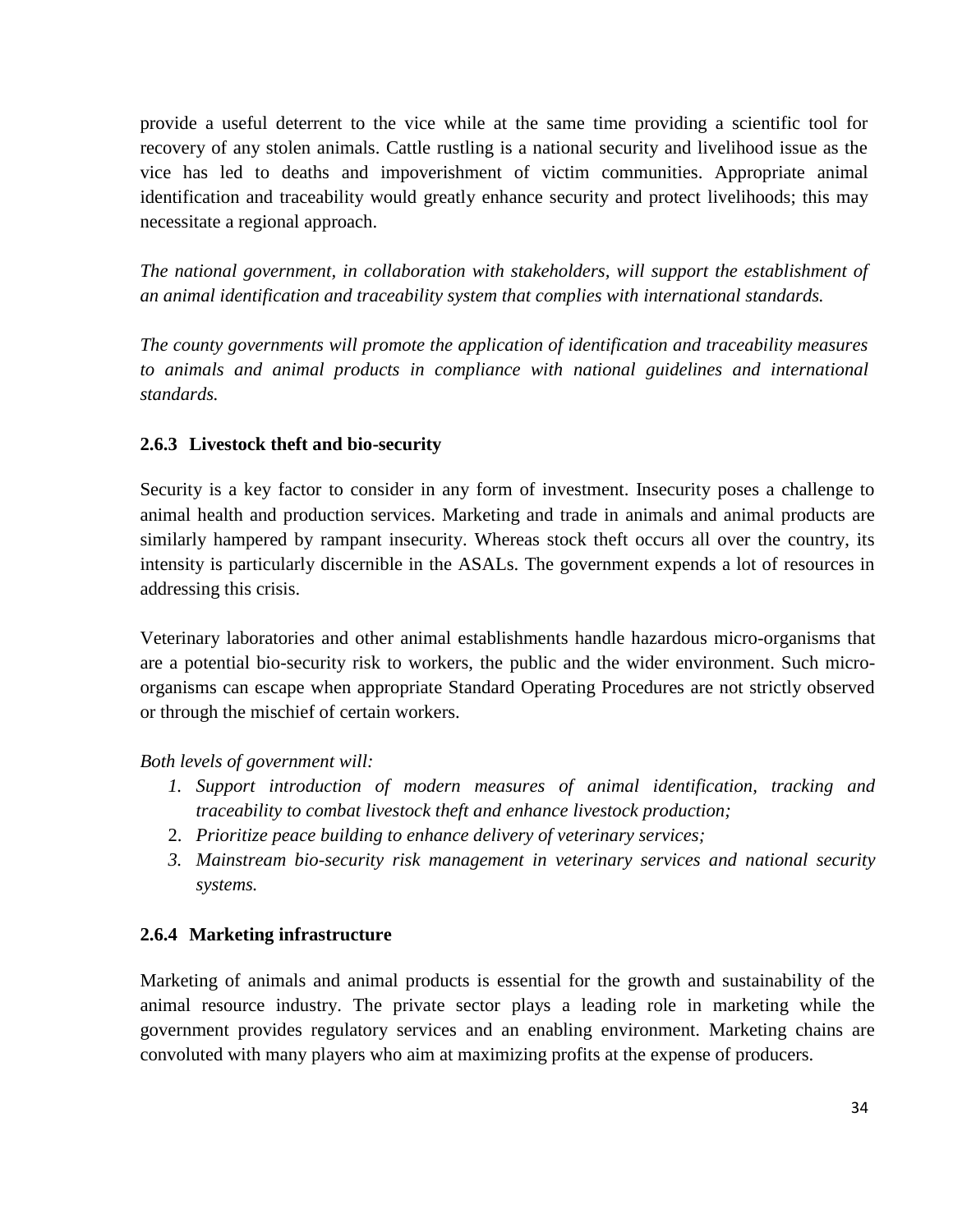provide a useful deterrent to the vice while at the same time providing a scientific tool for recovery of any stolen animals. Cattle rustling is a national security and livelihood issue as the vice has led to deaths and impoverishment of victim communities. Appropriate animal identification and traceability would greatly enhance security and protect livelihoods; this may necessitate a regional approach.

*The national government, in collaboration with stakeholders, will support the establishment of an animal identification and traceability system that complies with international standards.*

*The county governments will promote the application of identification and traceability measures to animals and animal products in compliance with national guidelines and international standards.*

### 2.6.3 Livestock theft and bio-security

Security is a key factor to consider in any form of investment. Insecurity poses a challenge to animal health and production services. Marketing and trade in animals and animal products are similarly hampered by rampant insecurity. Whereas stock theft occurs all over the country, its intensity is particularly discernible in the ASALs. The government expends a lot of resources in addressing this crisis.

Veterinary laboratories and other animal establishments handle hazardous micro-organisms that are a potential bio-security risk to workers, the public and the wider environment. Such micro-organisms can escape when appropriate Standard Operating Procedures are not strictly observed or through the mischief of certain workers.

*Both levels of government will:*

1. *Support introduction of modern measures of animal identification, tracking and traceability to combat livestock theft and enhance livestock production;*
2. *Prioritize peace building to enhance delivery of veterinary services;*
3. *Mainstream bio-security risk management in veterinary services and national security systems.*

### 2.6.4 Marketing infrastructure

Marketing of animals and animal products is essential for the growth and sustainability of the animal resource industry. The private sector plays a leading role in marketing while the government provides regulatory services and an enabling environment. Marketing chains are convoluted with many players who aim at maximizing profits at the expense of producers.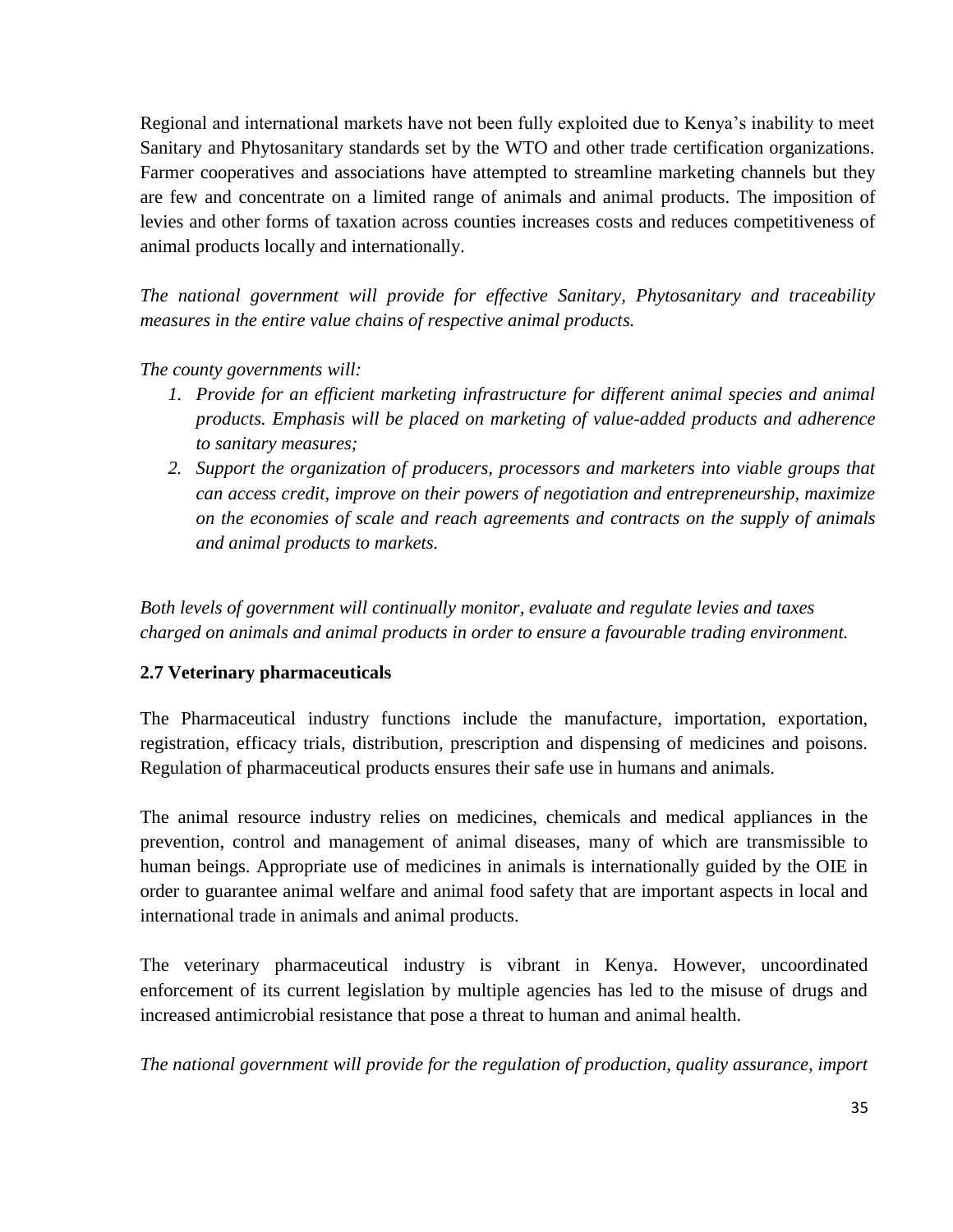Regional and international markets have not been fully exploited due to Kenya's inability to meet Sanitary and Phytosanitary standards set by the WTO and other trade certification organizations. Farmer cooperatives and associations have attempted to streamline marketing channels but they are few and concentrate on a limited range of animals and animal products. The imposition of levies and other forms of taxation across counties increases costs and reduces competitiveness of animal products locally and internationally.

*The national government will provide for effective Sanitary, Phytosanitary and traceability measures in the entire value chains of respective animal products.*

*The county governments will:*

1. *Provide for an efficient marketing infrastructure for different animal species and animal products. Emphasis will be placed on marketing of value-added products and adherence to sanitary measures;*
2. *Support the organization of producers, processors and marketers into viable groups that can access credit, improve on their powers of negotiation and entrepreneurship, maximize on the economies of scale and reach agreements and contracts on the supply of animals and animal products to markets.*

*Both levels of government will continually monitor, evaluate and regulate levies and taxes charged on animals and animal products in order to ensure a favourable trading environment.*

## 2.7 Veterinary pharmaceuticals

The Pharmaceutical industry functions include the manufacture, importation, exportation, registration, efficacy trials, distribution, prescription and dispensing of medicines and poisons. Regulation of pharmaceutical products ensures their safe use in humans and animals.

The animal resource industry relies on medicines, chemicals and medical appliances in the prevention, control and management of animal diseases, many of which are transmissible to human beings. Appropriate use of medicines in animals is internationally guided by the OIE in order to guarantee animal welfare and animal food safety that are important aspects in local and international trade in animals and animal products.

The veterinary pharmaceutical industry is vibrant in Kenya. However, uncoordinated enforcement of its current legislation by multiple agencies has led to the misuse of drugs and increased antimicrobial resistance that pose a threat to human and animal health.

*The national government will provide for the regulation of production, quality assurance, import*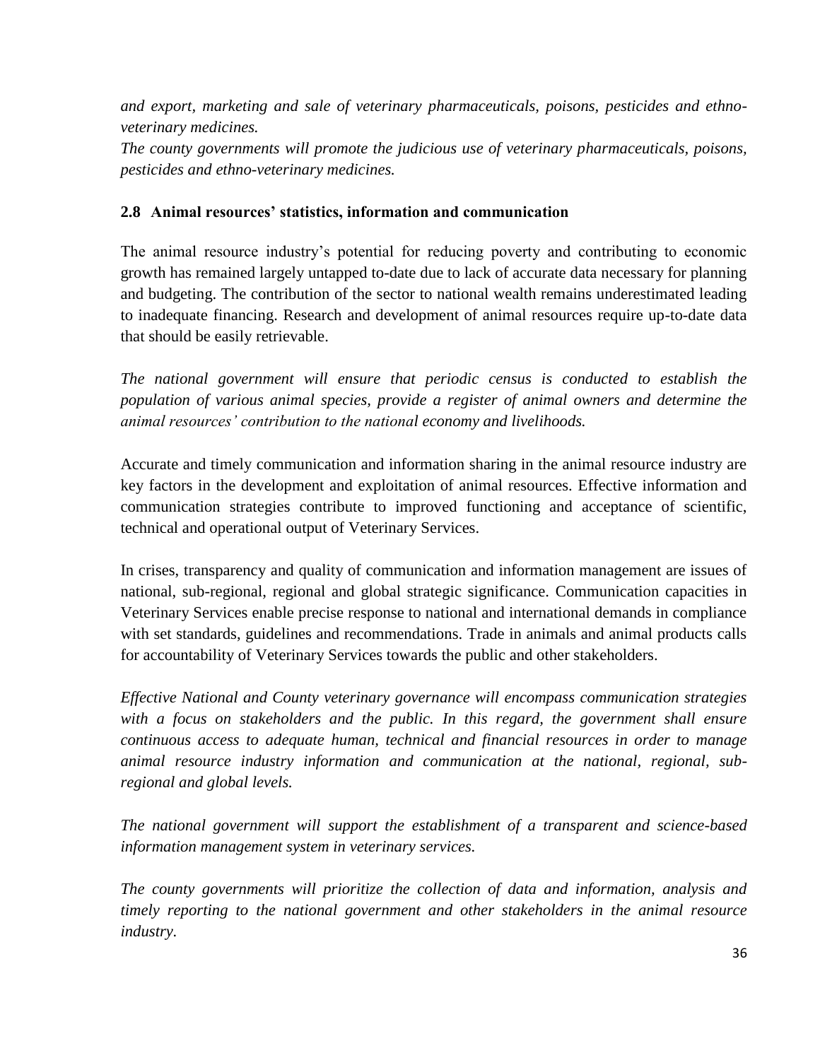*and export, marketing and sale of veterinary pharmaceuticals, poisons, pesticides and ethno-veterinary medicines.*

*The county governments will promote the judicious use of veterinary pharmaceuticals, poisons, pesticides and ethno-veterinary medicines.*

### 2.8 Animal resources' statistics, information and communication

The animal resource industry's potential for reducing poverty and contributing to economic growth has remained largely untapped to-date due to lack of accurate data necessary for planning and budgeting. The contribution of the sector to national wealth remains underestimated leading to inadequate financing. Research and development of animal resources require up-to-date data that should be easily retrievable.

*The national government will ensure that periodic census is conducted to establish the population of various animal species, provide a register of animal owners and determine the animal resources' contribution to the national economy and livelihoods.*

Accurate and timely communication and information sharing in the animal resource industry are key factors in the development and exploitation of animal resources. Effective information and communication strategies contribute to improved functioning and acceptance of scientific, technical and operational output of Veterinary Services.

In crises, transparency and quality of communication and information management are issues of national, sub-regional, regional and global strategic significance. Communication capacities in Veterinary Services enable precise response to national and international demands in compliance with set standards, guidelines and recommendations. Trade in animals and animal products calls for accountability of Veterinary Services towards the public and other stakeholders.

*Effective National and County veterinary governance will encompass communication strategies with a focus on stakeholders and the public. In this regard, the government shall ensure continuous access to adequate human, technical and financial resources in order to manage animal resource industry information and communication at the national, regional, sub-regional and global levels.*

*The national government will support the establishment of a transparent and science-based information management system in veterinary services.*

*The county governments will prioritize the collection of data and information, analysis and timely reporting to the national government and other stakeholders in the animal resource industry.*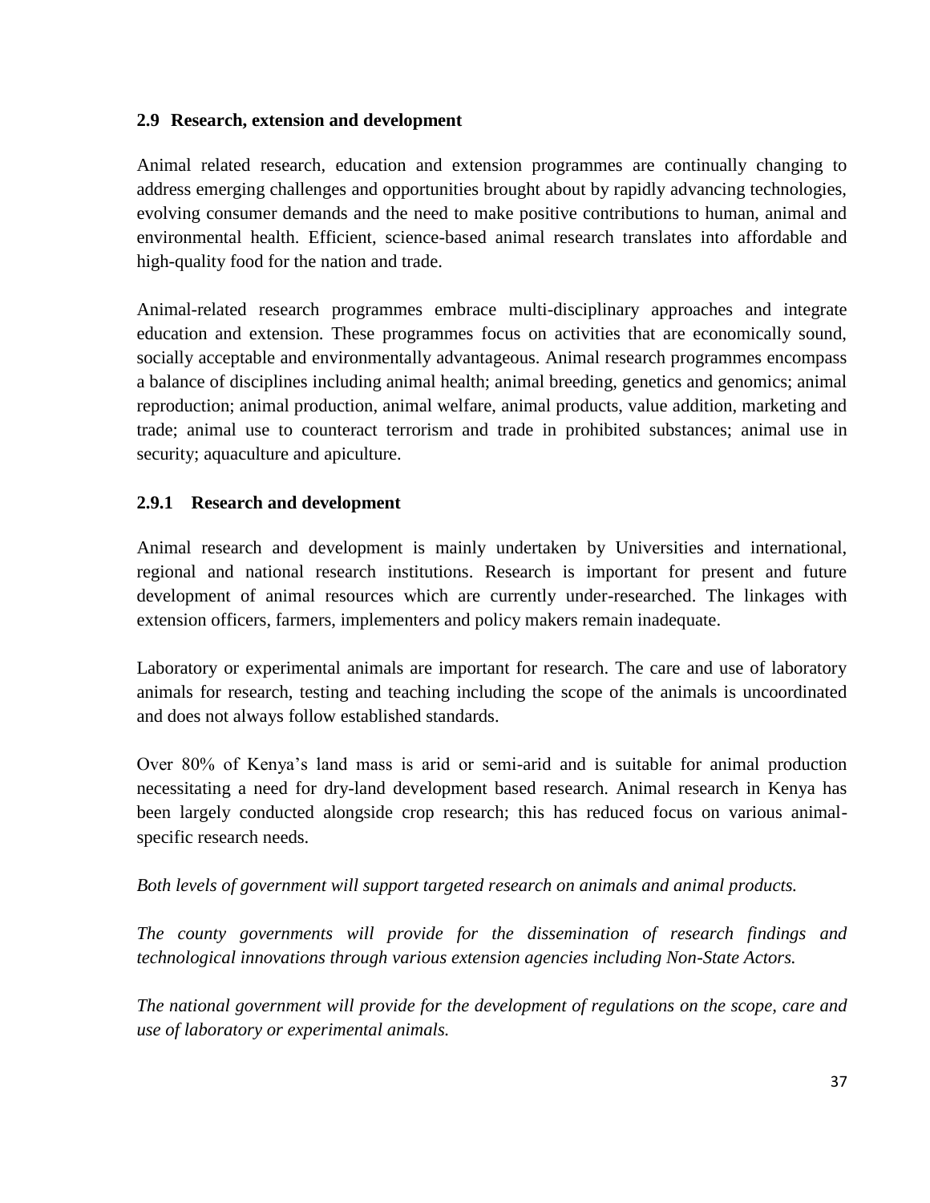## 2.9 Research, extension and development

Animal related research, education and extension programmes are continually changing to address emerging challenges and opportunities brought about by rapidly advancing technologies, evolving consumer demands and the need to make positive contributions to human, animal and environmental health. Efficient, science-based animal research translates into affordable and high-quality food for the nation and trade.

Animal-related research programmes embrace multi-disciplinary approaches and integrate education and extension. These programmes focus on activities that are economically sound, socially acceptable and environmentally advantageous. Animal research programmes encompass a balance of disciplines including animal health; animal breeding, genetics and genomics; animal reproduction; animal production, animal welfare, animal products, value addition, marketing and trade; animal use to counteract terrorism and trade in prohibited substances; animal use in security; aquaculture and apiculture.

### 2.9.1 Research and development

Animal research and development is mainly undertaken by Universities and international, regional and national research institutions. Research is important for present and future development of animal resources which are currently under-researched. The linkages with extension officers, farmers, implementers and policy makers remain inadequate.

Laboratory or experimental animals are important for research. The care and use of laboratory animals for research, testing and teaching including the scope of the animals is uncoordinated and does not always follow established standards.

Over 80% of Kenya's land mass is arid or semi-arid and is suitable for animal production necessitating a need for dry-land development based research. Animal research in Kenya has been largely conducted alongside crop research; this has reduced focus on various animal-specific research needs.

*Both levels of government will support targeted research on animals and animal products.*

*The county governments will provide for the dissemination of research findings and technological innovations through various extension agencies including Non-State Actors.*

*The national government will provide for the development of regulations on the scope, care and use of laboratory or experimental animals.*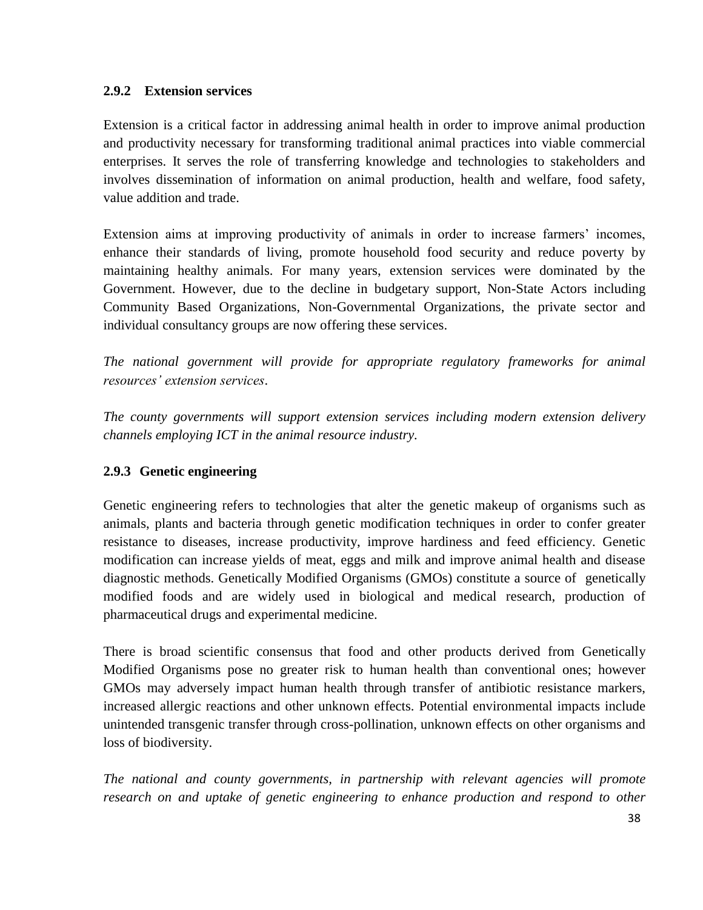### 2.9.2 Extension services

Extension is a critical factor in addressing animal health in order to improve animal production and productivity necessary for transforming traditional animal practices into viable commercial enterprises. It serves the role of transferring knowledge and technologies to stakeholders and involves dissemination of information on animal production, health and welfare, food safety, value addition and trade.

Extension aims at improving productivity of animals in order to increase farmers' incomes, enhance their standards of living, promote household food security and reduce poverty by maintaining healthy animals. For many years, extension services were dominated by the Government. However, due to the decline in budgetary support, Non-State Actors including Community Based Organizations, Non-Governmental Organizations, the private sector and individual consultancy groups are now offering these services.

*The national government will provide for appropriate regulatory frameworks for animal resources' extension services.*

*The county governments will support extension services including modern extension delivery channels employing ICT in the animal resource industry.*

### 2.9.3 Genetic engineering

Genetic engineering refers to technologies that alter the genetic makeup of organisms such as animals, plants and bacteria through genetic modification techniques in order to confer greater resistance to diseases, increase productivity, improve hardiness and feed efficiency. Genetic modification can increase yields of meat, eggs and milk and improve animal health and disease diagnostic methods. Genetically Modified Organisms (GMOs) constitute a source of genetically modified foods and are widely used in biological and medical research, production of pharmaceutical drugs and experimental medicine.

There is broad scientific consensus that food and other products derived from Genetically Modified Organisms pose no greater risk to human health than conventional ones; however GMOs may adversely impact human health through transfer of antibiotic resistance markers, increased allergic reactions and other unknown effects. Potential environmental impacts include unintended transgenic transfer through cross-pollination, unknown effects on other organisms and loss of biodiversity.

*The national and county governments, in partnership with relevant agencies will promote research on and uptake of genetic engineering to enhance production and respond to other*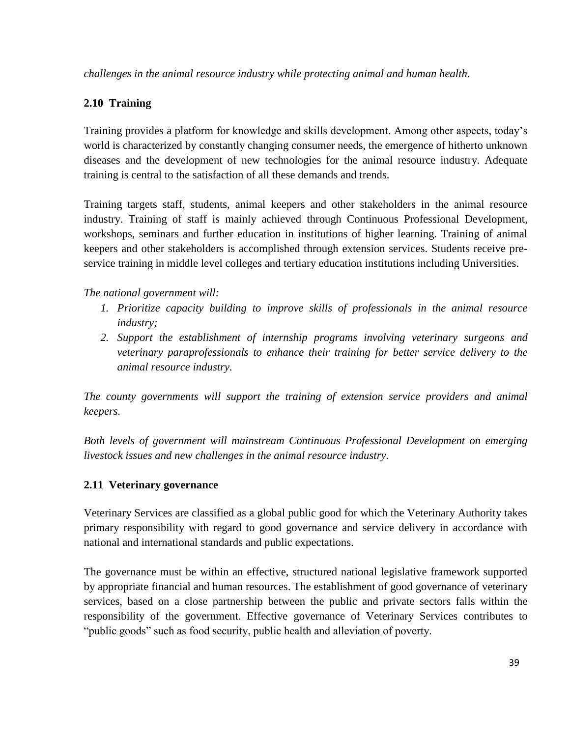*challenges in the animal resource industry while protecting animal and human health.*

## 2.10 Training

Training provides a platform for knowledge and skills development. Among other aspects, today's world is characterized by constantly changing consumer needs, the emergence of hitherto unknown diseases and the development of new technologies for the animal resource industry. Adequate training is central to the satisfaction of all these demands and trends.

Training targets staff, students, animal keepers and other stakeholders in the animal resource industry. Training of staff is mainly achieved through Continuous Professional Development, workshops, seminars and further education in institutions of higher learning. Training of animal keepers and other stakeholders is accomplished through extension services. Students receive pre-service training in middle level colleges and tertiary education institutions including Universities.

*The national government will:*

1. *Prioritize capacity building to improve skills of professionals in the animal resource industry;*
2. *Support the establishment of internship programs involving veterinary surgeons and veterinary paraprofessionals to enhance their training for better service delivery to the animal resource industry.*

*The county governments will support the training of extension service providers and animal keepers.*

*Both levels of government will mainstream Continuous Professional Development on emerging livestock issues and new challenges in the animal resource industry.*

## 2.11 Veterinary governance

Veterinary Services are classified as a global public good for which the Veterinary Authority takes primary responsibility with regard to good governance and service delivery in accordance with national and international standards and public expectations.

The governance must be within an effective, structured national legislative framework supported by appropriate financial and human resources. The establishment of good governance of veterinary services, based on a close partnership between the public and private sectors falls within the responsibility of the government. Effective governance of Veterinary Services contributes to "public goods" such as food security, public health and alleviation of poverty.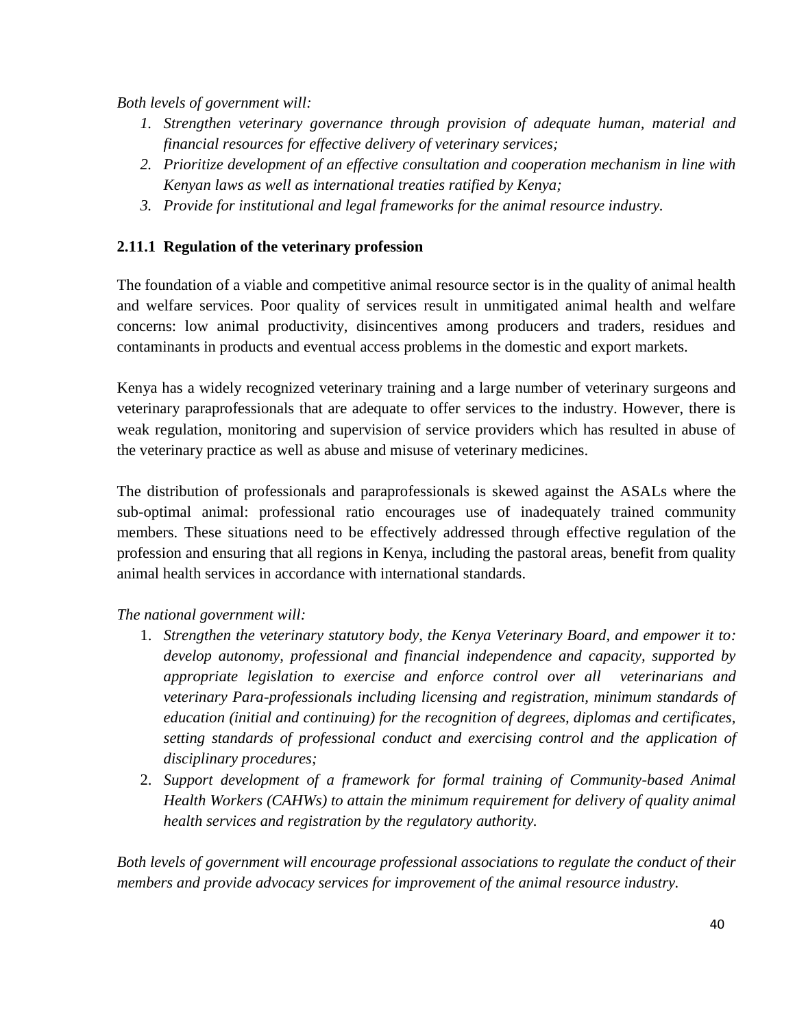*Both levels of government will:*

1. *Strengthen veterinary governance through provision of adequate human, material and financial resources for effective delivery of veterinary services;*
2. *Prioritize development of an effective consultation and cooperation mechanism in line with Kenyan laws as well as international treaties ratified by Kenya;*
3. *Provide for institutional and legal frameworks for the animal resource industry.*

### 2.11.1 Regulation of the veterinary profession

The foundation of a viable and competitive animal resource sector is in the quality of animal health and welfare services. Poor quality of services result in unmitigated animal health and welfare concerns: low animal productivity, disincentives among producers and traders, residues and contaminants in products and eventual access problems in the domestic and export markets.

Kenya has a widely recognized veterinary training and a large number of veterinary surgeons and veterinary paraprofessionals that are adequate to offer services to the industry. However, there is weak regulation, monitoring and supervision of service providers which has resulted in abuse of the veterinary practice as well as abuse and misuse of veterinary medicines.

The distribution of professionals and paraprofessionals is skewed against the ASALs where the sub-optimal animal: professional ratio encourages use of inadequately trained community members. These situations need to be effectively addressed through effective regulation of the profession and ensuring that all regions in Kenya, including the pastoral areas, benefit from quality animal health services in accordance with international standards.

*The national government will:*

1. *Strengthen the veterinary statutory body, the Kenya Veterinary Board, and empower it to: develop autonomy, professional and financial independence and capacity, supported by appropriate legislation to exercise and enforce control over all veterinarians and veterinary Para-professionals including licensing and registration, minimum standards of education (initial and continuing) for the recognition of degrees, diplomas and certificates, setting standards of professional conduct and exercising control and the application of disciplinary procedures;*
2. *Support development of a framework for formal training of Community-based Animal Health Workers (CAHWs) to attain the minimum requirement for delivery of quality animal health services and registration by the regulatory authority.*

*Both levels of government will encourage professional associations to regulate the conduct of their members and provide advocacy services for improvement of the animal resource industry.*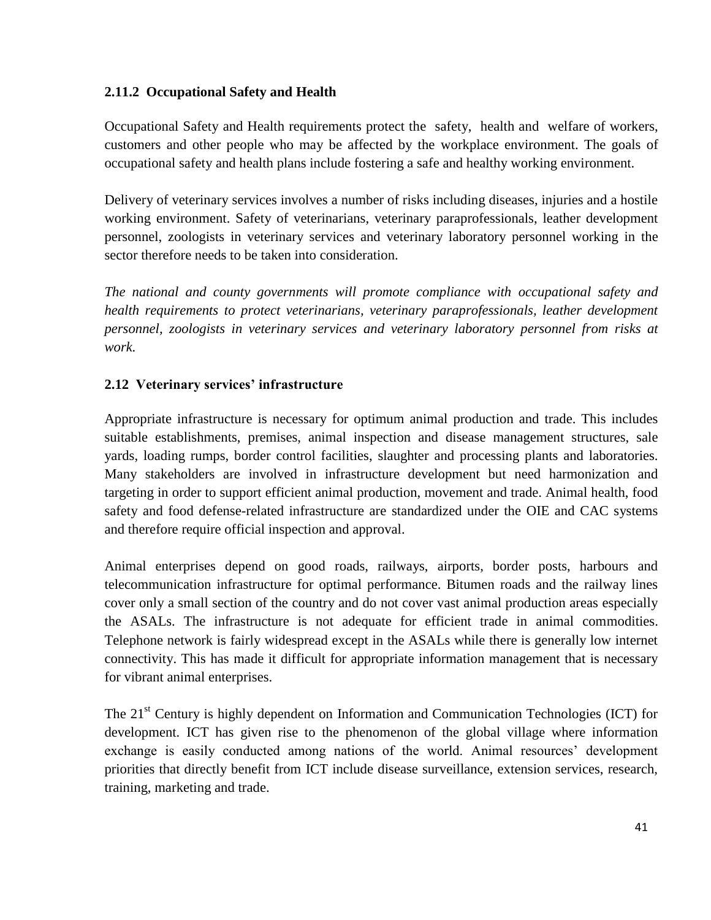### 2.11.2 Occupational Safety and Health

Occupational Safety and Health requirements protect the safety, health and welfare of workers, customers and other people who may be affected by the workplace environment. The goals of occupational safety and health plans include fostering a safe and healthy working environment.

Delivery of veterinary services involves a number of risks including diseases, injuries and a hostile working environment. Safety of veterinarians, veterinary paraprofessionals, leather development personnel, zoologists in veterinary services and veterinary laboratory personnel working in the sector therefore needs to be taken into consideration.

*The national and county governments will promote compliance with occupational safety and health requirements to protect veterinarians, veterinary paraprofessionals, leather development personnel, zoologists in veterinary services and veterinary laboratory personnel from risks at work.*

## 2.12 Veterinary services' infrastructure

Appropriate infrastructure is necessary for optimum animal production and trade. This includes suitable establishments, premises, animal inspection and disease management structures, sale yards, loading rumps, border control facilities, slaughter and processing plants and laboratories. Many stakeholders are involved in infrastructure development but need harmonization and targeting in order to support efficient animal production, movement and trade. Animal health, food safety and food defense-related infrastructure are standardized under the OIE and CAC systems and therefore require official inspection and approval.

Animal enterprises depend on good roads, railways, airports, border posts, harbours and telecommunication infrastructure for optimal performance. Bitumen roads and the railway lines cover only a small section of the country and do not cover vast animal production areas especially the ASALs. The infrastructure is not adequate for efficient trade in animal commodities. Telephone network is fairly widespread except in the ASALs while there is generally low internet connectivity. This has made it difficult for appropriate information management that is necessary for vibrant animal enterprises.

The 21st Century is highly dependent on Information and Communication Technologies (ICT) for development. ICT has given rise to the phenomenon of the global village where information exchange is easily conducted among nations of the world. Animal resources' development priorities that directly benefit from ICT include disease surveillance, extension services, research, training, marketing and trade.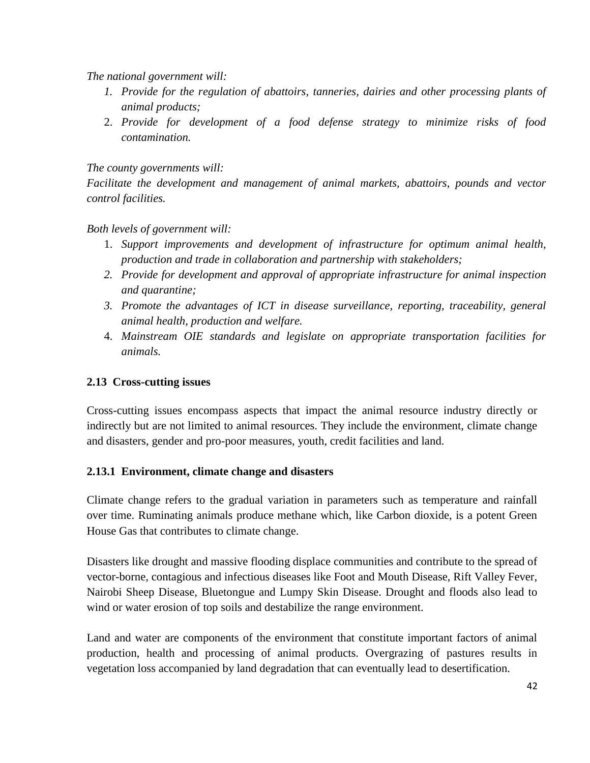*The national government will:*

1. *Provide for the regulation of abattoirs, tanneries, dairies and other processing plants of animal products;*
2. *Provide for development of a food defense strategy to minimize risks of food contamination.*

*The county governments will:*

*Facilitate the development and management of animal markets, abattoirs, pounds and vector control facilities.*

*Both levels of government will:*

1. *Support improvements and development of infrastructure for optimum animal health, production and trade in collaboration and partnership with stakeholders;*
2. *Provide for development and approval of appropriate infrastructure for animal inspection and quarantine;*
3. *Promote the advantages of ICT in disease surveillance, reporting, traceability, general animal health, production and welfare.*
4. *Mainstream OIE standards and legislate on appropriate transportation facilities for animals.*

### 2.13 Cross-cutting issues

Cross-cutting issues encompass aspects that impact the animal resource industry directly or indirectly but are not limited to animal resources. They include the environment, climate change and disasters, gender and pro-poor measures, youth, credit facilities and land.

#### 2.13.1 Environment, climate change and disasters

Climate change refers to the gradual variation in parameters such as temperature and rainfall over time. Ruminating animals produce methane which, like Carbon dioxide, is a potent Green House Gas that contributes to climate change.

Disasters like drought and massive flooding displace communities and contribute to the spread of vector-borne, contagious and infectious diseases like Foot and Mouth Disease, Rift Valley Fever, Nairobi Sheep Disease, Bluetongue and Lumpy Skin Disease. Drought and floods also lead to wind or water erosion of top soils and destabilize the range environment.

Land and water are components of the environment that constitute important factors of animal production, health and processing of animal products. Overgrazing of pastures results in vegetation loss accompanied by land degradation that can eventually lead to desertification.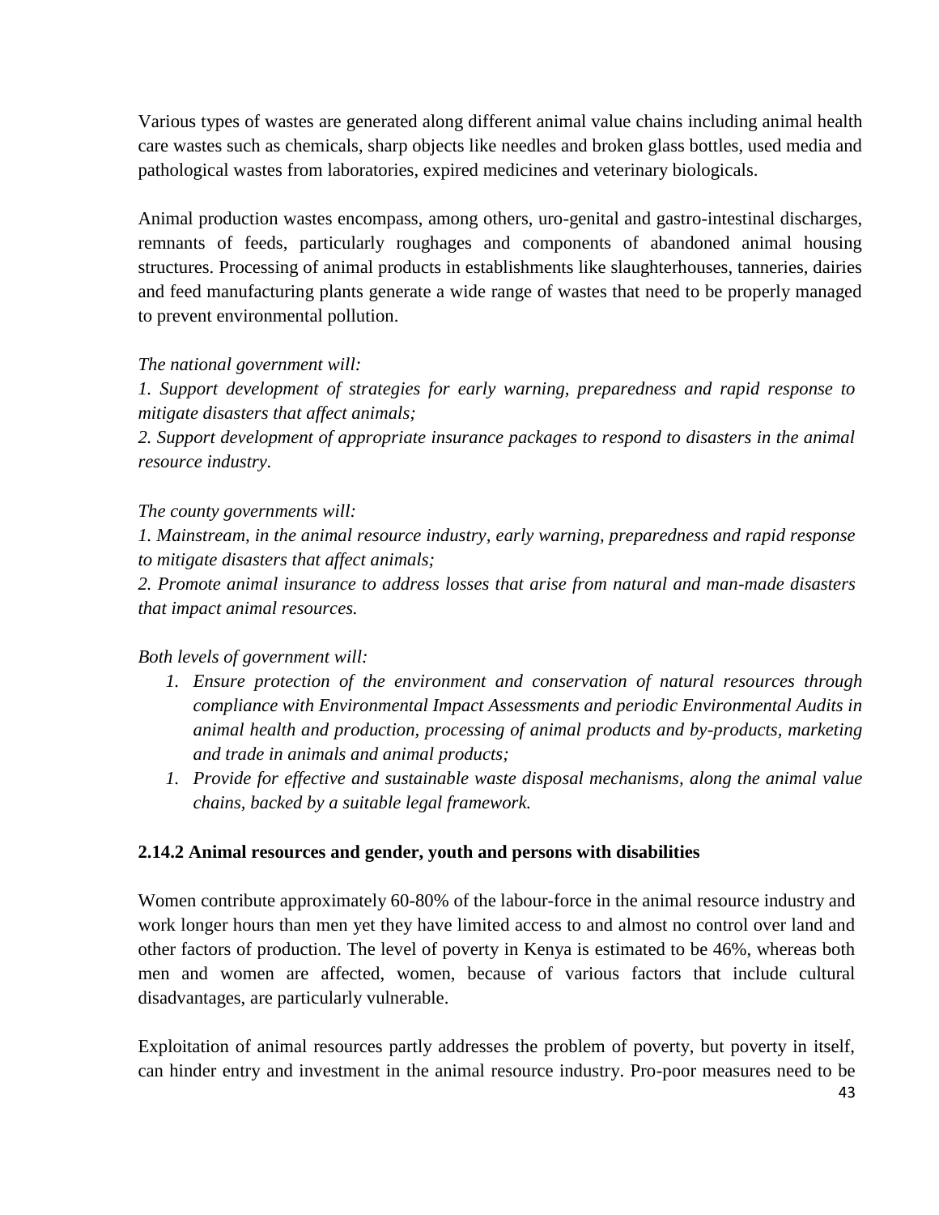Various types of wastes are generated along different animal value chains including animal health care wastes such as chemicals, sharp objects like needles and broken glass bottles, used media and pathological wastes from laboratories, expired medicines and veterinary biologicals.

Animal production wastes encompass, among others, uro-genital and gastro-intestinal discharges, remnants of feeds, particularly roughages and components of abandoned animal housing structures. Processing of animal products in establishments like slaughterhouses, tanneries, dairies and feed manufacturing plants generate a wide range of wastes that need to be properly managed to prevent environmental pollution.

*The national government will:*

*1. Support development of strategies for early warning, preparedness and rapid response to mitigate disasters that affect animals;*

*2. Support development of appropriate insurance packages to respond to disasters in the animal resource industry.*

*The county governments will:*

*1. Mainstream, in the animal resource industry, early warning, preparedness and rapid response to mitigate disasters that affect animals;*

*2. Promote animal insurance to address losses that arise from natural and man-made disasters that impact animal resources.*

*Both levels of government will:*

1. *Ensure protection of the environment and conservation of natural resources through compliance with Environmental Impact Assessments and periodic Environmental Audits in animal health and production, processing of animal products and by-products, marketing and trade in animals and animal products;*
1. *Provide for effective and sustainable waste disposal mechanisms, along the animal value chains, backed by a suitable legal framework.*

### 2.14.2 Animal resources and gender, youth and persons with disabilities

Women contribute approximately 60-80% of the labour-force in the animal resource industry and work longer hours than men yet they have limited access to and almost no control over land and other factors of production. The level of poverty in Kenya is estimated to be 46%, whereas both men and women are affected, women, because of various factors that include cultural disadvantages, are particularly vulnerable.

Exploitation of animal resources partly addresses the problem of poverty, but poverty in itself, can hinder entry and investment in the animal resource industry. Pro-poor measures need to be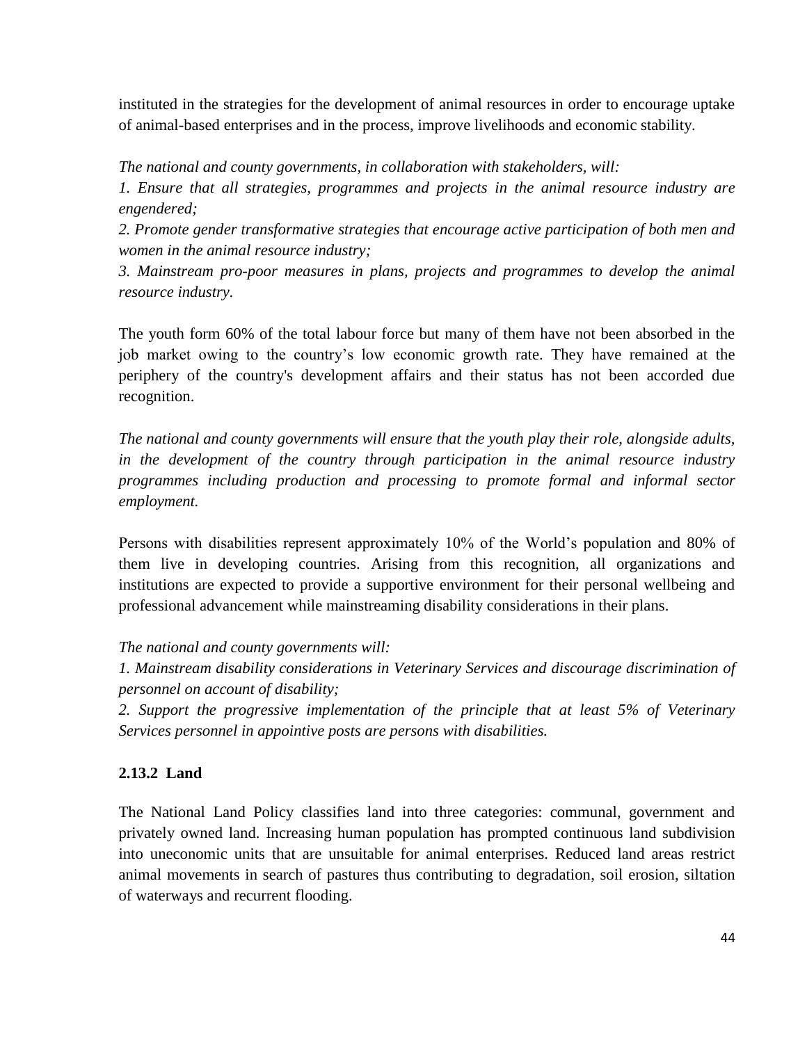instituted in the strategies for the development of animal resources in order to encourage uptake of animal-based enterprises and in the process, improve livelihoods and economic stability.

*The national and county governments, in collaboration with stakeholders, will:*
*1. Ensure that all strategies, programmes and projects in the animal resource industry are engendered;*
*2. Promote gender transformative strategies that encourage active participation of both men and women in the animal resource industry;*
*3. Mainstream pro-poor measures in plans, projects and programmes to develop the animal resource industry.*

The youth form 60% of the total labour force but many of them have not been absorbed in the job market owing to the country's low economic growth rate. They have remained at the periphery of the country's development affairs and their status has not been accorded due recognition.

*The national and county governments will ensure that the youth play their role, alongside adults, in the development of the country through participation in the animal resource industry programmes including production and processing to promote formal and informal sector employment.*

Persons with disabilities represent approximately 10% of the World's population and 80% of them live in developing countries. Arising from this recognition, all organizations and institutions are expected to provide a supportive environment for their personal wellbeing and professional advancement while mainstreaming disability considerations in their plans.

*The national and county governments will:*
*1. Mainstream disability considerations in Veterinary Services and discourage discrimination of personnel on account of disability;*
*2. Support the progressive implementation of the principle that at least 5% of Veterinary Services personnel in appointive posts are persons with disabilities.*

### 2.13.2 Land

The National Land Policy classifies land into three categories: communal, government and privately owned land. Increasing human population has prompted continuous land subdivision into uneconomic units that are unsuitable for animal enterprises. Reduced land areas restrict animal movements in search of pastures thus contributing to degradation, soil erosion, siltation of waterways and recurrent flooding.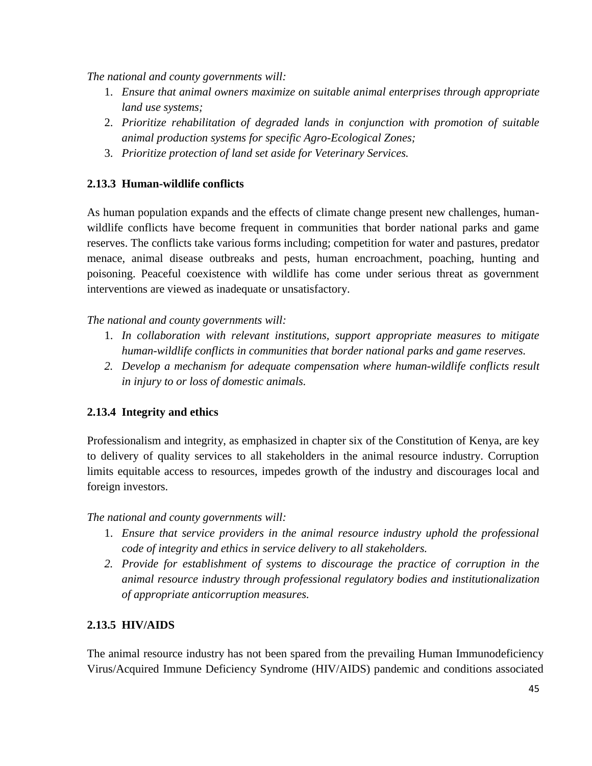*The national and county governments will:*

1. *Ensure that animal owners maximize on suitable animal enterprises through appropriate land use systems;*
2. *Prioritize rehabilitation of degraded lands in conjunction with promotion of suitable animal production systems for specific Agro-Ecological Zones;*
3. *Prioritize protection of land set aside for Veterinary Services.*

### 2.13.3 Human-wildlife conflicts

As human population expands and the effects of climate change present new challenges, human-wildlife conflicts have become frequent in communities that border national parks and game reserves. The conflicts take various forms including; competition for water and pastures, predator menace, animal disease outbreaks and pests, human encroachment, poaching, hunting and poisoning. Peaceful coexistence with wildlife has come under serious threat as government interventions are viewed as inadequate or unsatisfactory.

*The national and county governments will:*

1. *In collaboration with relevant institutions, support appropriate measures to mitigate human-wildlife conflicts in communities that border national parks and game reserves.*
2. *Develop a mechanism for adequate compensation where human-wildlife conflicts result in injury to or loss of domestic animals.*

### 2.13.4 Integrity and ethics

Professionalism and integrity, as emphasized in chapter six of the Constitution of Kenya, are key to delivery of quality services to all stakeholders in the animal resource industry. Corruption limits equitable access to resources, impedes growth of the industry and discourages local and foreign investors.

*The national and county governments will:*

1. *Ensure that service providers in the animal resource industry uphold the professional code of integrity and ethics in service delivery to all stakeholders.*
2. *Provide for establishment of systems to discourage the practice of corruption in the animal resource industry through professional regulatory bodies and institutionalization of appropriate anticorruption measures.*

### 2.13.5 HIV/AIDS

The animal resource industry has not been spared from the prevailing Human Immunodeficiency Virus/Acquired Immune Deficiency Syndrome (HIV/AIDS) pandemic and conditions associated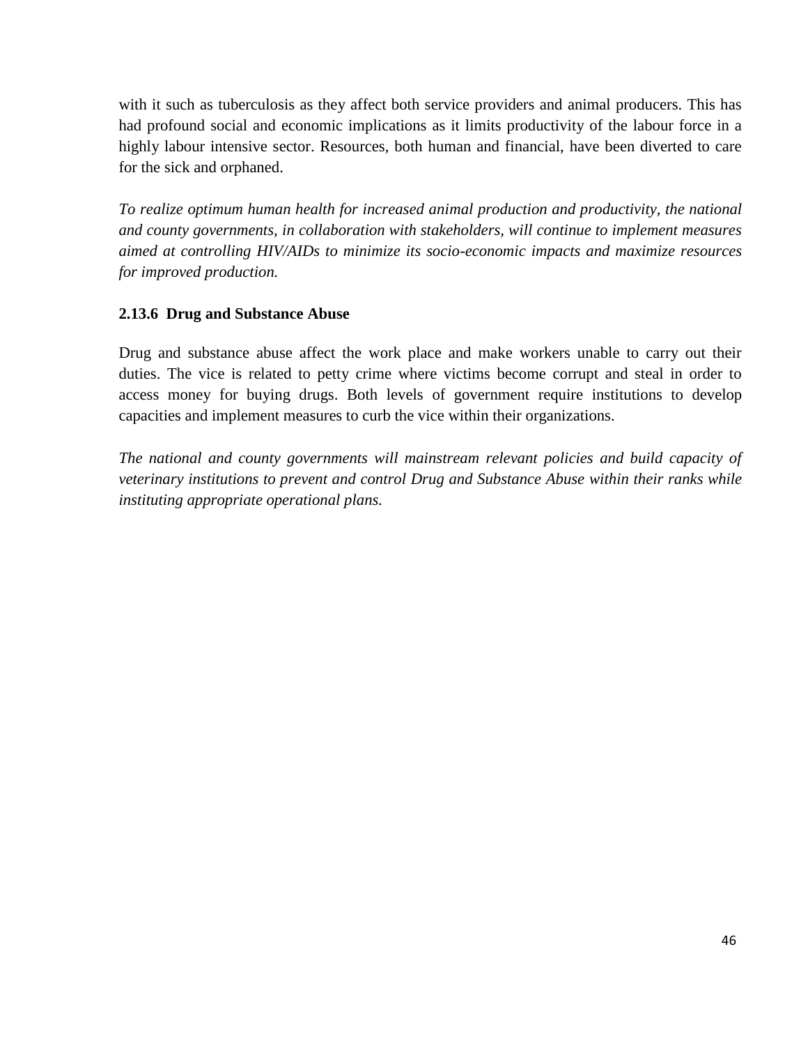with it such as tuberculosis as they affect both service providers and animal producers. This has had profound social and economic implications as it limits productivity of the labour force in a highly labour intensive sector. Resources, both human and financial, have been diverted to care for the sick and orphaned.

*To realize optimum human health for increased animal production and productivity, the national and county governments, in collaboration with stakeholders, will continue to implement measures aimed at controlling HIV/AIDs to minimize its socio-economic impacts and maximize resources for improved production.*

### 2.13.6 Drug and Substance Abuse

Drug and substance abuse affect the work place and make workers unable to carry out their duties. The vice is related to petty crime where victims become corrupt and steal in order to access money for buying drugs. Both levels of government require institutions to develop capacities and implement measures to curb the vice within their organizations.

*The national and county governments will mainstream relevant policies and build capacity of veterinary institutions to prevent and control Drug and Substance Abuse within their ranks while instituting appropriate operational plans.*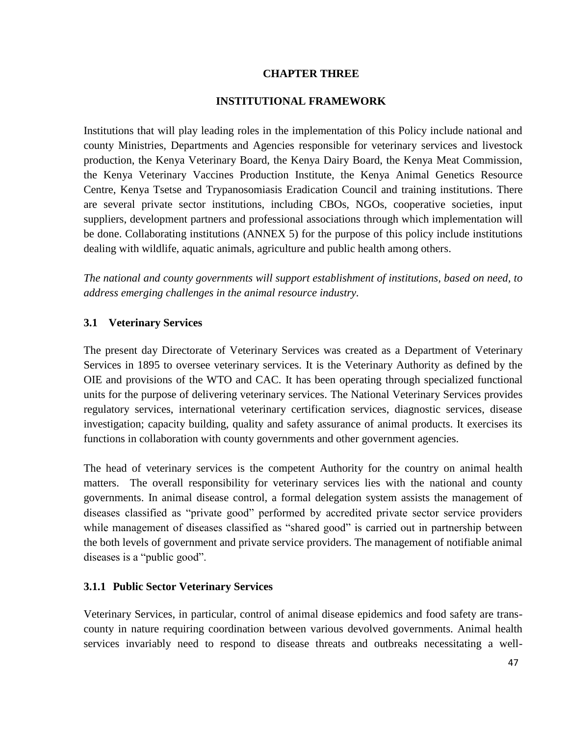# CHAPTER THREE

## INSTITUTIONAL FRAMEWORK

Institutions that will play leading roles in the implementation of this Policy include national and county Ministries, Departments and Agencies responsible for veterinary services and livestock production, the Kenya Veterinary Board, the Kenya Dairy Board, the Kenya Meat Commission, the Kenya Veterinary Vaccines Production Institute, the Kenya Animal Genetics Resource Centre, Kenya Tsetse and Trypanosomiasis Eradication Council and training institutions. There are several private sector institutions, including CBOs, NGOs, cooperative societies, input suppliers, development partners and professional associations through which implementation will be done. Collaborating institutions (ANNEX 5) for the purpose of this policy include institutions dealing with wildlife, aquatic animals, agriculture and public health among others.

*The national and county governments will support establishment of institutions, based on need, to address emerging challenges in the animal resource industry.*

### 3.1 Veterinary Services

The present day Directorate of Veterinary Services was created as a Department of Veterinary Services in 1895 to oversee veterinary services. It is the Veterinary Authority as defined by the OIE and provisions of the WTO and CAC. It has been operating through specialized functional units for the purpose of delivering veterinary services. The National Veterinary Services provides regulatory services, international veterinary certification services, diagnostic services, disease investigation; capacity building, quality and safety assurance of animal products. It exercises its functions in collaboration with county governments and other government agencies.

The head of veterinary services is the competent Authority for the country on animal health matters. The overall responsibility for veterinary services lies with the national and county governments. In animal disease control, a formal delegation system assists the management of diseases classified as “private good” performed by accredited private sector service providers while management of diseases classified as “shared good” is carried out in partnership between the both levels of government and private service providers. The management of notifiable animal diseases is a “public good”.

#### 3.1.1 Public Sector Veterinary Services

Veterinary Services, in particular, control of animal disease epidemics and food safety are trans-county in nature requiring coordination between various devolved governments. Animal health services invariably need to respond to disease threats and outbreaks necessitating a well-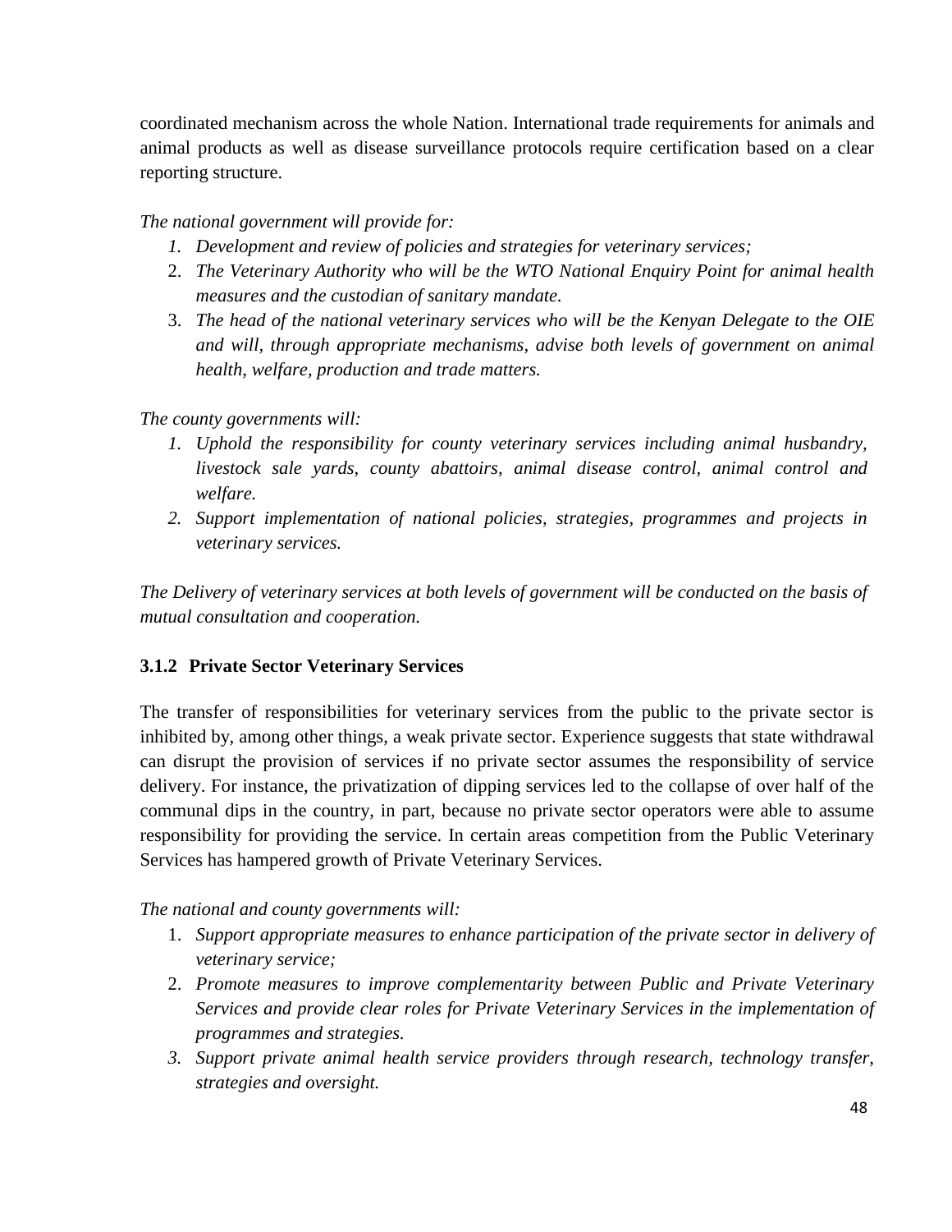coordinated mechanism across the whole Nation. International trade requirements for animals and animal products as well as disease surveillance protocols require certification based on a clear reporting structure.

*The national government will provide for:*

1. *Development and review of policies and strategies for veterinary services;*
2. *The Veterinary Authority who will be the WTO National Enquiry Point for animal health measures and the custodian of sanitary mandate.*
3. *The head of the national veterinary services who will be the Kenyan Delegate to the OIE and will, through appropriate mechanisms, advise both levels of government on animal health, welfare, production and trade matters.*

*The county governments will:*

1. *Uphold the responsibility for county veterinary services including animal husbandry, livestock sale yards, county abattoirs, animal disease control, animal control and welfare.*
2. *Support implementation of national policies, strategies, programmes and projects in veterinary services.*

*The Delivery of veterinary services at both levels of government will be conducted on the basis of mutual consultation and cooperation.*

### 3.1.2 Private Sector Veterinary Services

The transfer of responsibilities for veterinary services from the public to the private sector is inhibited by, among other things, a weak private sector. Experience suggests that state withdrawal can disrupt the provision of services if no private sector assumes the responsibility of service delivery. For instance, the privatization of dipping services led to the collapse of over half of the communal dips in the country, in part, because no private sector operators were able to assume responsibility for providing the service. In certain areas competition from the Public Veterinary Services has hampered growth of Private Veterinary Services.

*The national and county governments will:*

1. *Support appropriate measures to enhance participation of the private sector in delivery of veterinary service;*
2. *Promote measures to improve complementarity between Public and Private Veterinary Services and provide clear roles for Private Veterinary Services in the implementation of programmes and strategies.*
3. *Support private animal health service providers through research, technology transfer, strategies and oversight.*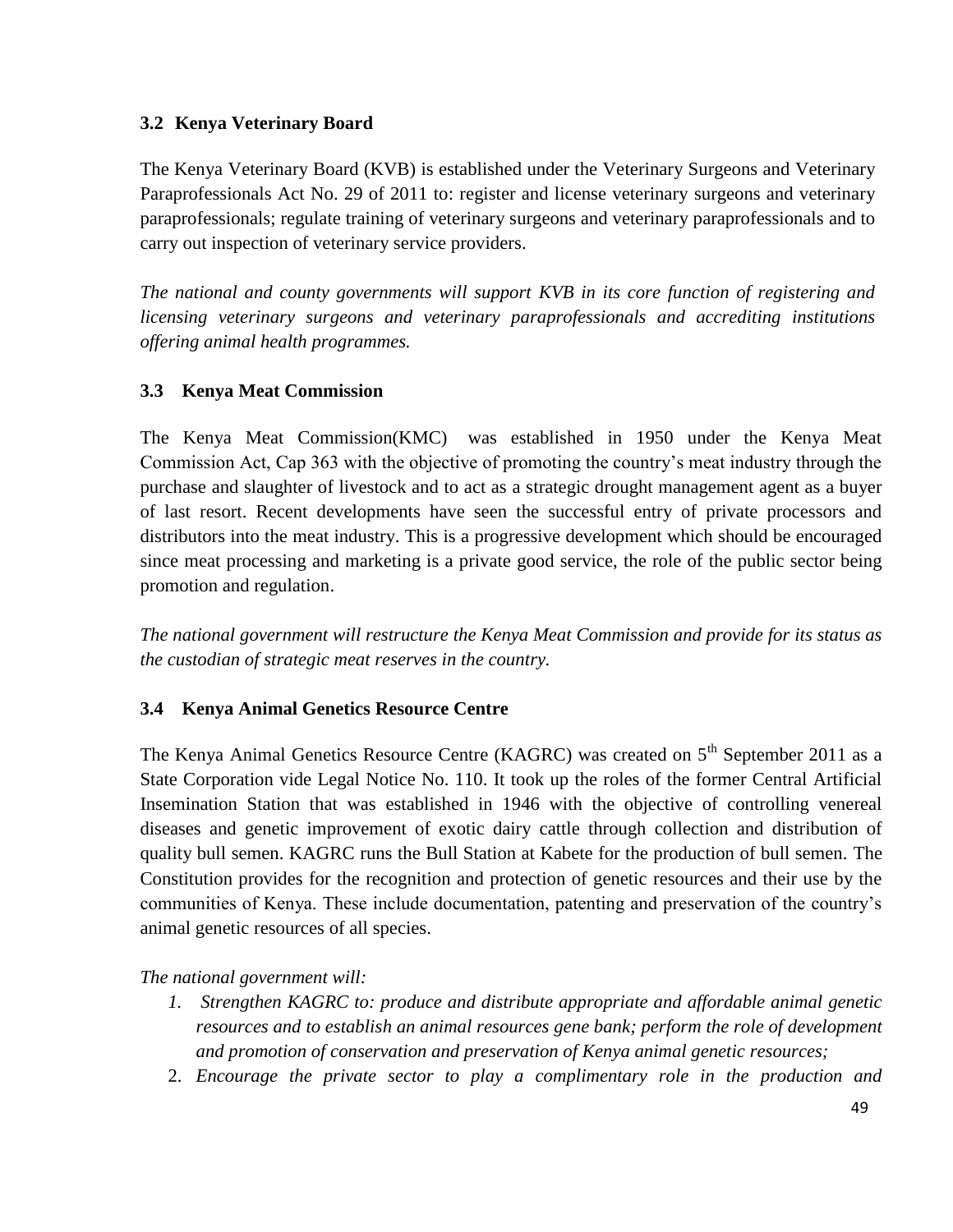### 3.2 Kenya Veterinary Board

The Kenya Veterinary Board (KVB) is established under the Veterinary Surgeons and Veterinary Paraprofessionals Act No. 29 of 2011 to: register and license veterinary surgeons and veterinary paraprofessionals; regulate training of veterinary surgeons and veterinary paraprofessionals and to carry out inspection of veterinary service providers.

*The national and county governments will support KVB in its core function of registering and licensing veterinary surgeons and veterinary paraprofessionals and accrediting institutions offering animal health programmes.*

### 3.3 Kenya Meat Commission

The Kenya Meat Commission(KMC) was established in 1950 under the Kenya Meat Commission Act, Cap 363 with the objective of promoting the country's meat industry through the purchase and slaughter of livestock and to act as a strategic drought management agent as a buyer of last resort. Recent developments have seen the successful entry of private processors and distributors into the meat industry. This is a progressive development which should be encouraged since meat processing and marketing is a private good service, the role of the public sector being promotion and regulation.

*The national government will restructure the Kenya Meat Commission and provide for its status as the custodian of strategic meat reserves in the country.*

### 3.4 Kenya Animal Genetics Resource Centre

The Kenya Animal Genetics Resource Centre (KAGRC) was created on 5th September 2011 as a State Corporation vide Legal Notice No. 110. It took up the roles of the former Central Artificial Insemination Station that was established in 1946 with the objective of controlling venereal diseases and genetic improvement of exotic dairy cattle through collection and distribution of quality bull semen. KAGRC runs the Bull Station at Kabete for the production of bull semen. The Constitution provides for the recognition and protection of genetic resources and their use by the communities of Kenya. These include documentation, patenting and preservation of the country's animal genetic resources of all species.

*The national government will:*

1. *Strengthen KAGRC to: produce and distribute appropriate and affordable animal genetic resources and to establish an animal resources gene bank; perform the role of development and promotion of conservation and preservation of Kenya animal genetic resources;*
2. *Encourage the private sector to play a complimentary role in the production and*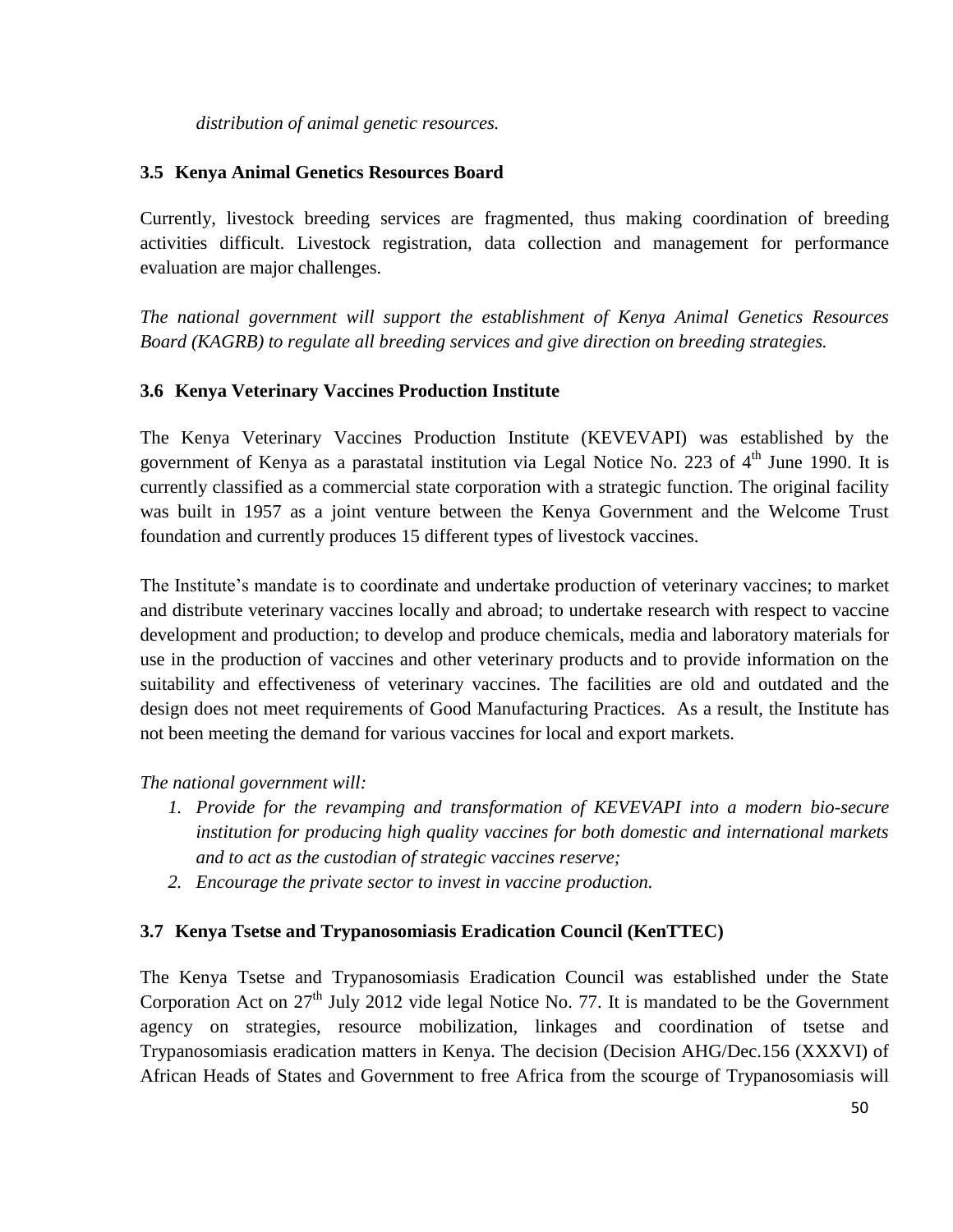*distribution of animal genetic resources.*

### 3.5 Kenya Animal Genetics Resources Board

Currently, livestock breeding services are fragmented, thus making coordination of breeding activities difficult. Livestock registration, data collection and management for performance evaluation are major challenges.

*The national government will support the establishment of Kenya Animal Genetics Resources Board (KAGRB) to regulate all breeding services and give direction on breeding strategies.*

### 3.6 Kenya Veterinary Vaccines Production Institute

The Kenya Veterinary Vaccines Production Institute (KEVEVAPI) was established by the government of Kenya as a parastatal institution via Legal Notice No. 223 of 4th June 1990. It is currently classified as a commercial state corporation with a strategic function. The original facility was built in 1957 as a joint venture between the Kenya Government and the Welcome Trust foundation and currently produces 15 different types of livestock vaccines.

The Institute's mandate is to coordinate and undertake production of veterinary vaccines; to market and distribute veterinary vaccines locally and abroad; to undertake research with respect to vaccine development and production; to develop and produce chemicals, media and laboratory materials for use in the production of vaccines and other veterinary products and to provide information on the suitability and effectiveness of veterinary vaccines. The facilities are old and outdated and the design does not meet requirements of Good Manufacturing Practices. As a result, the Institute has not been meeting the demand for various vaccines for local and export markets.

*The national government will:*

1. *Provide for the revamping and transformation of KEVEVAPI into a modern bio-secure institution for producing high quality vaccines for both domestic and international markets and to act as the custodian of strategic vaccines reserve;*
2. *Encourage the private sector to invest in vaccine production.*

### 3.7 Kenya Tsetse and Trypanosomiasis Eradication Council (KenTTEC)

The Kenya Tsetse and Trypanosomiasis Eradication Council was established under the State Corporation Act on 27th July 2012 vide legal Notice No. 77. It is mandated to be the Government agency on strategies, resource mobilization, linkages and coordination of tsetse and Trypanosomiasis eradication matters in Kenya. The decision (Decision AHG/Dec.156 (XXXVI) of African Heads of States and Government to free Africa from the scourge of Trypanosomiasis will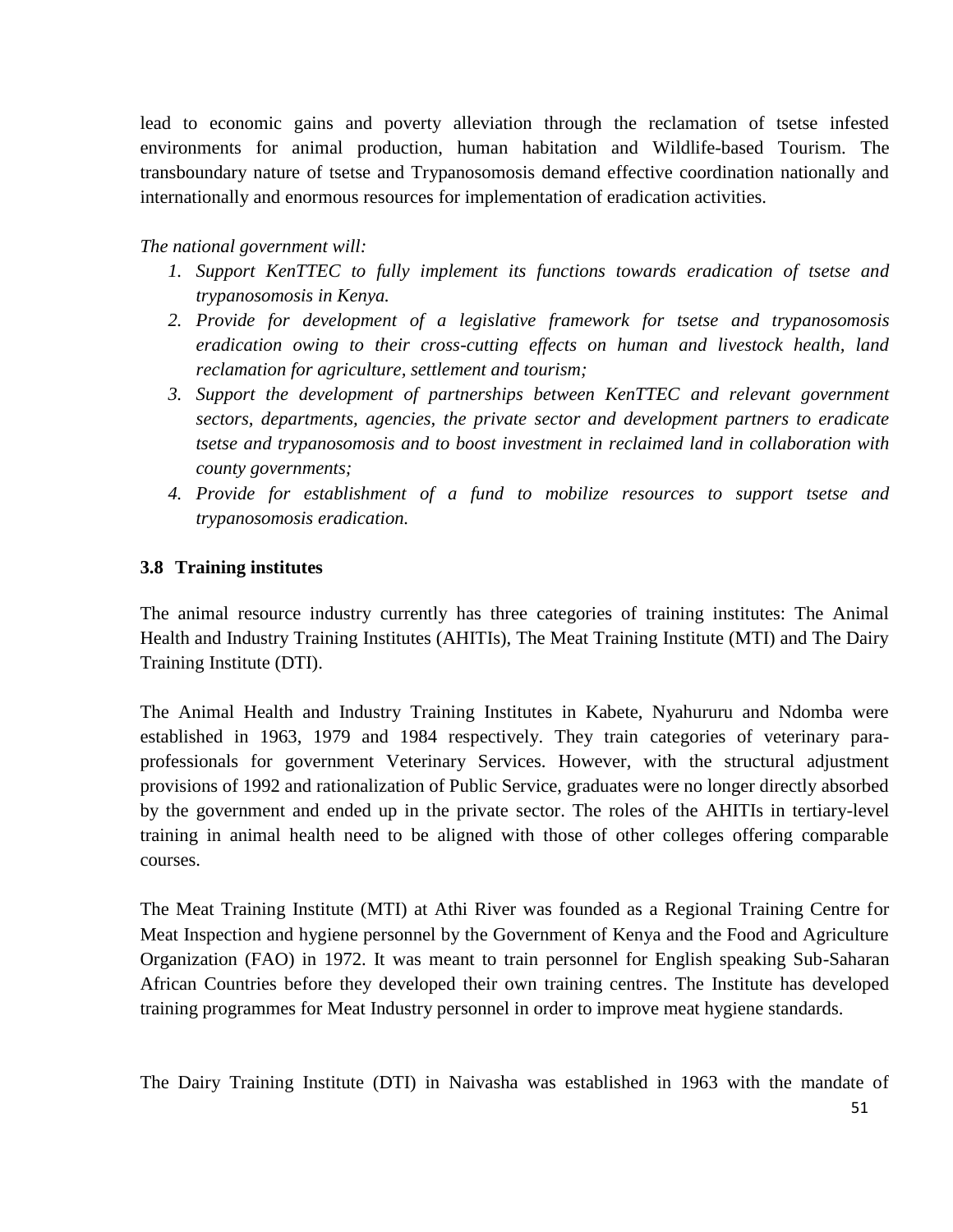lead to economic gains and poverty alleviation through the reclamation of tsetse infested environments for animal production, human habitation and Wildlife-based Tourism. The transboundary nature of tsetse and Trypanosomosis demand effective coordination nationally and internationally and enormous resources for implementation of eradication activities.

*The national government will:*

1. *Support KenTTEC to fully implement its functions towards eradication of tsetse and trypanosomosis in Kenya.*
2. *Provide for development of a legislative framework for tsetse and trypanosomosis eradication owing to their cross-cutting effects on human and livestock health, land reclamation for agriculture, settlement and tourism;*
3. *Support the development of partnerships between KenTTEC and relevant government sectors, departments, agencies, the private sector and development partners to eradicate tsetse and trypanosomosis and to boost investment in reclaimed land in collaboration with county governments;*
4. *Provide for establishment of a fund to mobilize resources to support tsetse and trypanosomosis eradication.*

### 3.8 Training institutes

The animal resource industry currently has three categories of training institutes: The Animal Health and Industry Training Institutes (AHITIs), The Meat Training Institute (MTI) and The Dairy Training Institute (DTI).

The Animal Health and Industry Training Institutes in Kabete, Nyahururu and Ndomba were established in 1963, 1979 and 1984 respectively. They train categories of veterinary para-professionals for government Veterinary Services. However, with the structural adjustment provisions of 1992 and rationalization of Public Service, graduates were no longer directly absorbed by the government and ended up in the private sector. The roles of the AHITIs in tertiary-level training in animal health need to be aligned with those of other colleges offering comparable courses.

The Meat Training Institute (MTI) at Athi River was founded as a Regional Training Centre for Meat Inspection and hygiene personnel by the Government of Kenya and the Food and Agriculture Organization (FAO) in 1972. It was meant to train personnel for English speaking Sub-Saharan African Countries before they developed their own training centres. The Institute has developed training programmes for Meat Industry personnel in order to improve meat hygiene standards.

The Dairy Training Institute (DTI) in Naivasha was established in 1963 with the mandate of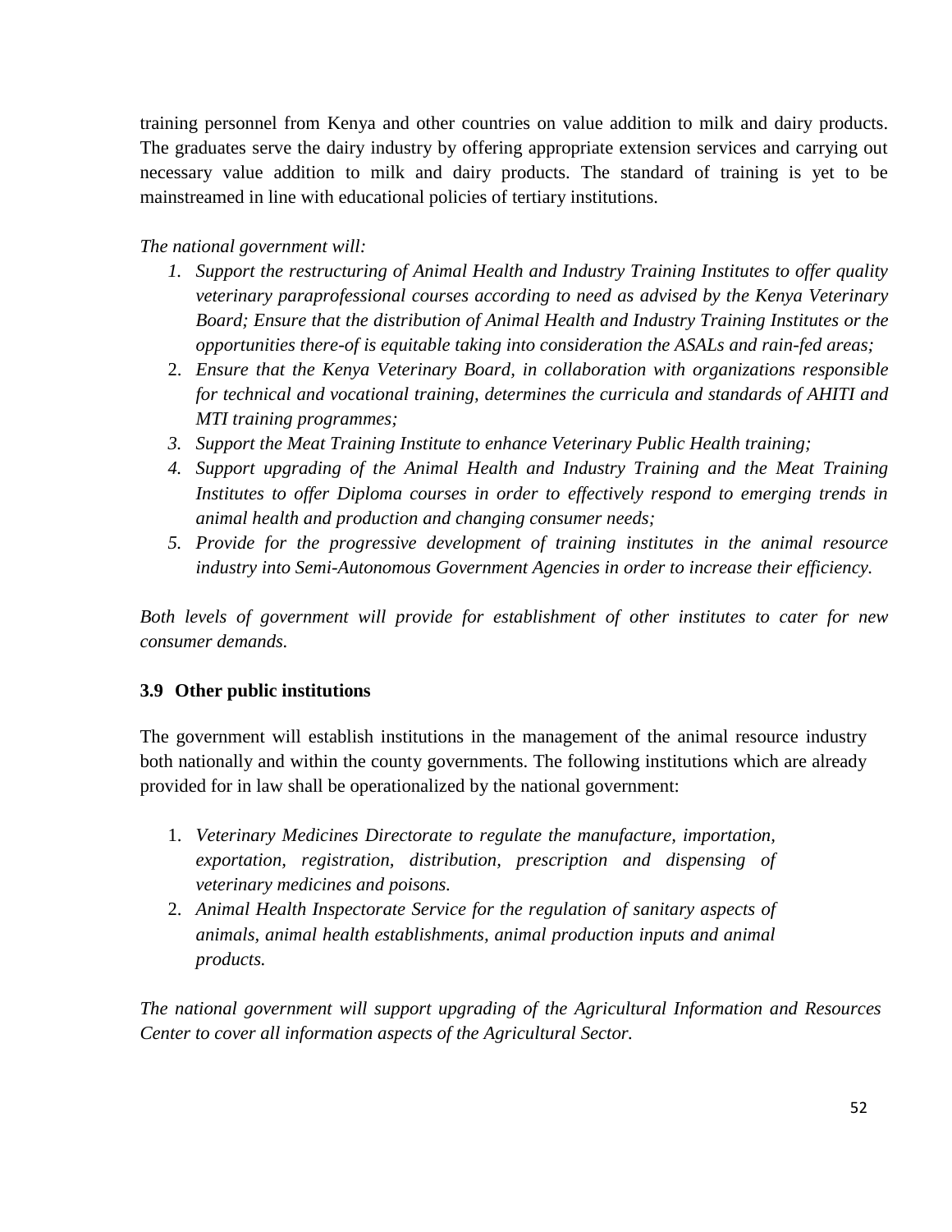training personnel from Kenya and other countries on value addition to milk and dairy products. The graduates serve the dairy industry by offering appropriate extension services and carrying out necessary value addition to milk and dairy products. The standard of training is yet to be mainstreamed in line with educational policies of tertiary institutions.

*The national government will:*

1. *Support the restructuring of Animal Health and Industry Training Institutes to offer quality veterinary paraprofessional courses according to need as advised by the Kenya Veterinary Board; Ensure that the distribution of Animal Health and Industry Training Institutes or the opportunities there-of is equitable taking into consideration the ASALs and rain-fed areas;*
2. *Ensure that the Kenya Veterinary Board, in collaboration with organizations responsible for technical and vocational training, determines the curricula and standards of AHITI and MTI training programmes;*
3. *Support the Meat Training Institute to enhance Veterinary Public Health training;*
4. *Support upgrading of the Animal Health and Industry Training and the Meat Training Institutes to offer Diploma courses in order to effectively respond to emerging trends in animal health and production and changing consumer needs;*
5. *Provide for the progressive development of training institutes in the animal resource industry into Semi-Autonomous Government Agencies in order to increase their efficiency.*

*Both levels of government will provide for establishment of other institutes to cater for new consumer demands.*

### 3.9 Other public institutions

The government will establish institutions in the management of the animal resource industry both nationally and within the county governments. The following institutions which are already provided for in law shall be operationalized by the national government:

1. *Veterinary Medicines Directorate to regulate the manufacture, importation, exportation, registration, distribution, prescription and dispensing of veterinary medicines and poisons.*
2. *Animal Health Inspectorate Service for the regulation of sanitary aspects of animals, animal health establishments, animal production inputs and animal products.*

*The national government will support upgrading of the Agricultural Information and Resources Center to cover all information aspects of the Agricultural Sector.*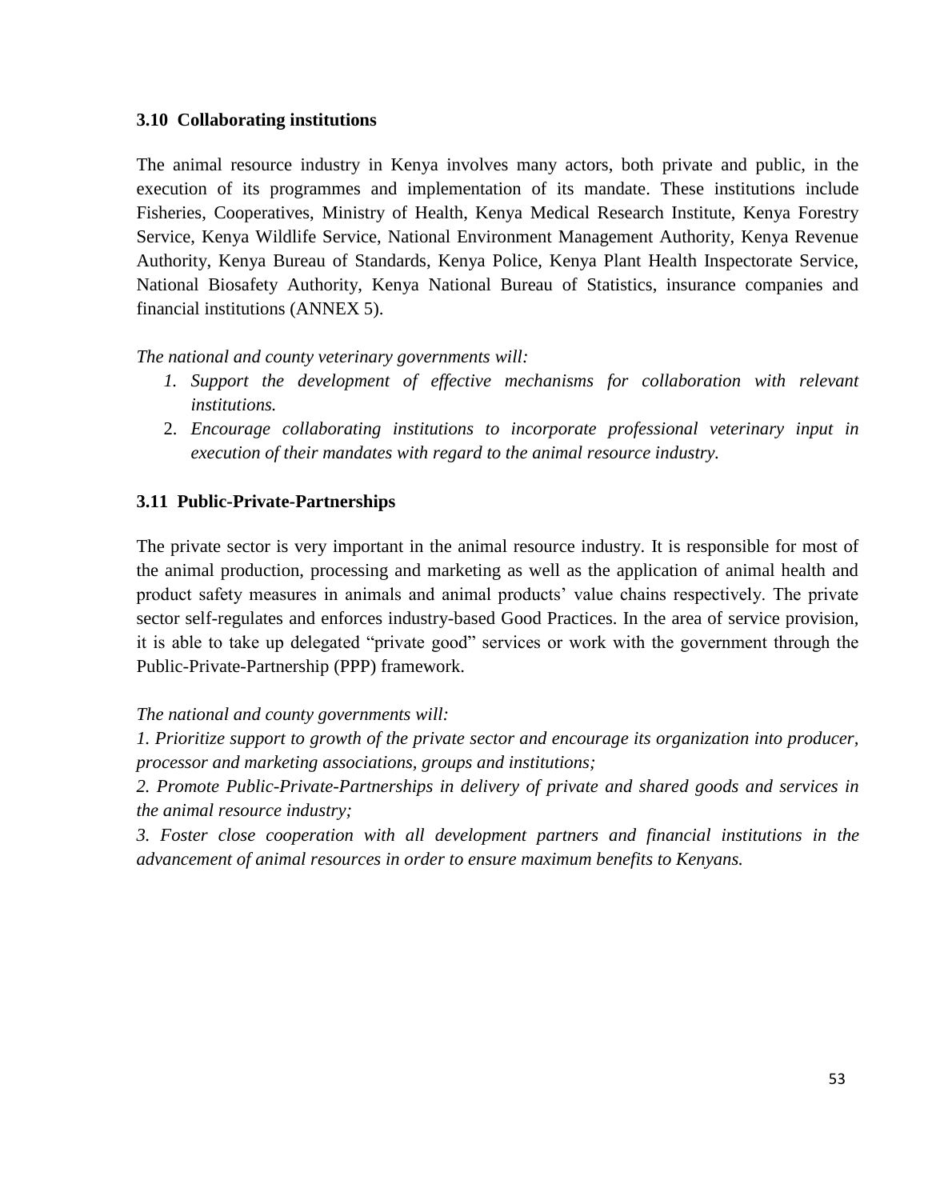### 3.10 Collaborating institutions

The animal resource industry in Kenya involves many actors, both private and public, in the execution of its programmes and implementation of its mandate. These institutions include Fisheries, Cooperatives, Ministry of Health, Kenya Medical Research Institute, Kenya Forestry Service, Kenya Wildlife Service, National Environment Management Authority, Kenya Revenue Authority, Kenya Bureau of Standards, Kenya Police, Kenya Plant Health Inspectorate Service, National Biosafety Authority, Kenya National Bureau of Statistics, insurance companies and financial institutions (ANNEX 5).

*The national and county veterinary governments will:*

1. *Support the development of effective mechanisms for collaboration with relevant institutions.*
2. *Encourage collaborating institutions to incorporate professional veterinary input in execution of their mandates with regard to the animal resource industry.*

### 3.11 Public-Private-Partnerships

The private sector is very important in the animal resource industry. It is responsible for most of the animal production, processing and marketing as well as the application of animal health and product safety measures in animals and animal products' value chains respectively. The private sector self-regulates and enforces industry-based Good Practices. In the area of service provision, it is able to take up delegated "private good" services or work with the government through the Public-Private-Partnership (PPP) framework.

*The national and county governments will:*

*1. Prioritize support to growth of the private sector and encourage its organization into producer, processor and marketing associations, groups and institutions;*

*2. Promote Public-Private-Partnerships in delivery of private and shared goods and services in the animal resource industry;*

*3. Foster close cooperation with all development partners and financial institutions in the advancement of animal resources in order to ensure maximum benefits to Kenyans.*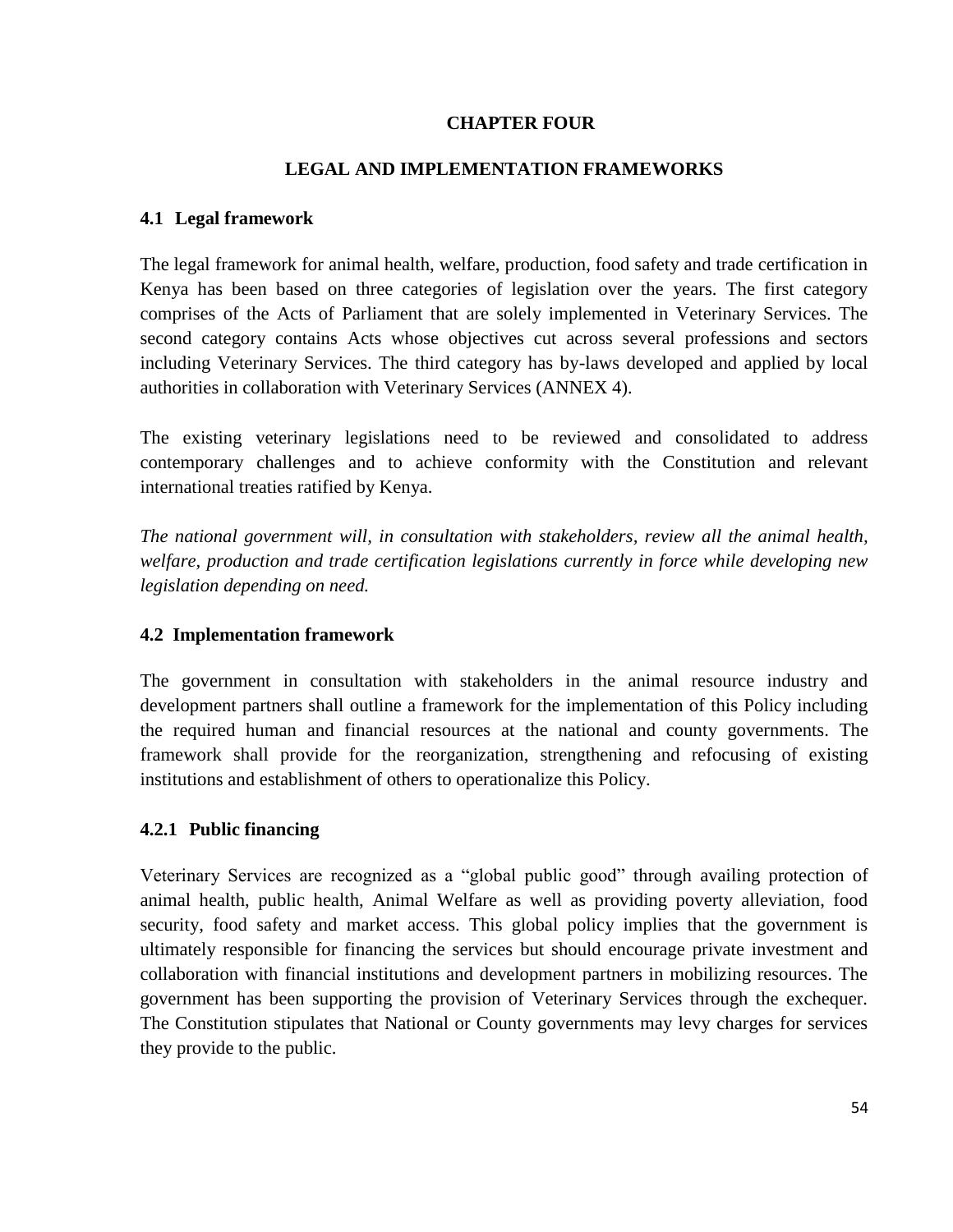# CHAPTER FOUR

## LEGAL AND IMPLEMENTATION FRAMEWORKS

### 4.1 Legal framework

The legal framework for animal health, welfare, production, food safety and trade certification in Kenya has been based on three categories of legislation over the years. The first category comprises of the Acts of Parliament that are solely implemented in Veterinary Services. The second category contains Acts whose objectives cut across several professions and sectors including Veterinary Services. The third category has by-laws developed and applied by local authorities in collaboration with Veterinary Services (ANNEX 4).

The existing veterinary legislations need to be reviewed and consolidated to address contemporary challenges and to achieve conformity with the Constitution and relevant international treaties ratified by Kenya.

*The national government will, in consultation with stakeholders, review all the animal health, welfare, production and trade certification legislations currently in force while developing new legislation depending on need.*

### 4.2 Implementation framework

The government in consultation with stakeholders in the animal resource industry and development partners shall outline a framework for the implementation of this Policy including the required human and financial resources at the national and county governments. The framework shall provide for the reorganization, strengthening and refocusing of existing institutions and establishment of others to operationalize this Policy.

#### 4.2.1 Public financing

Veterinary Services are recognized as a "global public good" through availing protection of animal health, public health, Animal Welfare as well as providing poverty alleviation, food security, food safety and market access. This global policy implies that the government is ultimately responsible for financing the services but should encourage private investment and collaboration with financial institutions and development partners in mobilizing resources. The government has been supporting the provision of Veterinary Services through the exchequer. The Constitution stipulates that National or County governments may levy charges for services they provide to the public.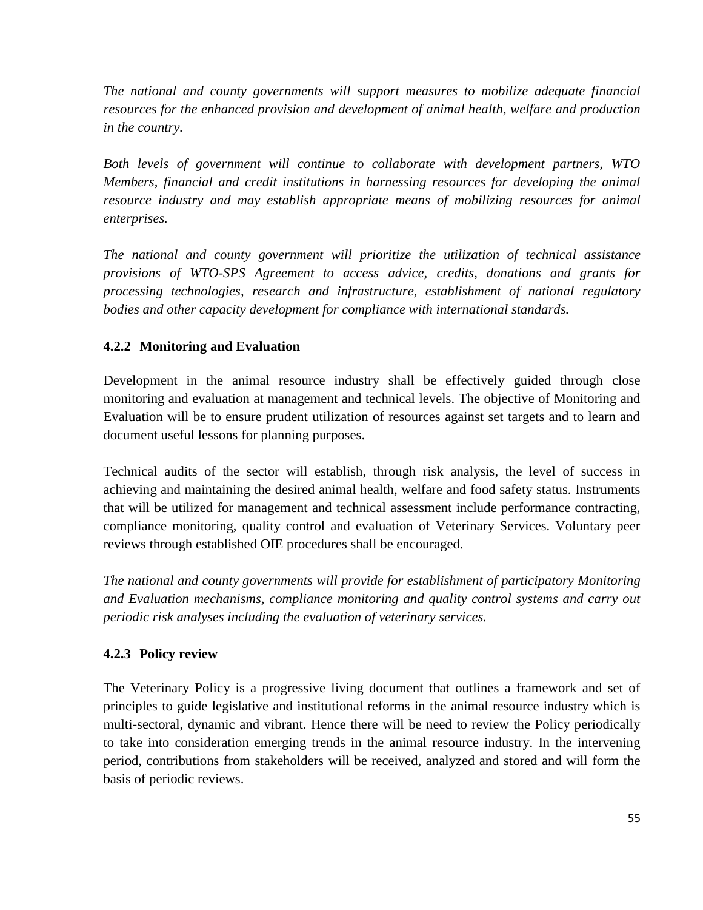*The national and county governments will support measures to mobilize adequate financial resources for the enhanced provision and development of animal health, welfare and production in the country.*

*Both levels of government will continue to collaborate with development partners, WTO Members, financial and credit institutions in harnessing resources for developing the animal resource industry and may establish appropriate means of mobilizing resources for animal enterprises.*

*The national and county government will prioritize the utilization of technical assistance provisions of WTO-SPS Agreement to access advice, credits, donations and grants for processing technologies, research and infrastructure, establishment of national regulatory bodies and other capacity development for compliance with international standards.*

### 4.2.2 Monitoring and Evaluation

Development in the animal resource industry shall be effectively guided through close monitoring and evaluation at management and technical levels. The objective of Monitoring and Evaluation will be to ensure prudent utilization of resources against set targets and to learn and document useful lessons for planning purposes.

Technical audits of the sector will establish, through risk analysis, the level of success in achieving and maintaining the desired animal health, welfare and food safety status. Instruments that will be utilized for management and technical assessment include performance contracting, compliance monitoring, quality control and evaluation of Veterinary Services. Voluntary peer reviews through established OIE procedures shall be encouraged.

*The national and county governments will provide for establishment of participatory Monitoring and Evaluation mechanisms, compliance monitoring and quality control systems and carry out periodic risk analyses including the evaluation of veterinary services.*

### 4.2.3 Policy review

The Veterinary Policy is a progressive living document that outlines a framework and set of principles to guide legislative and institutional reforms in the animal resource industry which is multi-sectoral, dynamic and vibrant. Hence there will be need to review the Policy periodically to take into consideration emerging trends in the animal resource industry. In the intervening period, contributions from stakeholders will be received, analyzed and stored and will form the basis of periodic reviews.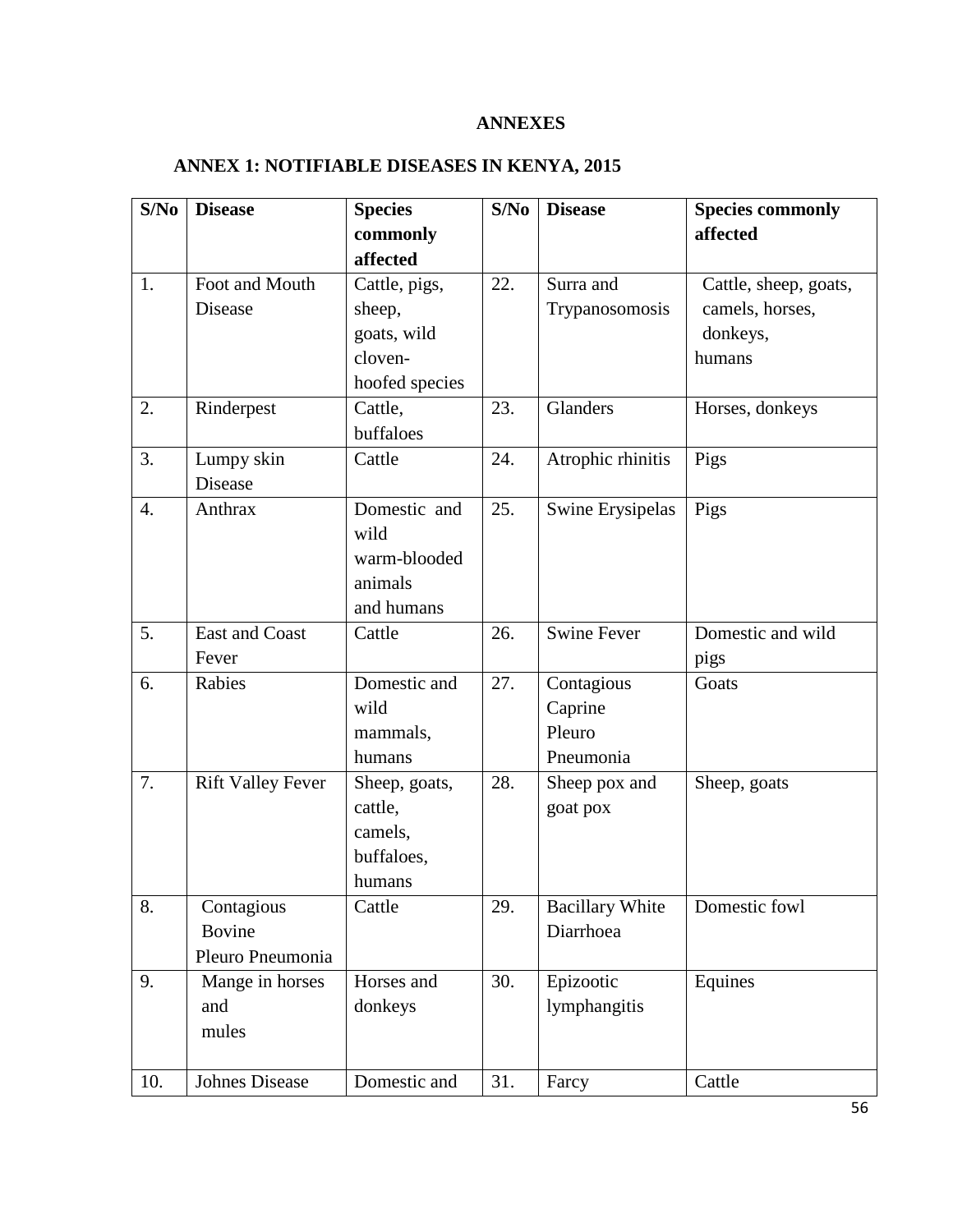# ANNEXES

## ANNEX 1: NOTIFIABLE DISEASES IN KENYA, 2015

| S/No | Disease | Species commonly affected | S/No | Disease | Species commonly affected |
|---|---|---|---|---|---|
| 1. | Foot and Mouth Disease | Cattle, pigs, sheep, goats, wild cloven-hoofed species | 22. | Surra and Trypanosomosis | Cattle, sheep, goats, camels, horses, donkeys, humans |
| 2. | Rinderpest | Cattle, buffaloes | 23. | Glanders | Horses, donkeys |
| 3. | Lumpy skin Disease | Cattle | 24. | Atrophic rhinitis | Pigs |
| 4. | Anthrax | Domestic and wild warm-blooded animals and humans | 25. | Swine Erysipelas | Pigs |
| 5. | East and Coast Fever | Cattle | 26. | Swine Fever | Domestic and wild pigs |
| 6. | Rabies | Domestic and wild mammals, humans | 27. | Contagious Caprine Pleuro Pneumonia | Goats |
| 7. | Rift Valley Fever | Sheep, goats, cattle, camels, buffaloes, humans | 28. | Sheep pox and goat pox | Sheep, goats |
| 8. | Contagious Bovine Pleuro Pneumonia | Cattle | 29. | Bacillary White Diarrhoea | Domestic fowl |
| 9. | Mange in horses and mules | Horses and donkeys | 30. | Epizootic lymphangitis | Equines |
| 10. | Johnes Disease | Domestic and | 31. | Farcy | Cattle |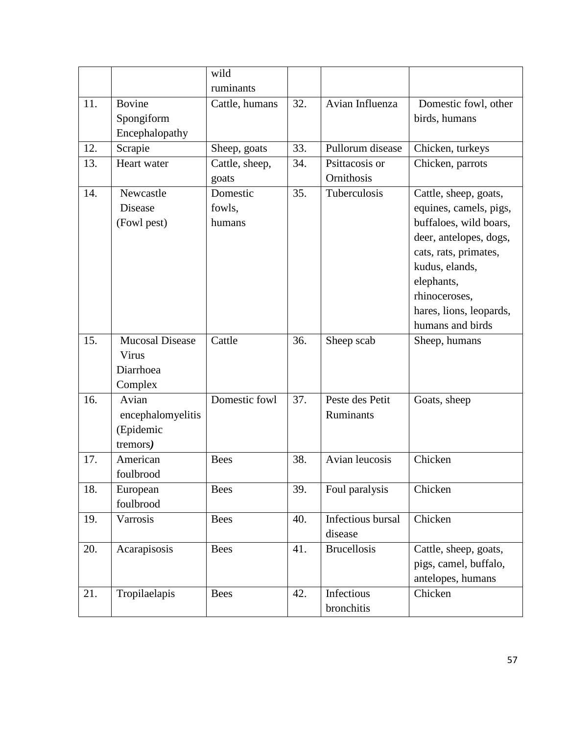| | | | | | |
|---|---|---|---|---|---|
| | | wild ruminants | | | |
| 11. | Bovine Spongiform Encephalopathy | Cattle, humans | 32. | Avian Influenza | Domestic fowl, other birds, humans |
| 12. | Scrapie | Sheep, goats | 33. | Pullorum disease | Chicken, turkeys |
| 13. | Heart water | Cattle, sheep, goats | 34. | Psittacosis or Ornithosis | Chicken, parrots |
| 14. | Newcastle Disease (Fowl pest) | Domestic fowls, humans | 35. | Tuberculosis | Cattle, sheep, goats, equines, camels, pigs, buffaloes, wild boars, deer, antelopes, dogs, cats, rats, primates, kudus, elands, elephants, rhinoceroses, hares, lions, leopards, humans and birds |
| 15. | Mucosal Disease Virus Diarrhoea Complex | Cattle | 36. | Sheep scab | Sheep, humans |
| 16. | Avian encephalomyelitis (Epidemic tremors*)* | Domestic fowl | 37. | Peste des Petit Ruminants | Goats, sheep |
| 17. | American foulbrood | Bees | 38. | Avian leucosis | Chicken |
| 18. | European foulbrood | Bees | 39. | Foul paralysis | Chicken |
| 19. | Varrosis | Bees | 40. | Infectious bursal disease | Chicken |
| 20. | Acarapisosis | Bees | 41. | Brucellosis | Cattle, sheep, goats, pigs, camel, buffalo, antelopes, humans |
| 21. | Tropilaelapis | Bees | 42. | Infectious bronchitis | Chicken |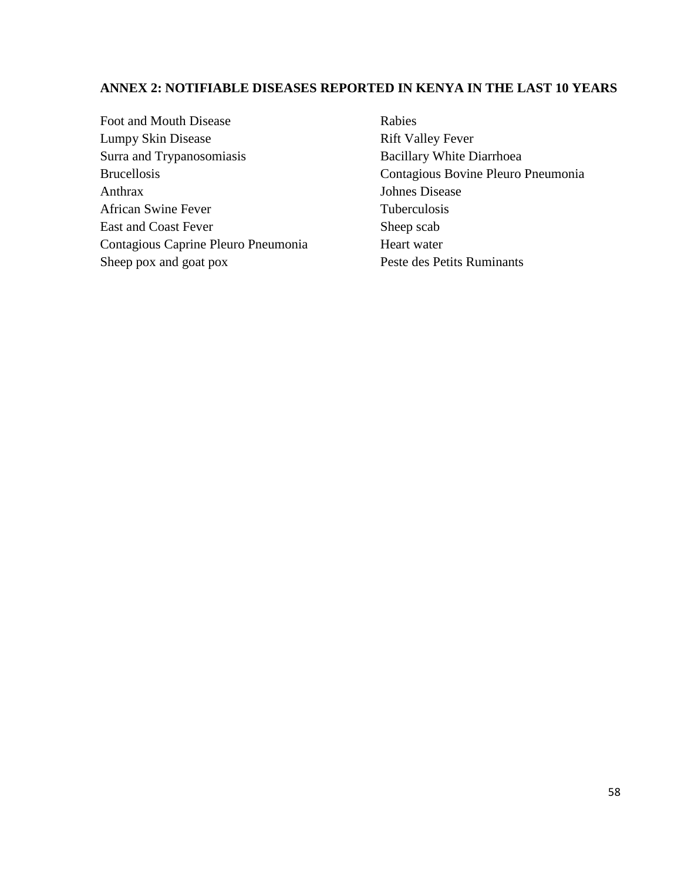## ANNEX 2: NOTIFIABLE DISEASES REPORTED IN KENYA IN THE LAST 10 YEARS

Foot and Mouth Disease
Lumpy Skin Disease
Surra and Trypanosomiasis
Brucellosis
Anthrax
African Swine Fever
East and Coast Fever
Contagious Caprine Pleuro Pneumonia
Sheep pox and goat pox
Rabies
Rift Valley Fever
Bacillary White Diarrhoea
Contagious Bovine Pleuro Pneumonia
Johnes Disease
Tuberculosis
Sheep scab
Heart water
Peste des Petits Ruminants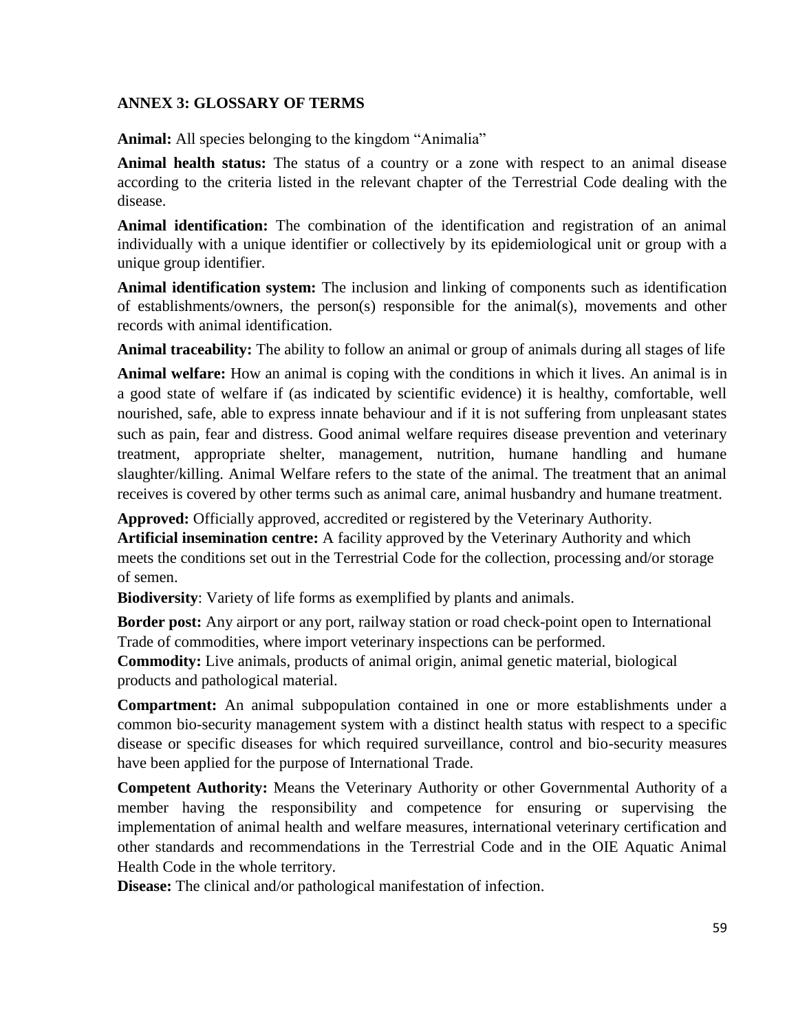## ANNEX 3: GLOSSARY OF TERMS

**Animal:** All species belonging to the kingdom "Animalia"

**Animal health status:** The status of a country or a zone with respect to an animal disease according to the criteria listed in the relevant chapter of the Terrestrial Code dealing with the disease.

**Animal identification:** The combination of the identification and registration of an animal individually with a unique identifier or collectively by its epidemiological unit or group with a unique group identifier.

**Animal identification system:** The inclusion and linking of components such as identification of establishments/owners, the person(s) responsible for the animal(s), movements and other records with animal identification.

**Animal traceability:** The ability to follow an animal or group of animals during all stages of life

**Animal welfare:** How an animal is coping with the conditions in which it lives. An animal is in a good state of welfare if (as indicated by scientific evidence) it is healthy, comfortable, well nourished, safe, able to express innate behaviour and if it is not suffering from unpleasant states such as pain, fear and distress. Good animal welfare requires disease prevention and veterinary treatment, appropriate shelter, management, nutrition, humane handling and humane slaughter/killing. Animal Welfare refers to the state of the animal. The treatment that an animal receives is covered by other terms such as animal care, animal husbandry and humane treatment.

**Approved:** Officially approved, accredited or registered by the Veterinary Authority.

**Artificial insemination centre:** A facility approved by the Veterinary Authority and which meets the conditions set out in the Terrestrial Code for the collection, processing and/or storage of semen.

**Biodiversity**: Variety of life forms as exemplified by plants and animals.

**Border post:** Any airport or any port, railway station or road check-point open to International Trade of commodities, where import veterinary inspections can be performed.

**Commodity:** Live animals, products of animal origin, animal genetic material, biological products and pathological material.

**Compartment:** An animal subpopulation contained in one or more establishments under a common bio-security management system with a distinct health status with respect to a specific disease or specific diseases for which required surveillance, control and bio-security measures have been applied for the purpose of International Trade.

**Competent Authority:** Means the Veterinary Authority or other Governmental Authority of a member having the responsibility and competence for ensuring or supervising the implementation of animal health and welfare measures, international veterinary certification and other standards and recommendations in the Terrestrial Code and in the OIE Aquatic Animal Health Code in the whole territory.

**Disease:** The clinical and/or pathological manifestation of infection.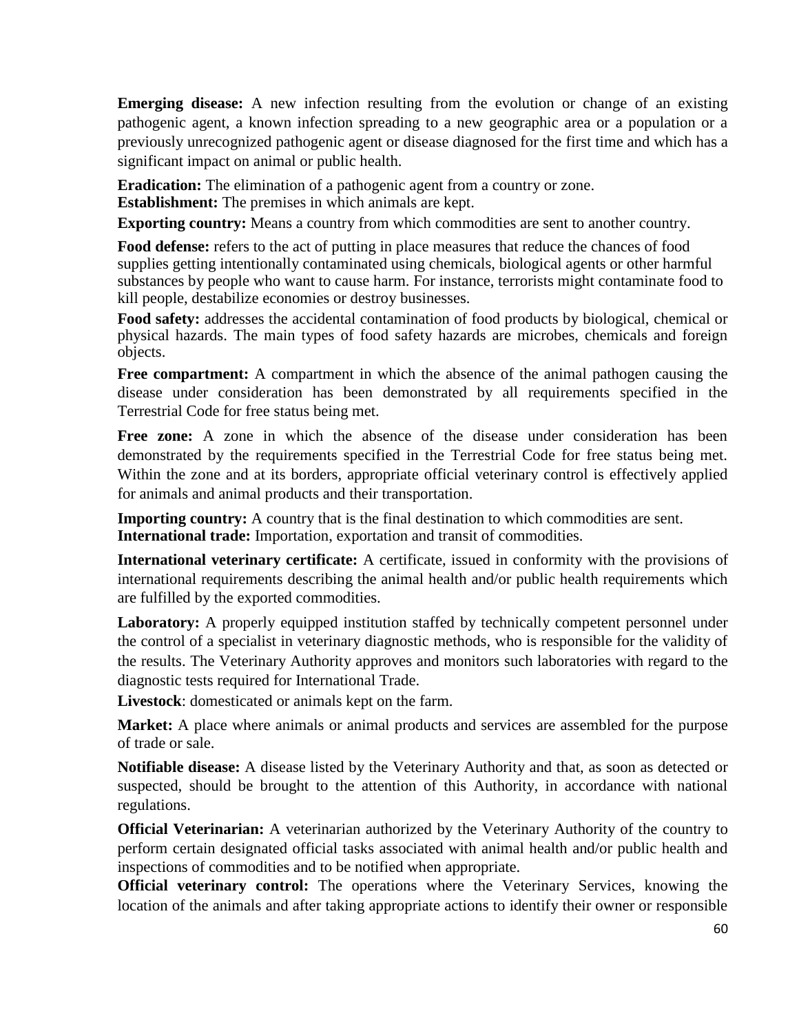**Emerging disease:** A new infection resulting from the evolution or change of an existing pathogenic agent, a known infection spreading to a new geographic area or a population or a previously unrecognized pathogenic agent or disease diagnosed for the first time and which has a significant impact on animal or public health.

**Eradication:** The elimination of a pathogenic agent from a country or zone.

**Establishment:** The premises in which animals are kept.

**Exporting country:** Means a country from which commodities are sent to another country.

**Food defense:** refers to the act of putting in place measures that reduce the chances of food supplies getting intentionally contaminated using chemicals, biological agents or other harmful substances by people who want to cause harm. For instance, terrorists might contaminate food to kill people, destabilize economies or destroy businesses.

**Food safety:** addresses the accidental contamination of food products by biological, chemical or physical hazards. The main types of food safety hazards are microbes, chemicals and foreign objects.

**Free compartment:** A compartment in which the absence of the animal pathogen causing the disease under consideration has been demonstrated by all requirements specified in the Terrestrial Code for free status being met.

**Free zone:** A zone in which the absence of the disease under consideration has been demonstrated by the requirements specified in the Terrestrial Code for free status being met. Within the zone and at its borders, appropriate official veterinary control is effectively applied for animals and animal products and their transportation.

**Importing country:** A country that is the final destination to which commodities are sent.

**International trade:** Importation, exportation and transit of commodities.

**International veterinary certificate:** A certificate, issued in conformity with the provisions of international requirements describing the animal health and/or public health requirements which are fulfilled by the exported commodities.

**Laboratory:** A properly equipped institution staffed by technically competent personnel under the control of a specialist in veterinary diagnostic methods, who is responsible for the validity of the results. The Veterinary Authority approves and monitors such laboratories with regard to the diagnostic tests required for International Trade.

**Livestock**: domesticated or animals kept on the farm.

**Market:** A place where animals or animal products and services are assembled for the purpose of trade or sale.

**Notifiable disease:** A disease listed by the Veterinary Authority and that, as soon as detected or suspected, should be brought to the attention of this Authority, in accordance with national regulations.

**Official Veterinarian:** A veterinarian authorized by the Veterinary Authority of the country to perform certain designated official tasks associated with animal health and/or public health and inspections of commodities and to be notified when appropriate.

**Official veterinary control:** The operations where the Veterinary Services, knowing the location of the animals and after taking appropriate actions to identify their owner or responsible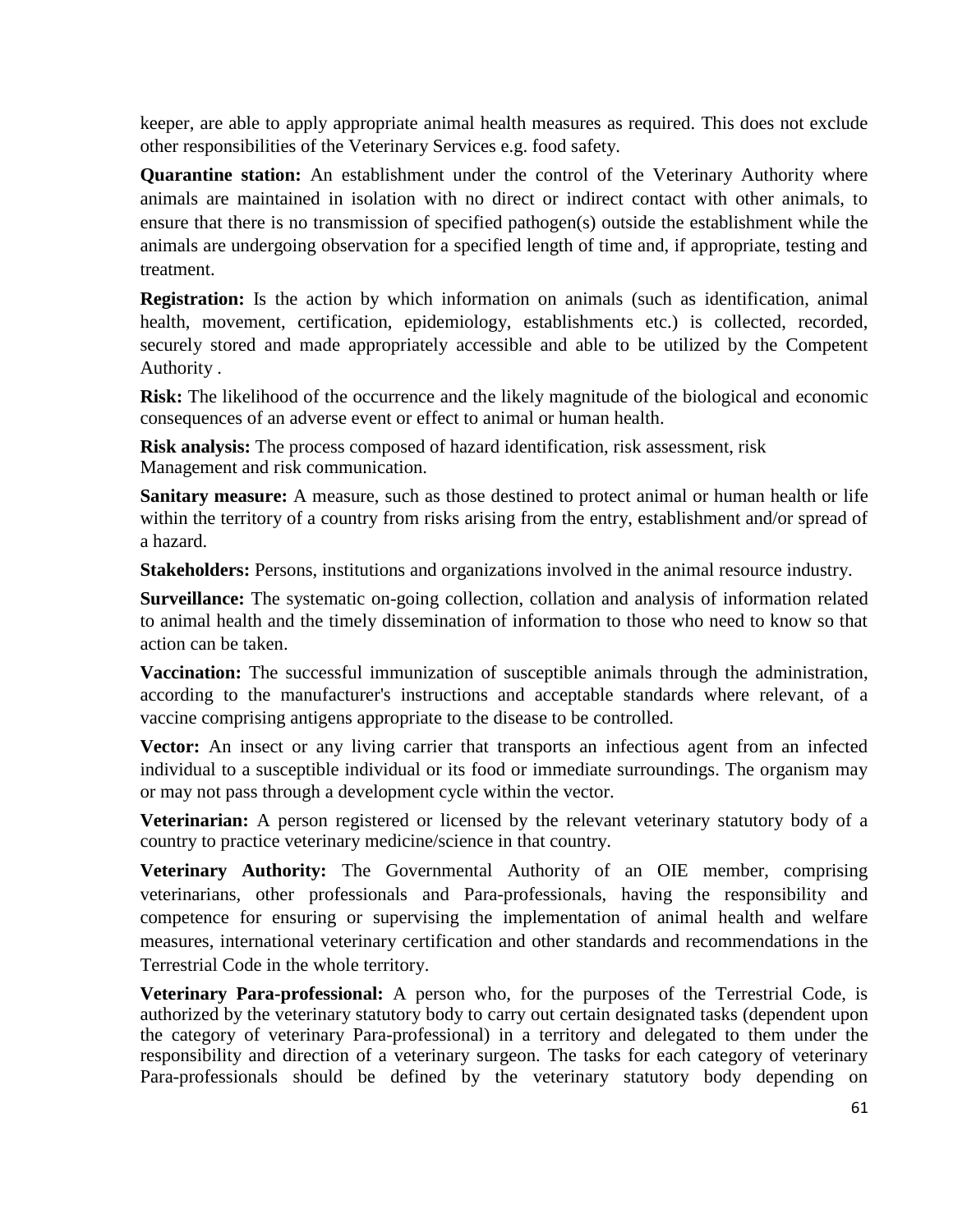keeper, are able to apply appropriate animal health measures as required. This does not exclude other responsibilities of the Veterinary Services e.g. food safety.

**Quarantine station:** An establishment under the control of the Veterinary Authority where animals are maintained in isolation with no direct or indirect contact with other animals, to ensure that there is no transmission of specified pathogen(s) outside the establishment while the animals are undergoing observation for a specified length of time and, if appropriate, testing and treatment.

**Registration:** Is the action by which information on animals (such as identification, animal health, movement, certification, epidemiology, establishments etc.) is collected, recorded, securely stored and made appropriately accessible and able to be utilized by the Competent Authority .

**Risk:** The likelihood of the occurrence and the likely magnitude of the biological and economic consequences of an adverse event or effect to animal or human health.

**Risk analysis:** The process composed of hazard identification, risk assessment, risk Management and risk communication.

**Sanitary measure:** A measure, such as those destined to protect animal or human health or life within the territory of a country from risks arising from the entry, establishment and/or spread of a hazard.

**Stakeholders:** Persons, institutions and organizations involved in the animal resource industry.

**Surveillance:** The systematic on-going collection, collation and analysis of information related to animal health and the timely dissemination of information to those who need to know so that action can be taken.

**Vaccination:** The successful immunization of susceptible animals through the administration, according to the manufacturer's instructions and acceptable standards where relevant, of a vaccine comprising antigens appropriate to the disease to be controlled.

**Vector:** An insect or any living carrier that transports an infectious agent from an infected individual to a susceptible individual or its food or immediate surroundings. The organism may or may not pass through a development cycle within the vector.

**Veterinarian:** A person registered or licensed by the relevant veterinary statutory body of a country to practice veterinary medicine/science in that country.

**Veterinary Authority:** The Governmental Authority of an OIE member, comprising veterinarians, other professionals and Para-professionals, having the responsibility and competence for ensuring or supervising the implementation of animal health and welfare measures, international veterinary certification and other standards and recommendations in the Terrestrial Code in the whole territory.

**Veterinary Para-professional:** A person who, for the purposes of the Terrestrial Code, is authorized by the veterinary statutory body to carry out certain designated tasks (dependent upon the category of veterinary Para-professional) in a territory and delegated to them under the responsibility and direction of a veterinary surgeon. The tasks for each category of veterinary Para-professionals should be defined by the veterinary statutory body depending on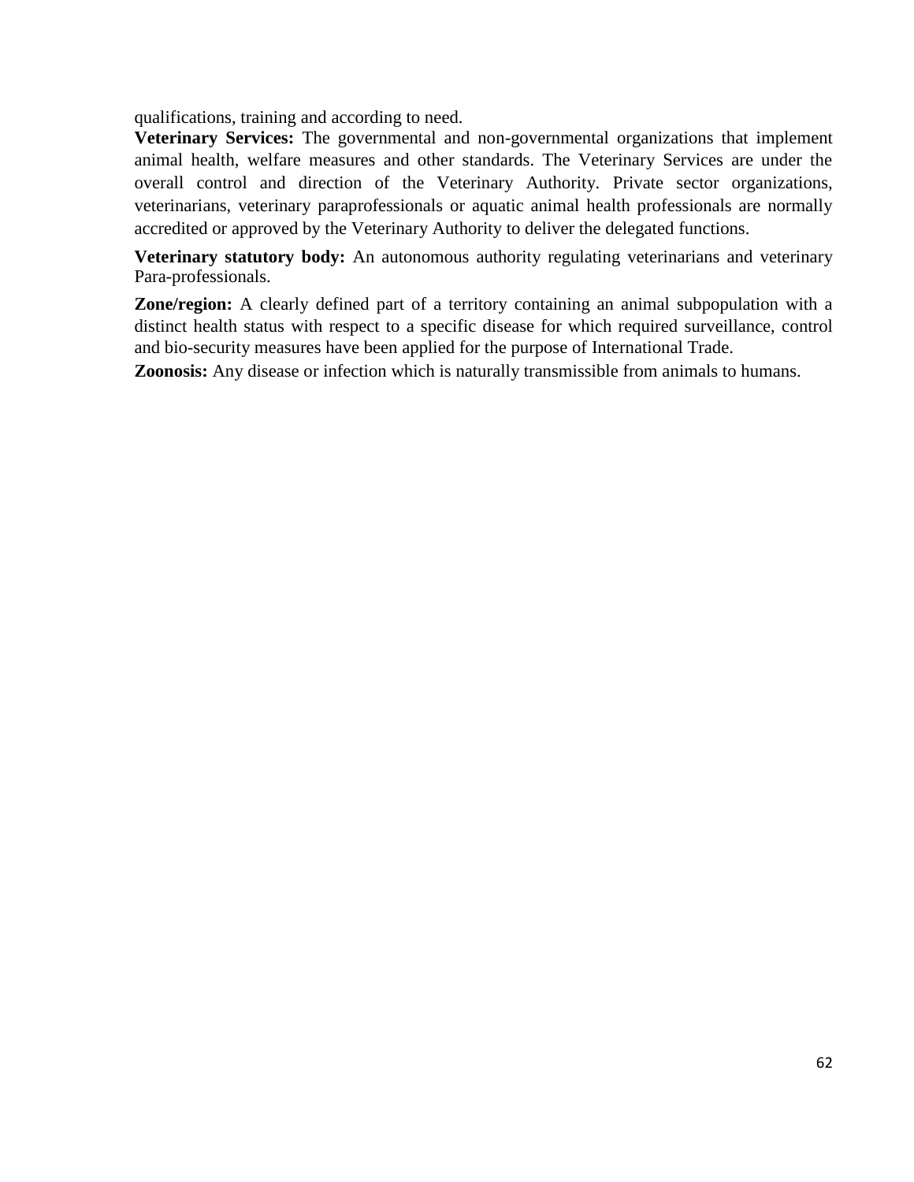qualifications, training and according to need.

**Veterinary Services:** The governmental and non-governmental organizations that implement animal health, welfare measures and other standards. The Veterinary Services are under the overall control and direction of the Veterinary Authority. Private sector organizations, veterinarians, veterinary paraprofessionals or aquatic animal health professionals are normally accredited or approved by the Veterinary Authority to deliver the delegated functions.

**Veterinary statutory body:** An autonomous authority regulating veterinarians and veterinary Para-professionals.

**Zone/region:** A clearly defined part of a territory containing an animal subpopulation with a distinct health status with respect to a specific disease for which required surveillance, control and bio-security measures have been applied for the purpose of International Trade.

**Zoonosis:** Any disease or infection which is naturally transmissible from animals to humans.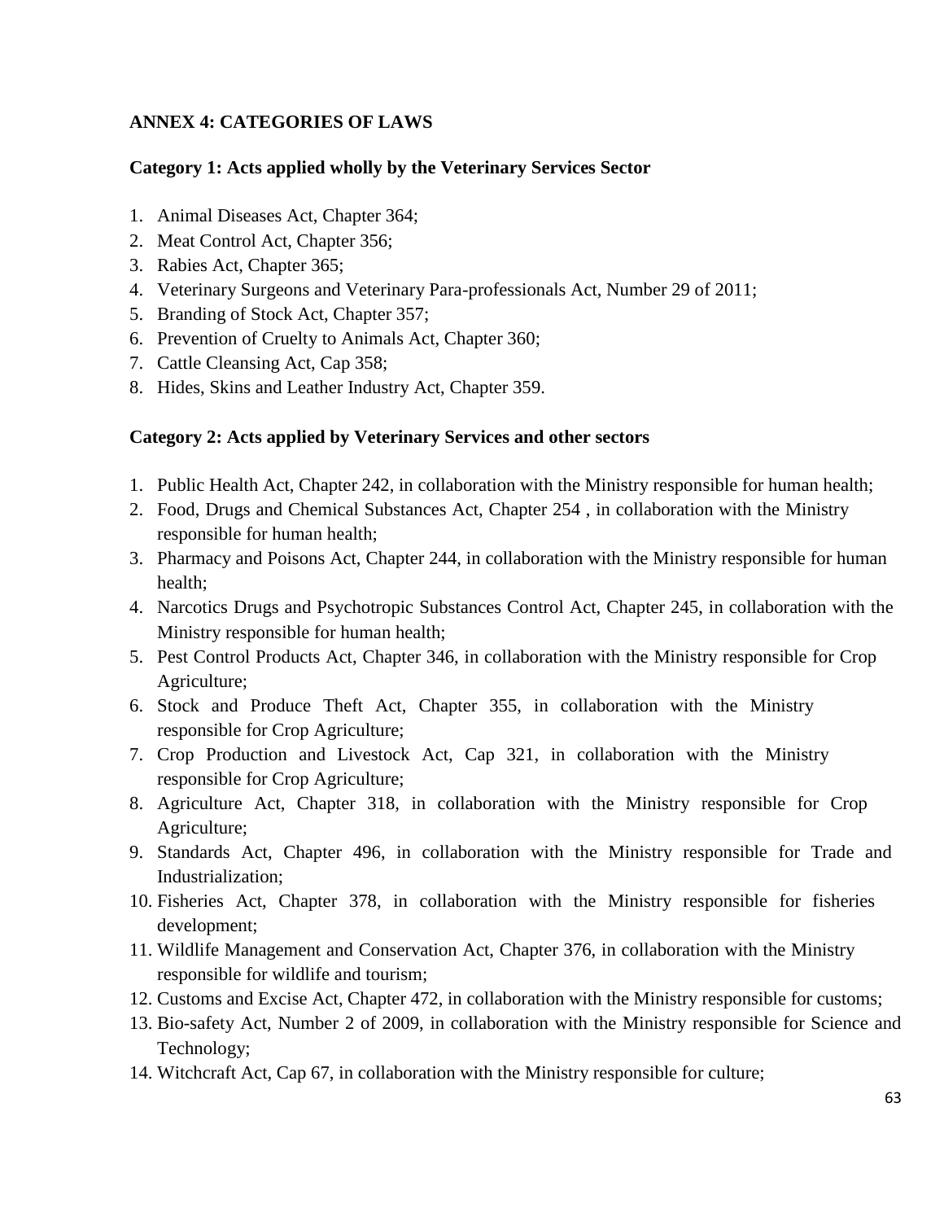## ANNEX 4: CATEGORIES OF LAWS

### Category 1: Acts applied wholly by the Veterinary Services Sector

1. Animal Diseases Act, Chapter 364;
2. Meat Control Act, Chapter 356;
3. Rabies Act, Chapter 365;
4. Veterinary Surgeons and Veterinary Para-professionals Act, Number 29 of 2011;
5. Branding of Stock Act, Chapter 357;
6. Prevention of Cruelty to Animals Act, Chapter 360;
7. Cattle Cleansing Act, Cap 358;
8. Hides, Skins and Leather Industry Act, Chapter 359.

### Category 2: Acts applied by Veterinary Services and other sectors

1. Public Health Act, Chapter 242, in collaboration with the Ministry responsible for human health;
2. Food, Drugs and Chemical Substances Act, Chapter 254 , in collaboration with the Ministry responsible for human health;
3. Pharmacy and Poisons Act, Chapter 244, in collaboration with the Ministry responsible for human health;
4. Narcotics Drugs and Psychotropic Substances Control Act, Chapter 245, in collaboration with the Ministry responsible for human health;
5. Pest Control Products Act, Chapter 346, in collaboration with the Ministry responsible for Crop Agriculture;
6. Stock and Produce Theft Act, Chapter 355, in collaboration with the Ministry responsible for Crop Agriculture;
7. Crop Production and Livestock Act, Cap 321, in collaboration with the Ministry responsible for Crop Agriculture;
8. Agriculture Act, Chapter 318, in collaboration with the Ministry responsible for Crop Agriculture;
9. Standards Act, Chapter 496, in collaboration with the Ministry responsible for Trade and Industrialization;
10. Fisheries Act, Chapter 378, in collaboration with the Ministry responsible for fisheries development;
11. Wildlife Management and Conservation Act, Chapter 376, in collaboration with the Ministry responsible for wildlife and tourism;
12. Customs and Excise Act, Chapter 472, in collaboration with the Ministry responsible for customs;
13. Bio-safety Act, Number 2 of 2009, in collaboration with the Ministry responsible for Science and Technology;
14. Witchcraft Act, Cap 67, in collaboration with the Ministry responsible for culture;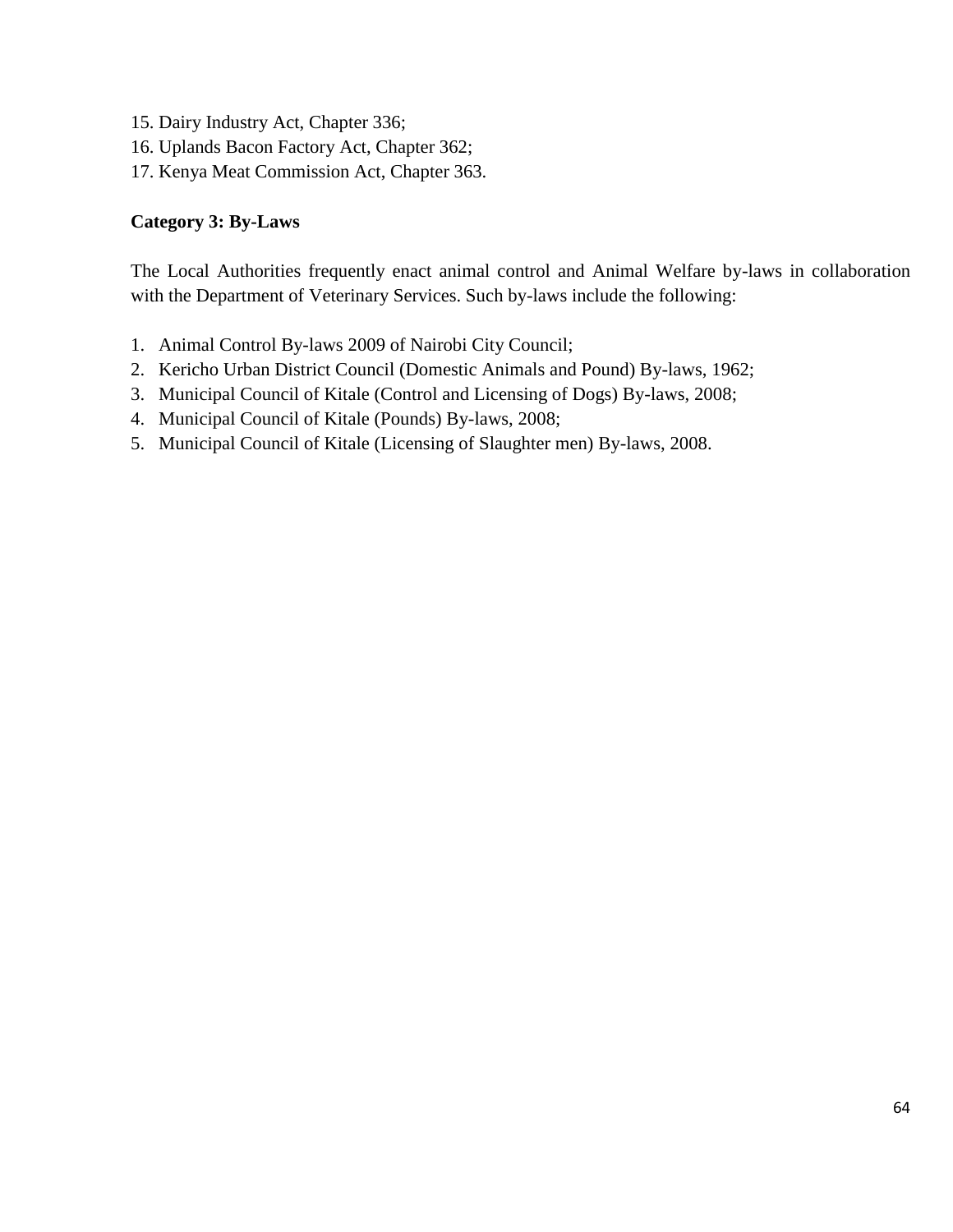15. Dairy Industry Act, Chapter 336;
16. Uplands Bacon Factory Act, Chapter 362;
17. Kenya Meat Commission Act, Chapter 363.

**Category 3: By-Laws**

The Local Authorities frequently enact animal control and Animal Welfare by-laws in collaboration with the Department of Veterinary Services. Such by-laws include the following:

1. Animal Control By-laws 2009 of Nairobi City Council;
2. Kericho Urban District Council (Domestic Animals and Pound) By-laws, 1962;
3. Municipal Council of Kitale (Control and Licensing of Dogs) By-laws, 2008;
4. Municipal Council of Kitale (Pounds) By-laws, 2008;
5. Municipal Council of Kitale (Licensing of Slaughter men) By-laws, 2008.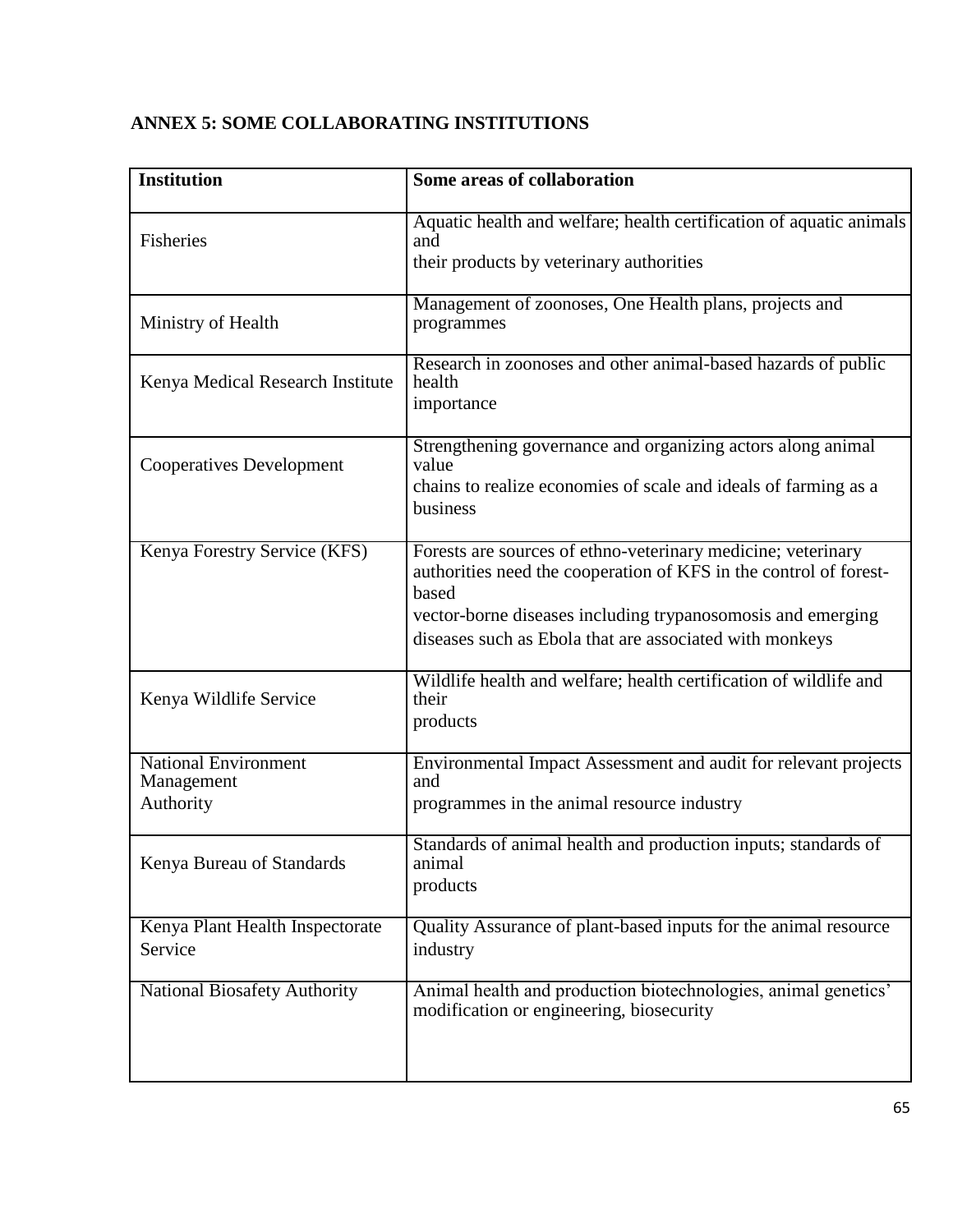## ANNEX 5: SOME COLLABORATING INSTITUTIONS

| Institution | Some areas of collaboration |
|---|---|
| Fisheries | Aquatic health and welfare; health certification of aquatic animals and their products by veterinary authorities |
| Ministry of Health | Management of zoonoses, One Health plans, projects and programmes |
| Kenya Medical Research Institute | Research in zoonoses and other animal-based hazards of public health importance |
| Cooperatives Development | Strengthening governance and organizing actors along animal value chains to realize economies of scale and ideals of farming as a business |
| Kenya Forestry Service (KFS) | Forests are sources of ethno-veterinary medicine; veterinary authorities need the cooperation of KFS in the control of forest-based vector-borne diseases including trypanosomosis and emerging diseases such as Ebola that are associated with monkeys |
| Kenya Wildlife Service | Wildlife health and welfare; health certification of wildlife and their products |
| National Environment Management Authority | Environmental Impact Assessment and audit for relevant projects and programmes in the animal resource industry |
| Kenya Bureau of Standards | Standards of animal health and production inputs; standards of animal products |
| Kenya Plant Health Inspectorate Service | Quality Assurance of plant-based inputs for the animal resource industry |
| National Biosafety Authority | Animal health and production biotechnologies, animal genetics' modification or engineering, biosecurity |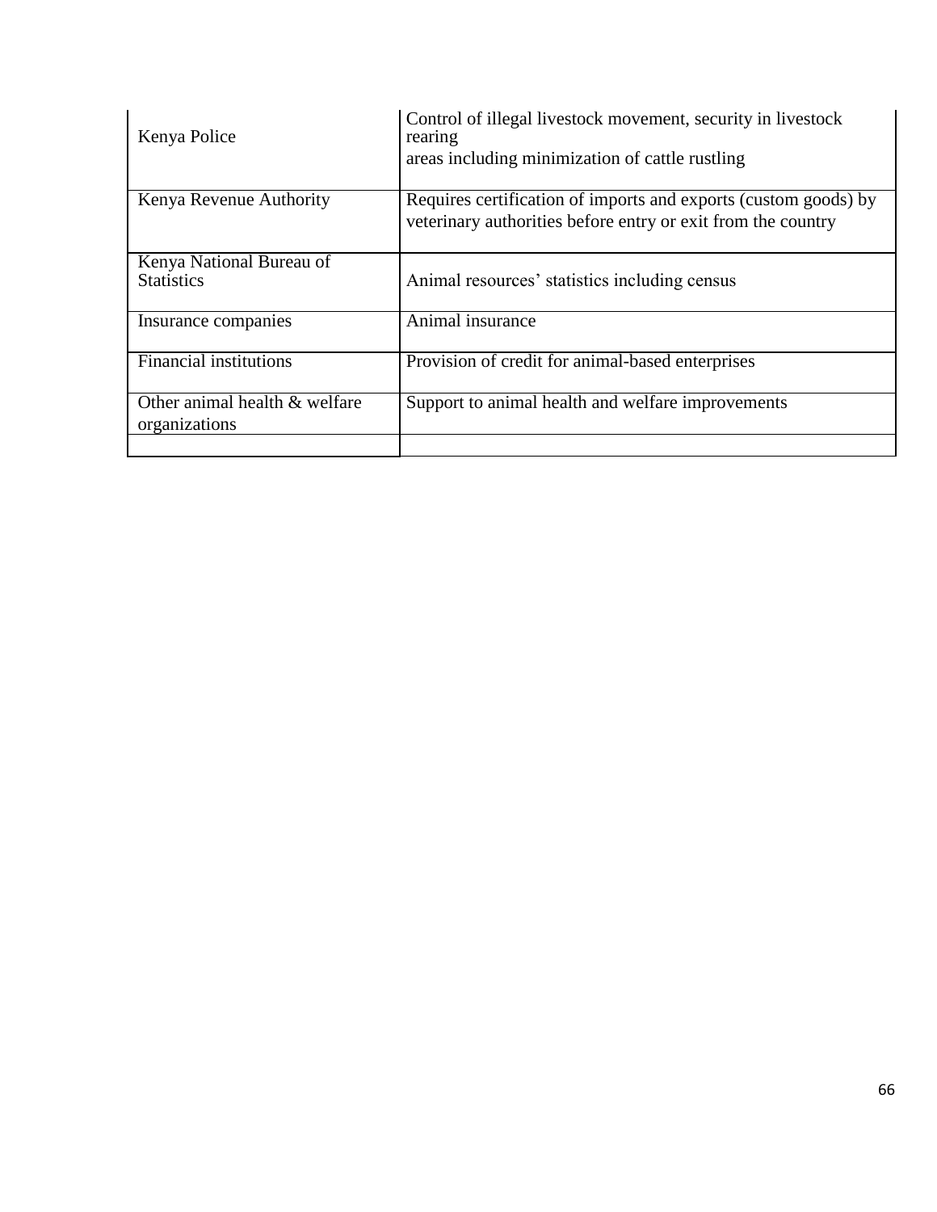| | |
|---|---|
| Kenya Police | Control of illegal livestock movement, security in livestock rearing areas including minimization of cattle rustling |
| Kenya Revenue Authority | Requires certification of imports and exports (custom goods) by veterinary authorities before entry or exit from the country |
| Kenya National Bureau of Statistics | Animal resources' statistics including census |
| Insurance companies | Animal insurance |
| Financial institutions | Provision of credit for animal-based enterprises |
| Other animal health & welfare organizations | Support to animal health and welfare improvements |
| | |